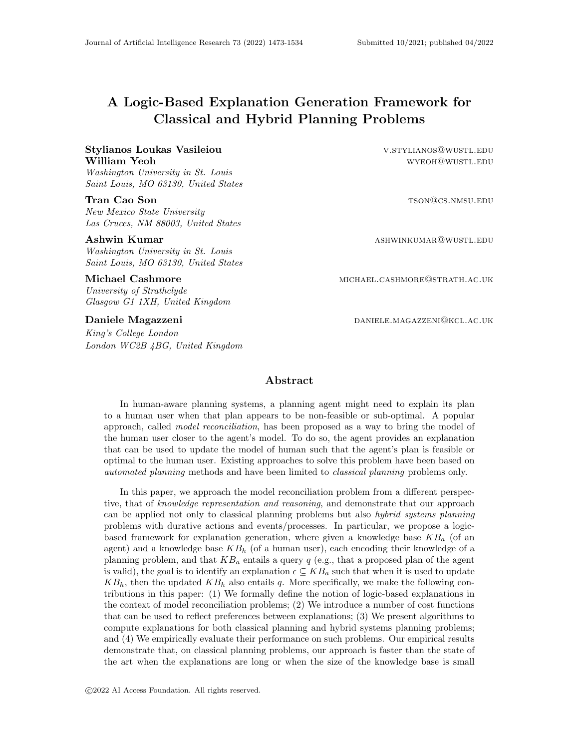# A Logic-Based Explanation Generation Framework for Classical and Hybrid Planning Problems

**Stylianos Loukas Vasileiou** V.STYLIANOS@WUSTL.EDU
**William Yeoh** WYEOH@WUSTL.EDU
*Washington University in St. Louis*
*Saint Louis, MO 63130, United States*

**Tran Cao Son** TSON@CS.NMSU.EDU
*New Mexico State University*
*Las Cruces, NM 88003, United States*

**Ashwin Kumar** ASHWINKUMAR@WUSTL.EDU
*Washington University in St. Louis*
*Saint Louis, MO 63130, United States*

**Michael Cashmore** MICHAEL.CASHMORE@STRATH.AC.UK
*University of Strathclyde*
*Glasgow G1 1XH, United Kingdom*

**Daniele Magazzeni** DANIELE.MAGAZZENI@KCL.AC.UK
*King's College London*
*London WC2B 4BG, United Kingdom*

## Abstract

In human-aware planning systems, a planning agent might need to explain its plan to a human user when that plan appears to be non-feasible or sub-optimal. A popular approach, called *model reconciliation*, has been proposed as a way to bring the model of the human user closer to the agent's model. To do so, the agent provides an explanation that can be used to update the model of human such that the agent's plan is feasible or optimal to the human user. Existing approaches to solve this problem have been based on *automated planning* methods and have been limited to *classical planning* problems only.

In this paper, we approach the model reconciliation problem from a different perspective, that of *knowledge representation and reasoning*, and demonstrate that our approach can be applied not only to classical planning problems but also *hybrid systems planning* problems with durative actions and events/processes. In particular, we propose a logic-based framework for explanation generation, where given a knowledge base $KB_a$ (of an agent) and a knowledge base $KB_h$ (of a human user), each encoding their knowledge of a planning problem, and that $KB_a$ entails a query $q$ (e.g., that a proposed plan of the agent is valid), the goal is to identify an explanation $\epsilon \subseteq KB_a$ such that when it is used to update $KB_h$, then the updated $KB_h$ also entails $q$. More specifically, we make the following contributions in this paper: (1) We formally define the notion of logic-based explanations in the context of model reconciliation problems; (2) We introduce a number of cost functions that can be used to reflect preferences between explanations; (3) We present algorithms to compute explanations for both classical planning and hybrid systems planning problems; and (4) We empirically evaluate their performance on such problems. Our empirical results demonstrate that, on classical planning problems, our approach is faster than the state of the art when the explanations are long or when the size of the knowledge base is small

©2022 AI Access Foundation. All rights reserved.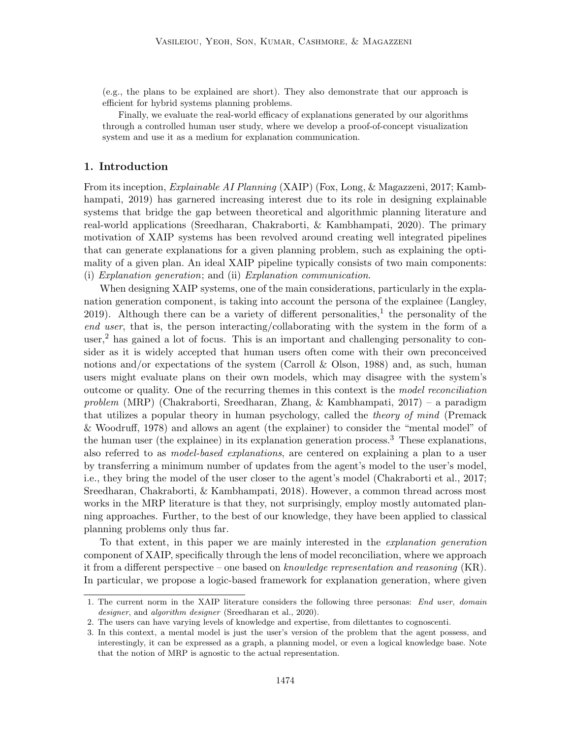(e.g., the plans to be explained are short). They also demonstrate that our approach is efficient for hybrid systems planning problems.

Finally, we evaluate the real-world efficacy of explanations generated by our algorithms through a controlled human user study, where we develop a proof-of-concept visualization system and use it as a medium for explanation communication.

## 1. Introduction

From its inception, *Explainable AI Planning* (XAIP) (Fox, Long, & Magazzeni, 2017; Kambhampati, 2019) has garnered increasing interest due to its role in designing explainable systems that bridge the gap between theoretical and algorithmic planning literature and real-world applications (Sreedharan, Chakraborti, & Kambhampati, 2020). The primary motivation of XAIP systems has been revolved around creating well integrated pipelines that can generate explanations for a given planning problem, such as explaining the optimality of a given plan. An ideal XAIP pipeline typically consists of two main components: (i) *Explanation generation*; and (ii) *Explanation communication*.

When designing XAIP systems, one of the main considerations, particularly in the explanation generation component, is taking into account the persona of the explainee (Langley, 2019). Although there can be a variety of different personalities,[1] the personality of the *end user*, that is, the person interacting/collaborating with the system in the form of a user,[2] has gained a lot of focus. This is an important and challenging personality to consider as it is widely accepted that human users often come with their own preconceived notions and/or expectations of the system (Carroll & Olson, 1988) and, as such, human users might evaluate plans on their own models, which may disagree with the system's outcome or quality. One of the recurring themes in this context is the *model reconciliation problem* (MRP) (Chakraborti, Sreedharan, Zhang, & Kambhampati, 2017) – a paradigm that utilizes a popular theory in human psychology, called the *theory of mind* (Premack & Woodruff, 1978) and allows an agent (the explainer) to consider the "mental model" of the human user (the explainee) in its explanation generation process.[3] These explanations, also referred to as *model-based explanations*, are centered on explaining a plan to a user by transferring a minimum number of updates from the agent's model to the user's model, i.e., they bring the model of the user closer to the agent's model (Chakraborti et al., 2017; Sreedharan, Chakraborti, & Kambhampati, 2018). However, a common thread across most works in the MRP literature is that they, not surprisingly, employ mostly automated planning approaches. Further, to the best of our knowledge, they have been applied to classical planning problems only thus far.

To that extent, in this paper we are mainly interested in the *explanation generation* component of XAIP, specifically through the lens of model reconciliation, where we approach it from a different perspective – one based on *knowledge representation and reasoning* (KR). In particular, we propose a logic-based framework for explanation generation, where given

---

1. The current norm in the XAIP literature considers the following three personas: *End user*, *domain designer*, and *algorithm designer* (Sreedharan et al., 2020).
2. The users can have varying levels of knowledge and expertise, from dilettantes to cognoscenti.
3. In this context, a mental model is just the user's version of the problem that the agent possess, and interestingly, it can be expressed as a graph, a planning model, or even a logical knowledge base. Note that the notion of MRP is agnostic to the actual representation.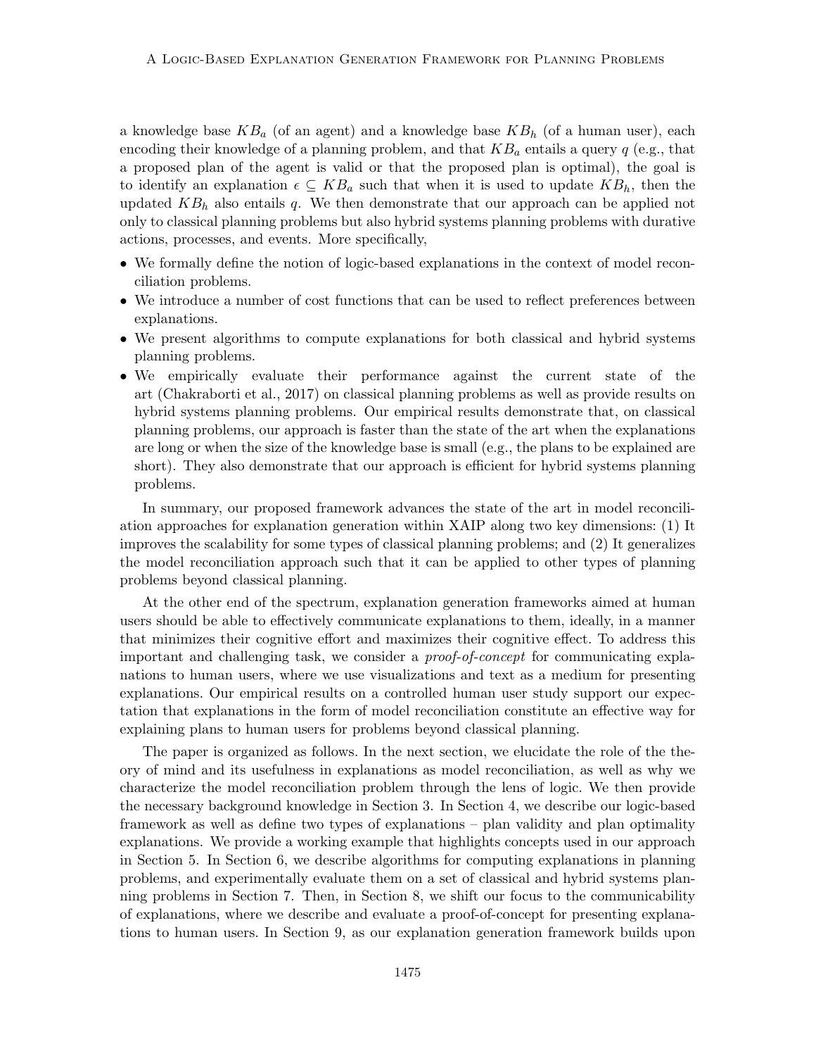a knowledge base $KB_a$ (of an agent) and a knowledge base $KB_h$ (of a human user), each encoding their knowledge of a planning problem, and that $KB_a$ entails a query $q$ (e.g., that a proposed plan of the agent is valid or that the proposed plan is optimal), the goal is to identify an explanation $\epsilon \subseteq KB_a$ such that when it is used to update $KB_h$, then the updated $KB_h$ also entails $q$. We then demonstrate that our approach can be applied not only to classical planning problems but also hybrid systems planning problems with durative actions, processes, and events. More specifically,

- We formally define the notion of logic-based explanations in the context of model reconciliation problems.
- We introduce a number of cost functions that can be used to reflect preferences between explanations.
- We present algorithms to compute explanations for both classical and hybrid systems planning problems.
- We empirically evaluate their performance against the current state of the art (Chakraborti et al., 2017) on classical planning problems as well as provide results on hybrid systems planning problems. Our empirical results demonstrate that, on classical planning problems, our approach is faster than the state of the art when the explanations are long or when the size of the knowledge base is small (e.g., the plans to be explained are short). They also demonstrate that our approach is efficient for hybrid systems planning problems.

In summary, our proposed framework advances the state of the art in model reconciliation approaches for explanation generation within XAIP along two key dimensions: (1) It improves the scalability for some types of classical planning problems; and (2) It generalizes the model reconciliation approach such that it can be applied to other types of planning problems beyond classical planning.

At the other end of the spectrum, explanation generation frameworks aimed at human users should be able to effectively communicate explanations to them, ideally, in a manner that minimizes their cognitive effort and maximizes their cognitive effect. To address this important and challenging task, we consider a *proof-of-concept* for communicating explanations to human users, where we use visualizations and text as a medium for presenting explanations. Our empirical results on a controlled human user study support our expectation that explanations in the form of model reconciliation constitute an effective way for explaining plans to human users for problems beyond classical planning.

The paper is organized as follows. In the next section, we elucidate the role of the theory of mind and its usefulness in explanations as model reconciliation, as well as why we characterize the model reconciliation problem through the lens of logic. We then provide the necessary background knowledge in Section 3. In Section 4, we describe our logic-based framework as well as define two types of explanations – plan validity and plan optimality explanations. We provide a working example that highlights concepts used in our approach in Section 5. In Section 6, we describe algorithms for computing explanations in planning problems, and experimentally evaluate them on a set of classical and hybrid systems planning problems in Section 7. Then, in Section 8, we shift our focus to the communicability of explanations, where we describe and evaluate a proof-of-concept for presenting explanations to human users. In Section 9, as our explanation generation framework builds upon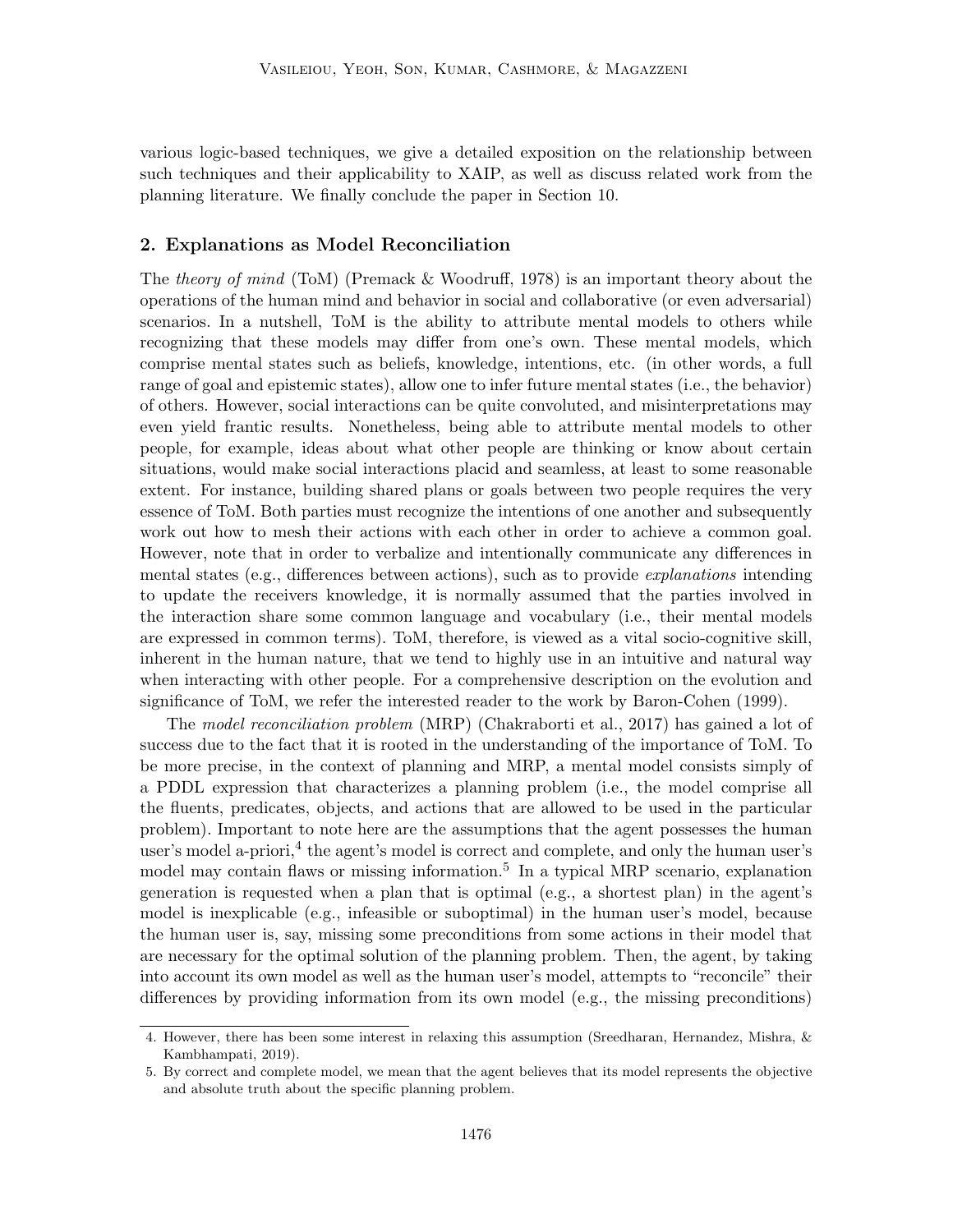various logic-based techniques, we give a detailed exposition on the relationship between such techniques and their applicability to XAIP, as well as discuss related work from the planning literature. We finally conclude the paper in Section 10.

## 2. Explanations as Model Reconciliation

The *theory of mind* (ToM) (Premack & Woodruff, 1978) is an important theory about the operations of the human mind and behavior in social and collaborative (or even adversarial) scenarios. In a nutshell, ToM is the ability to attribute mental models to others while recognizing that these models may differ from one's own. These mental models, which comprise mental states such as beliefs, knowledge, intentions, etc. (in other words, a full range of goal and epistemic states), allow one to infer future mental states (i.e., the behavior) of others. However, social interactions can be quite convoluted, and misinterpretations may even yield frantic results. Nonetheless, being able to attribute mental models to other people, for example, ideas about what other people are thinking or know about certain situations, would make social interactions placid and seamless, at least to some reasonable extent. For instance, building shared plans or goals between two people requires the very essence of ToM. Both parties must recognize the intentions of one another and subsequently work out how to mesh their actions with each other in order to achieve a common goal. However, note that in order to verbalize and intentionally communicate any differences in mental states (e.g., differences between actions), such as to provide *explanations* intending to update the receivers knowledge, it is normally assumed that the parties involved in the interaction share some common language and vocabulary (i.e., their mental models are expressed in common terms). ToM, therefore, is viewed as a vital socio-cognitive skill, inherent in the human nature, that we tend to highly use in an intuitive and natural way when interacting with other people. For a comprehensive description on the evolution and significance of ToM, we refer the interested reader to the work by Baron-Cohen (1999).

The *model reconciliation problem* (MRP) (Chakraborti et al., 2017) has gained a lot of success due to the fact that it is rooted in the understanding of the importance of ToM. To be more precise, in the context of planning and MRP, a mental model consists simply of a PDDL expression that characterizes a planning problem (i.e., the model comprise all the fluents, predicates, objects, and actions that are allowed to be used in the particular problem). Important to note here are the assumptions that the agent possesses the human user's model a-priori,[4] the agent's model is correct and complete, and only the human user's model may contain flaws or missing information.[5] In a typical MRP scenario, explanation generation is requested when a plan that is optimal (e.g., a shortest plan) in the agent's model is inexplicable (e.g., infeasible or suboptimal) in the human user's model, because the human user is, say, missing some preconditions from some actions in their model that are necessary for the optimal solution of the planning problem. Then, the agent, by taking into account its own model as well as the human user's model, attempts to "reconcile" their differences by providing information from its own model (e.g., the missing preconditions)

4. However, there has been some interest in relaxing this assumption (Sreedharan, Hernandez, Mishra, & Kambhampati, 2019).

5. By correct and complete model, we mean that the agent believes that its model represents the objective and absolute truth about the specific planning problem.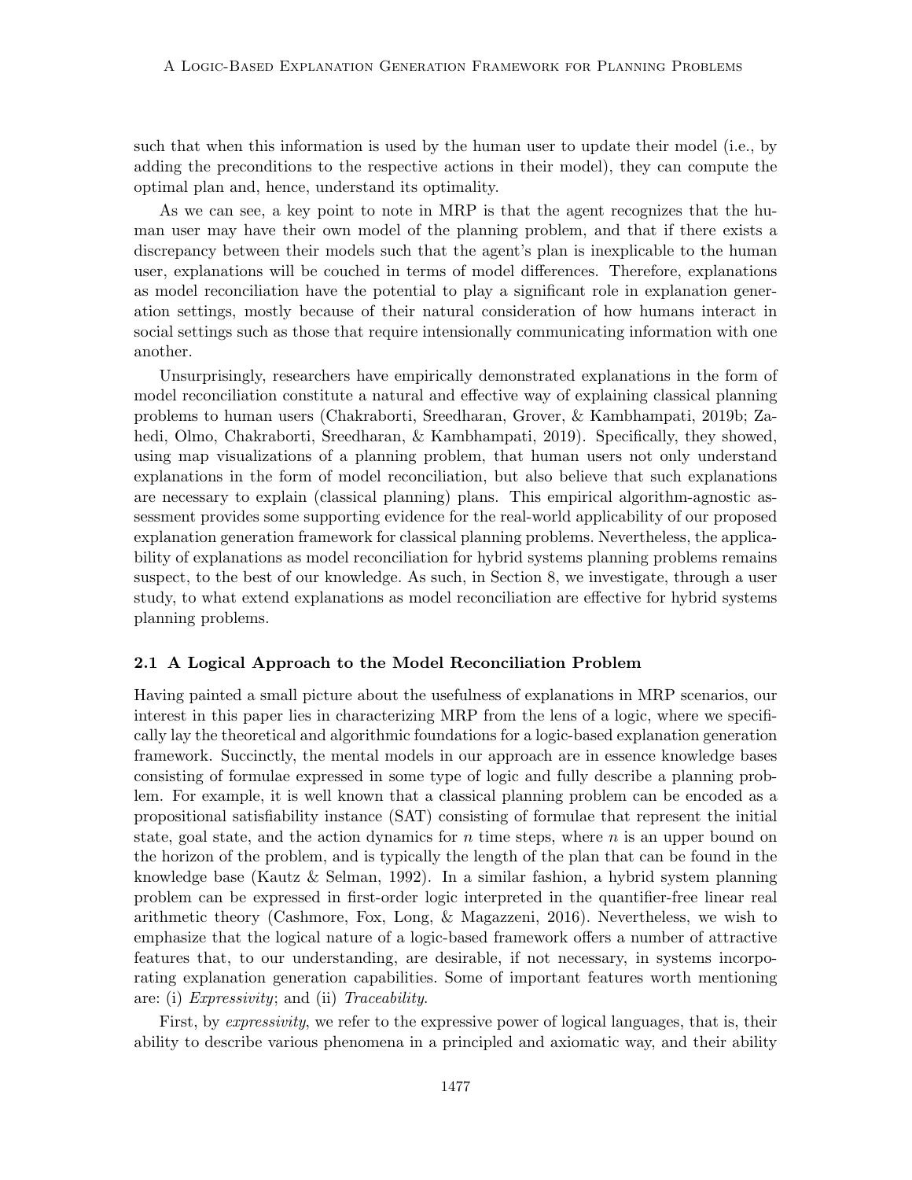such that when this information is used by the human user to update their model (i.e., by adding the preconditions to the respective actions in their model), they can compute the optimal plan and, hence, understand its optimality.

As we can see, a key point to note in MRP is that the agent recognizes that the human user may have their own model of the planning problem, and that if there exists a discrepancy between their models such that the agent's plan is inexplicable to the human user, explanations will be couched in terms of model differences. Therefore, explanations as model reconciliation have the potential to play a significant role in explanation generation settings, mostly because of their natural consideration of how humans interact in social settings such as those that require intensionally communicating information with one another.

Unsurprisingly, researchers have empirically demonstrated explanations in the form of model reconciliation constitute a natural and effective way of explaining classical planning problems to human users (Chakraborti, Sreedharan, Grover, & Kambhampati, 2019b; Zahedi, Olmo, Chakraborti, Sreedharan, & Kambhampati, 2019). Specifically, they showed, using map visualizations of a planning problem, that human users not only understand explanations in the form of model reconciliation, but also believe that such explanations are necessary to explain (classical planning) plans. This empirical algorithm-agnostic assessment provides some supporting evidence for the real-world applicability of our proposed explanation generation framework for classical planning problems. Nevertheless, the applicability of explanations as model reconciliation for hybrid systems planning problems remains suspect, to the best of our knowledge. As such, in Section 8, we investigate, through a user study, to what extend explanations as model reconciliation are effective for hybrid systems planning problems.

### 2.1 A Logical Approach to the Model Reconciliation Problem

Having painted a small picture about the usefulness of explanations in MRP scenarios, our interest in this paper lies in characterizing MRP from the lens of a logic, where we specifically lay the theoretical and algorithmic foundations for a logic-based explanation generation framework. Succinctly, the mental models in our approach are in essence knowledge bases consisting of formulae expressed in some type of logic and fully describe a planning problem. For example, it is well known that a classical planning problem can be encoded as a propositional satisfiability instance (SAT) consisting of formulae that represent the initial state, goal state, and the action dynamics for $n$ time steps, where $n$ is an upper bound on the horizon of the problem, and is typically the length of the plan that can be found in the knowledge base (Kautz & Selman, 1992). In a similar fashion, a hybrid system planning problem can be expressed in first-order logic interpreted in the quantifier-free linear real arithmetic theory (Cashmore, Fox, Long, & Magazzeni, 2016). Nevertheless, we wish to emphasize that the logical nature of a logic-based framework offers a number of attractive features that, to our understanding, are desirable, if not necessary, in systems incorporating explanation generation capabilities. Some of important features worth mentioning are: (i) *Expressivity*; and (ii) *Traceability*.

First, by *expressivity*, we refer to the expressive power of logical languages, that is, their ability to describe various phenomena in a principled and axiomatic way, and their ability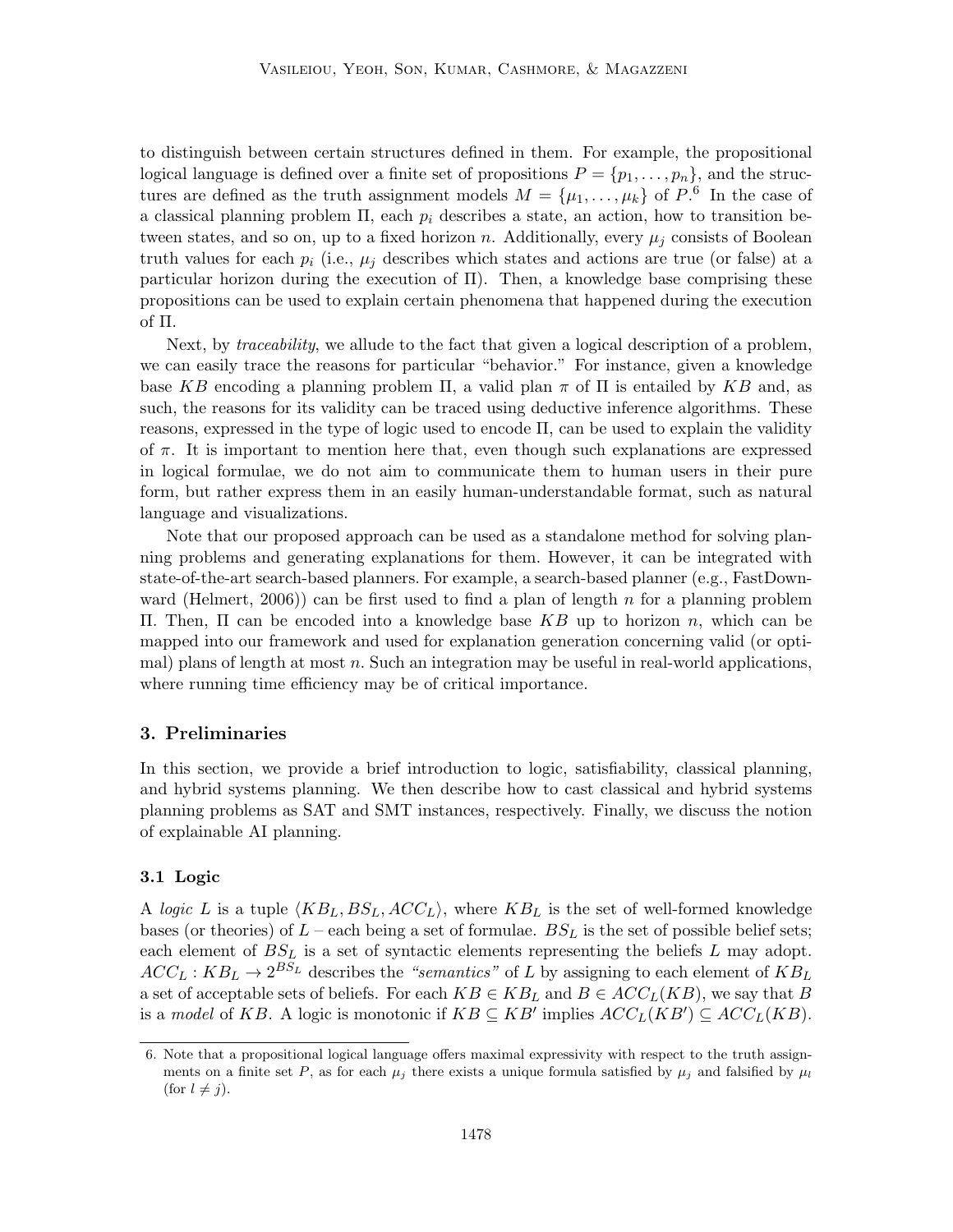to distinguish between certain structures defined in them. For example, the propositional logical language is defined over a finite set of propositions $P = \{p_1, \ldots, p_n\}$, and the structures are defined as the truth assignment models $M = \{\mu_1, \ldots, \mu_k\}$ of $P$.[6] In the case of a classical planning problem $\Pi$, each $p_i$ describes a state, an action, how to transition between states, and so on, up to a fixed horizon $n$. Additionally, every $\mu_j$ consists of Boolean truth values for each $p_i$ (i.e., $\mu_j$ describes which states and actions are true (or false) at a particular horizon during the execution of $\Pi$). Then, a knowledge base comprising these propositions can be used to explain certain phenomena that happened during the execution of $\Pi$.

Next, by *traceability*, we allude to the fact that given a logical description of a problem, we can easily trace the reasons for particular "behavior." For instance, given a knowledge base $KB$ encoding a planning problem $\Pi$, a valid plan $\pi$ of $\Pi$ is entailed by $KB$ and, as such, the reasons for its validity can be traced using deductive inference algorithms. These reasons, expressed in the type of logic used to encode $\Pi$, can be used to explain the validity of $\pi$. It is important to mention here that, even though such explanations are expressed in logical formulae, we do not aim to communicate them to human users in their pure form, but rather express them in an easily human-understandable format, such as natural language and visualizations.

Note that our proposed approach can be used as a standalone method for solving planning problems and generating explanations for them. However, it can be integrated with state-of-the-art search-based planners. For example, a search-based planner (e.g., FastDownward (Helmert, 2006)) can be first used to find a plan of length $n$ for a planning problem $\Pi$. Then, $\Pi$ can be encoded into a knowledge base $KB$ up to horizon $n$, which can be mapped into our framework and used for explanation generation concerning valid (or optimal) plans of length at most $n$. Such an integration may be useful in real-world applications, where running time efficiency may be of critical importance.

## 3. Preliminaries

In this section, we provide a brief introduction to logic, satisfiability, classical planning, and hybrid systems planning. We then describe how to cast classical and hybrid systems planning problems as SAT and SMT instances, respectively. Finally, we discuss the notion of explainable AI planning.

### 3.1 Logic

A *logic* $L$ is a tuple $\langle KB_L, BS_L, ACC_L \rangle$, where $KB_L$ is the set of well-formed knowledge bases (or theories) of $L$ – each being a set of formulae. $BS_L$ is the set of possible belief sets; each element of $BS_L$ is a set of syntactic elements representing the beliefs $L$ may adopt. $ACC_L : KB_L \rightarrow 2^{BS_L}$ describes the *"semantics"* of $L$ by assigning to each element of $KB_L$ a set of acceptable sets of beliefs. For each $KB \in KB_L$ and $B \in ACC_L(KB)$, we say that $B$ is a *model* of $KB$. A logic is monotonic if $KB \subseteq KB'$ implies $ACC_L(KB') \subseteq ACC_L(KB)$.

6. Note that a propositional logical language offers maximal expressivity with respect to the truth assignments on a finite set $P$, as for each $\mu_j$ there exists a unique formula satisfied by $\mu_j$ and falsified by $\mu_l$ (for $l \neq j$).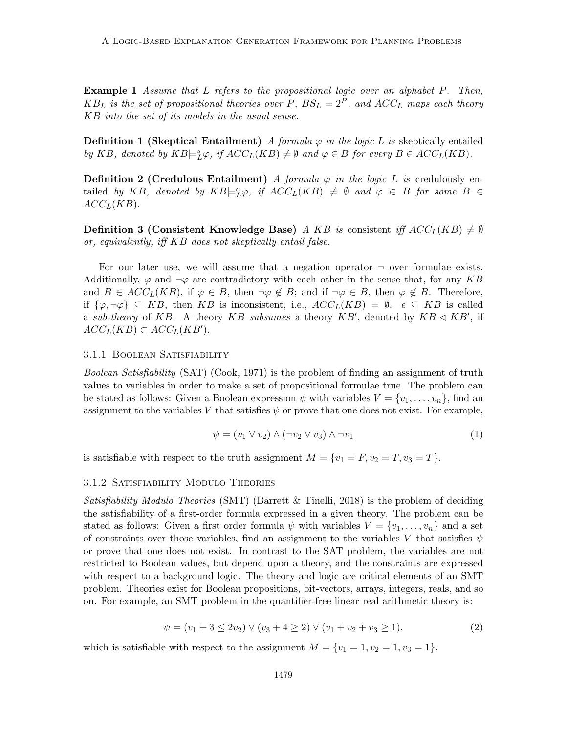**Example 1** *Assume that $L$ refers to the propositional logic over an alphabet $P$. Then, $KB_L$ is the set of propositional theories over $P$, $BS_L = 2^P$, and $ACC_L$ maps each theory $KB$ into the set of its models in the usual sense.*

**Definition 1 (Skeptical Entailment)** *A formula $\varphi$ in the logic $L$ is* skeptically entailed *by $KB$, denoted by $KB \models^s_L \varphi$, if $ACC_L(KB) \neq \emptyset$ and $\varphi \in B$ for every $B \in ACC_L(KB)$.*

**Definition 2 (Credulous Entailment)** *A formula $\varphi$ in the logic $L$ is* credulously entailed *by $KB$, denoted by $KB \models^c_L \varphi$, if $ACC_L(KB) \neq \emptyset$ and $\varphi \in B$ for some $B \in ACC_L(KB)$.*

**Definition 3 (Consistent Knowledge Base)** *A $KB$ is* consistent *iff $ACC_L(KB) \neq \emptyset$ or, equivalently, iff $KB$ does not skeptically entail false.*

For our later use, we will assume that a negation operator $\neg$ over formulae exists. Additionally, $\varphi$ and $\neg\varphi$ are contradictory with each other in the sense that, for any $KB$ and $B \in ACC_L(KB)$, if $\varphi \in B$, then $\neg\varphi \notin B$; and if $\neg\varphi \in B$, then $\varphi \notin B$. Therefore, if $\{\varphi, \neg\varphi\} \subseteq KB$, then $KB$ is inconsistent, i.e., $ACC_L(KB) = \emptyset$. $\epsilon \subseteq KB$ is called a *sub-theory* of $KB$. A theory $KB$ *subsumes* a theory $KB'$, denoted by $KB \lhd KB'$, if $ACC_L(KB) \subset ACC_L(KB')$.

#### 3.1.1 Boolean Satisfiability

*Boolean Satisfiability* (SAT) (Cook, 1971) is the problem of finding an assignment of truth values to variables in order to make a set of propositional formulae true. The problem can be stated as follows: Given a Boolean expression $\psi$ with variables $V = \{v_1, \ldots, v_n\}$, find an assignment to the variables $V$ that satisfies $\psi$ or prove that one does not exist. For example,

$$\psi = (v_1 \vee v_2) \wedge (\neg v_2 \vee v_3) \wedge \neg v_1 \tag{1}$$

is satisfiable with respect to the truth assignment $M = \{v_1 = F, v_2 = T, v_3 = T\}$.

#### 3.1.2 Satisfiability Modulo Theories

*Satisfiability Modulo Theories* (SMT) (Barrett & Tinelli, 2018) is the problem of deciding the satisfiability of a first-order formula expressed in a given theory. The problem can be stated as follows: Given a first order formula $\psi$ with variables $V = \{v_1, \ldots, v_n\}$ and a set of constraints over those variables, find an assignment to the variables $V$ that satisfies $\psi$ or prove that one does not exist. In contrast to the SAT problem, the variables are not restricted to Boolean values, but depend upon a theory, and the constraints are expressed with respect to a background logic. The theory and logic are critical elements of an SMT problem. Theories exist for Boolean propositions, bit-vectors, arrays, integers, reals, and so on. For example, an SMT problem in the quantifier-free linear real arithmetic theory is:

$$\psi = (v_1 + 3 \leq 2v_2) \vee (v_3 + 4 \geq 2) \vee (v_1 + v_2 + v_3 \geq 1), \tag{2}$$

which is satisfiable with respect to the assignment $M = \{v_1 = 1, v_2 = 1, v_3 = 1\}$.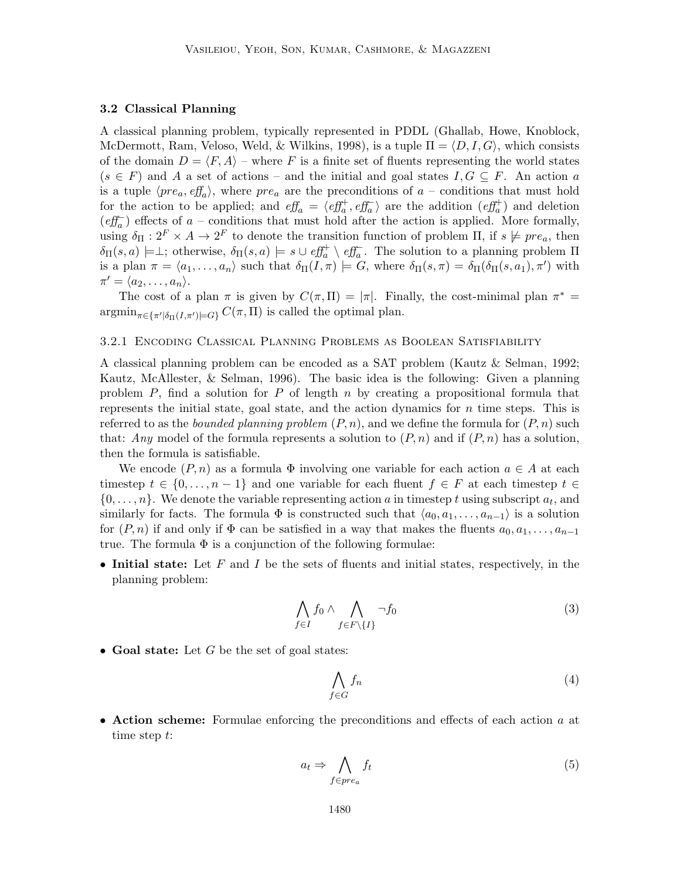### 3.2 Classical Planning

A classical planning problem, typically represented in PDDL (Ghallab, Howe, Knoblock, McDermott, Ram, Veloso, Weld, & Wilkins, 1998), is a tuple $\Pi = \langle D, I, G \rangle$, which consists of the domain $D = \langle F, A \rangle$ – where $F$ is a finite set of fluents representing the world states ($s \in F$) and $A$ a set of actions – and the initial and goal states $I, G \subseteq F$. An action $a$ is a tuple $\langle pre_a, \mathit{eff}_a \rangle$, where $pre_a$ are the preconditions of $a$ – conditions that must hold for the action to be applied; and $\mathit{eff}_a = \langle \mathit{eff}_a^+, \mathit{eff}_a^- \rangle$ are the addition ($\mathit{eff}_a^+$) and deletion ($\mathit{eff}_a^-$) effects of $a$ – conditions that must hold after the action is applied. More formally, using $\delta_\Pi : 2^F \times A \rightarrow 2^F$ to denote the transition function of problem $\Pi$, if $s \not\models pre_a$, then $\delta_\Pi(s, a) \models \perp$; otherwise, $\delta_\Pi(s, a) \models s \cup \mathit{eff}_a^+ \setminus \mathit{eff}_a^-$. The solution to a planning problem $\Pi$ is a plan $\pi = \langle a_1, \ldots, a_n \rangle$ such that $\delta_\Pi(I, \pi) \models G$, where $\delta_\Pi(s, \pi) = \delta_\Pi(\delta_\Pi(s, a_1), \pi')$ with $\pi' = \langle a_2, \ldots, a_n \rangle$.

The cost of a plan $\pi$ is given by $C(\pi, \Pi) = |\pi|$. Finally, the cost-minimal plan $\pi^* = \mathrm{argmin}_{\pi \in \{\pi' | \delta_\Pi(I, \pi') \models G\}} C(\pi, \Pi)$ is called the optimal plan.

#### 3.2.1 Encoding Classical Planning Problems as Boolean Satisfiability

A classical planning problem can be encoded as a SAT problem (Kautz & Selman, 1992; Kautz, McAllester, & Selman, 1996). The basic idea is the following: Given a planning problem $P$, find a solution for $P$ of length $n$ by creating a propositional formula that represents the initial state, goal state, and the action dynamics for $n$ time steps. This is referred to as the *bounded planning problem* $(P, n)$, and we define the formula for $(P, n)$ such that: *Any* model of the formula represents a solution to $(P, n)$ and if $(P, n)$ has a solution, then the formula is satisfiable.

We encode $(P, n)$ as a formula $\Phi$ involving one variable for each action $a \in A$ at each timestep $t \in \{0, \ldots, n-1\}$ and one variable for each fluent $f \in F$ at each timestep $t \in \{0, \ldots, n\}$. We denote the variable representing action $a$ in timestep $t$ using subscript $a_t$, and similarly for facts. The formula $\Phi$ is constructed such that $\langle a_0, a_1, \ldots, a_{n-1} \rangle$ is a solution for $(P, n)$ if and only if $\Phi$ can be satisfied in a way that makes the fluents $a_0, a_1, \ldots, a_{n-1}$ true. The formula $\Phi$ is a conjunction of the following formulae:

- **Initial state:** Let $F$ and $I$ be the sets of fluents and initial states, respectively, in the planning problem:

$$\bigwedge_{f \in I} f_0 \wedge \bigwedge_{f \in F \setminus \{I\}} \neg f_0 \tag{3}$$

- **Goal state:** Let $G$ be the set of goal states:

$$\bigwedge_{f \in G} f_n \tag{4}$$

- **Action scheme:** Formulae enforcing the preconditions and effects of each action $a$ at time step $t$:

$$a_t \Rightarrow \bigwedge_{f \in pre_a} f_t \tag{5}$$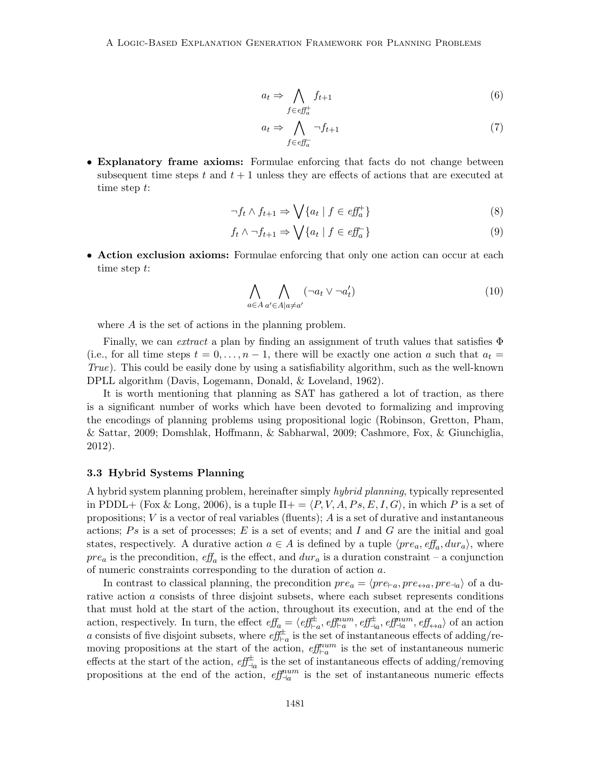$$a_t \Rightarrow \bigwedge_{f \in \mathit{eff}_a^+} f_{t+1} \tag{6}$$

$$a_t \Rightarrow \bigwedge_{f \in \mathit{eff}_a^-} \neg f_{t+1} \tag{7}$$

- **Explanatory frame axioms:** Formulae enforcing that facts do not change between subsequent time steps $t$ and $t+1$ unless they are effects of actions that are executed at time step $t$:

$$\neg f_t \wedge f_{t+1} \Rightarrow \bigvee \{a_t \mid f \in \mathit{eff}_a^+\} \tag{8}$$

$$f_t \wedge \neg f_{t+1} \Rightarrow \bigvee \{a_t \mid f \in \mathit{eff}_a^-\} \tag{9}$$

- **Action exclusion axioms:** Formulae enforcing that only one action can occur at each time step $t$:

$$\bigwedge_{a \in A} \bigwedge_{a' \in A \mid a \neq a'} (\neg a_t \vee \neg a'_t) \tag{10}$$

where $A$ is the set of actions in the planning problem.

Finally, we can *extract* a plan by finding an assignment of truth values that satisfies $\Phi$ (i.e., for all time steps $t = 0, \dots, n-1$, there will be exactly one action $a$ such that $a_t =$ *True*). This could be easily done by using a satisfiability algorithm, such as the well-known DPLL algorithm (Davis, Logemann, Donald, & Loveland, 1962).

It is worth mentioning that planning as SAT has gathered a lot of traction, as there is a significant number of works which have been devoted to formalizing and improving the encodings of planning problems using propositional logic (Robinson, Gretton, Pham, & Sattar, 2009; Domshlak, Hoffmann, & Sabharwal, 2009; Cashmore, Fox, & Giunchiglia, 2012).

### 3.3 Hybrid Systems Planning

A hybrid system planning problem, hereinafter simply *hybrid planning*, typically represented in PDDL+ (Fox & Long, 2006), is a tuple $\Pi+ = \langle P, V, A, Ps, E, I, G \rangle$, in which $P$ is a set of propositions; $V$ is a vector of real variables (fluents); $A$ is a set of durative and instantaneous actions; $Ps$ is a set of processes; $E$ is a set of events; and $I$ and $G$ are the initial and goal states, respectively. A durative action $a \in A$ is defined by a tuple $\langle pre_a, \mathit{eff}_a, dur_a \rangle$, where $pre_a$ is the precondition, $\mathit{eff}_a$ is the effect, and $dur_a$ is a duration constraint – a conjunction of numeric constraints corresponding to the duration of action $a$.

In contrast to classical planning, the precondition $pre_a = \langle pre_{\vdash a}, pre_{\leftrightarrow a}, pre_{\dashv a} \rangle$ of a durative action $a$ consists of three disjoint subsets, where each subset represents conditions that must hold at the start of the action, throughout its execution, and at the end of the action, respectively. In turn, the effect $\mathit{eff}_a = \langle \mathit{eff}^{\pm}_{\vdash a}, \mathit{eff}^{num}_{\vdash a}, \mathit{eff}^{\pm}_{\dashv a}, \mathit{eff}^{num}_{\dashv a}, \mathit{eff}_{\leftrightarrow a} \rangle$ of an action $a$ consists of five disjoint subsets, where $\mathit{eff}^{\pm}_{\vdash a}$ is the set of instantaneous effects of adding/removing propositions at the start of the action, $\mathit{eff}^{num}_{\vdash a}$ is the set of instantaneous numeric effects at the start of the action, $\mathit{eff}^{\pm}_{\dashv a}$ is the set of instantaneous effects of adding/removing propositions at the end of the action, $\mathit{eff}^{num}_{\dashv a}$ is the set of instantaneous numeric effects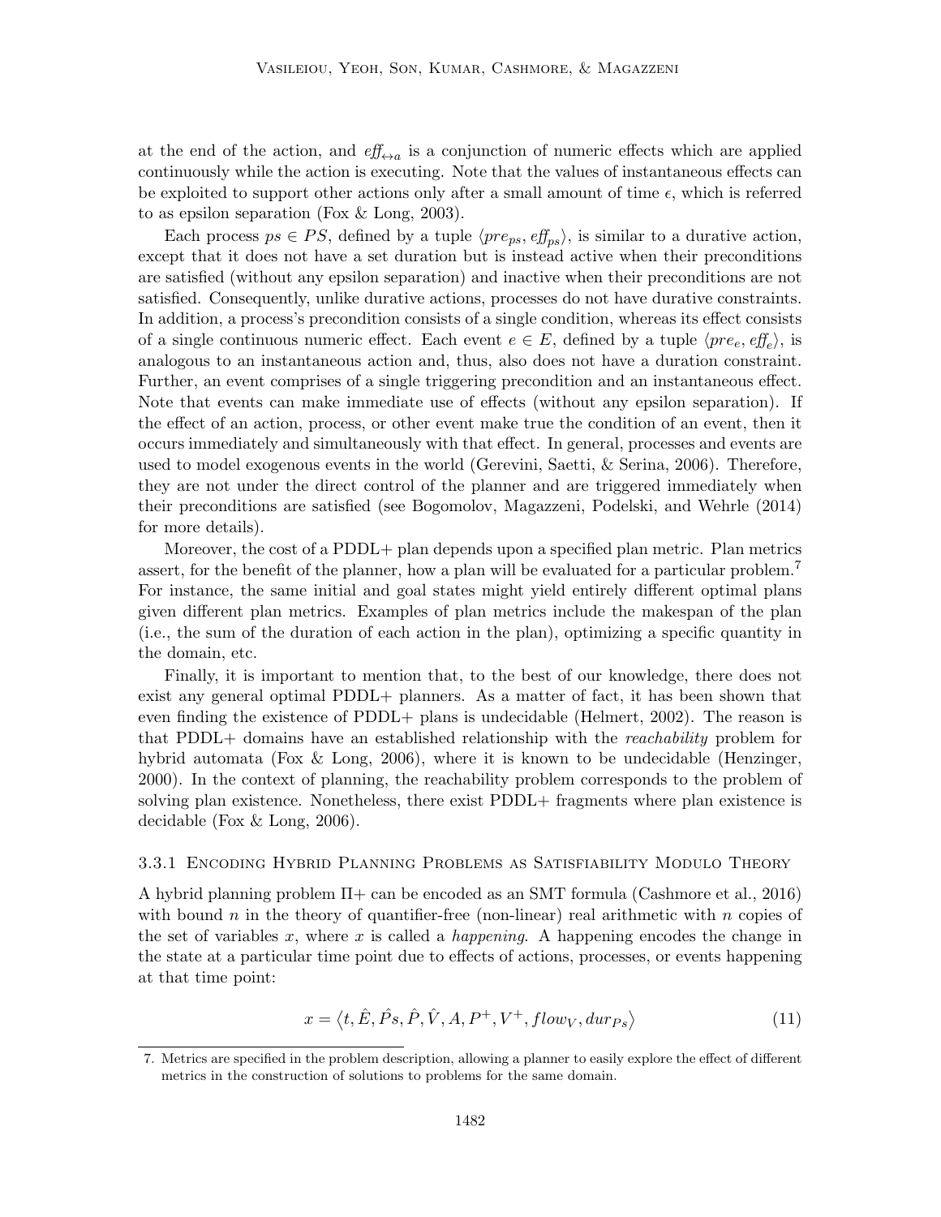at the end of the action, and $\mathit{eff}_{\leftrightarrow a}$ is a conjunction of numeric effects which are applied continuously while the action is executing. Note that the values of instantaneous effects can be exploited to support other actions only after a small amount of time $\epsilon$, which is referred to as epsilon separation (Fox & Long, 2003).

Each process $ps \in PS$, defined by a tuple $\langle pre_{ps}, \mathit{eff}_{ps} \rangle$, is similar to a durative action, except that it does not have a set duration but is instead active when their preconditions are satisfied (without any epsilon separation) and inactive when their preconditions are not satisfied. Consequently, unlike durative actions, processes do not have durative constraints. In addition, a process's precondition consists of a single condition, whereas its effect consists of a single continuous numeric effect. Each event $e \in E$, defined by a tuple $\langle pre_e, \mathit{eff}_e \rangle$, is analogous to an instantaneous action and, thus, also does not have a duration constraint. Further, an event comprises of a single triggering precondition and an instantaneous effect. Note that events can make immediate use of effects (without any epsilon separation). If the effect of an action, process, or other event make true the condition of an event, then it occurs immediately and simultaneously with that effect. In general, processes and events are used to model exogenous events in the world (Gerevini, Saetti, & Serina, 2006). Therefore, they are not under the direct control of the planner and are triggered immediately when their preconditions are satisfied (see Bogomolov, Magazzeni, Podelski, and Wehrle (2014) for more details).

Moreover, the cost of a PDDL+ plan depends upon a specified plan metric. Plan metrics assert, for the benefit of the planner, how a plan will be evaluated for a particular problem.[7] For instance, the same initial and goal states might yield entirely different optimal plans given different plan metrics. Examples of plan metrics include the makespan of the plan (i.e., the sum of the duration of each action in the plan), optimizing a specific quantity in the domain, etc.

Finally, it is important to mention that, to the best of our knowledge, there does not exist any general optimal PDDL+ planners. As a matter of fact, it has been shown that even finding the existence of PDDL+ plans is undecidable (Helmert, 2002). The reason is that PDDL+ domains have an established relationship with the *reachability* problem for hybrid automata (Fox & Long, 2006), where it is known to be undecidable (Henzinger, 2000). In the context of planning, the reachability problem corresponds to the problem of solving plan existence. Nonetheless, there exist PDDL+ fragments where plan existence is decidable (Fox & Long, 2006).

### 3.3.1 Encoding Hybrid Planning Problems as Satisfiability Modulo Theory

A hybrid planning problem $\Pi+$ can be encoded as an SMT formula (Cashmore et al., 2016) with bound $n$ in the theory of quantifier-free (non-linear) real arithmetic with $n$ copies of the set of variables $x$, where $x$ is called a *happening*. A happening encodes the change in the state at a particular time point due to effects of actions, processes, or events happening at that time point:

$$x = \langle t, \hat{E}, \hat{Ps}, \hat{P}, \hat{V}, A, P^{+}, V^{+}, flow_V, dur_{Ps} \rangle \tag{11}$$

7. Metrics are specified in the problem description, allowing a planner to easily explore the effect of different metrics in the construction of solutions to problems for the same domain.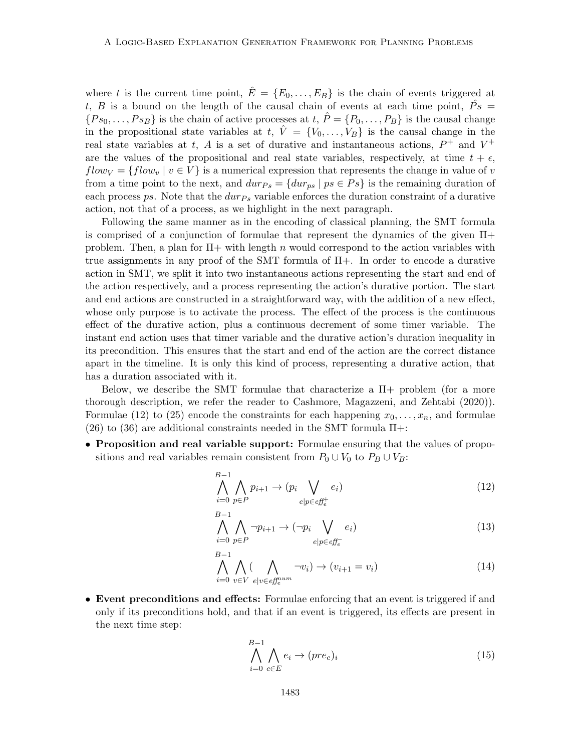where $t$ is the current time point, $\hat{E} = \{E_0, \ldots, E_B\}$ is the chain of events triggered at $t$, $B$ is a bound on the length of the causal chain of events at each time point, $\hat{Ps} = \{Ps_0, \ldots, Ps_B\}$ is the chain of active processes at $t$, $\hat{P} = \{P_0, \ldots, P_B\}$ is the causal change in the propositional state variables at $t$, $\hat{V} = \{V_0, \ldots, V_B\}$ is the causal change in the real state variables at $t$, $A$ is a set of durative and instantaneous actions, $P^+$ and $V^+$ are the values of the propositional and real state variables, respectively, at time $t + \epsilon$, $flow_V = \{flow_v \mid v \in V\}$ is a numerical expression that represents the change in value of $v$ from a time point to the next, and $dur_{Ps} = \{dur_{ps} \mid ps \in Ps\}$ is the remaining duration of each process $ps$. Note that the $dur_{Ps}$ variable enforces the duration constraint of a durative action, not that of a process, as we highlight in the next paragraph.

Following the same manner as in the encoding of classical planning, the SMT formula is comprised of a conjunction of formulae that represent the dynamics of the given $\Pi+$ problem. Then, a plan for $\Pi+$ with length $n$ would correspond to the action variables with true assignments in any proof of the SMT formula of $\Pi+$. In order to encode a durative action in SMT, we split it into two instantaneous actions representing the start and end of the action respectively, and a process representing the action's durative portion. The start and end actions are constructed in a straightforward way, with the addition of a new effect, whose only purpose is to activate the process. The effect of the process is the continuous effect of the durative action, plus a continuous decrement of some timer variable. The instant end action uses that timer variable and the durative action's duration inequality in its precondition. This ensures that the start and end of the action are the correct distance apart in the timeline. It is only this kind of process, representing a durative action, that has a duration associated with it.

Below, we describe the SMT formulae that characterize a $\Pi+$ problem (for a more thorough description, we refer the reader to Cashmore, Magazzeni, and Zehtabi (2020)). Formulae (12) to (25) encode the constraints for each happening $x_0, \ldots, x_n$, and formulae (26) to (36) are additional constraints needed in the SMT formula $\Pi+$:

- **Proposition and real variable support:** Formulae ensuring that the values of propositions and real variables remain consistent from $P_0 \cup V_0$ to $P_B \cup V_B$:

$$\bigwedge_{i=0}^{B-1} \bigwedge_{p \in P} p_{i+1} \rightarrow (p_i \bigvee_{e \mid p \in eff_e^+} e_i) \tag{12}$$

$$\bigwedge_{i=0}^{B-1} \bigwedge_{p \in P} \neg p_{i+1} \rightarrow (\neg p_i \bigvee_{e \mid p \in eff_e^-} e_i) \tag{13}$$

$$\bigwedge_{i=0}^{B-1} \bigwedge_{v \in V} ( \bigwedge_{e \mid v \in eff_e^{num}} \neg v_i) \rightarrow (v_{i+1} = v_i) \tag{14}$$

- **Event preconditions and effects:** Formulae enforcing that an event is triggered if and only if its preconditions hold, and that if an event is triggered, its effects are present in the next time step:

$$\bigwedge_{i=0}^{B-1} \bigwedge_{e \in E} e_i \rightarrow (pre_e)_i \tag{15}$$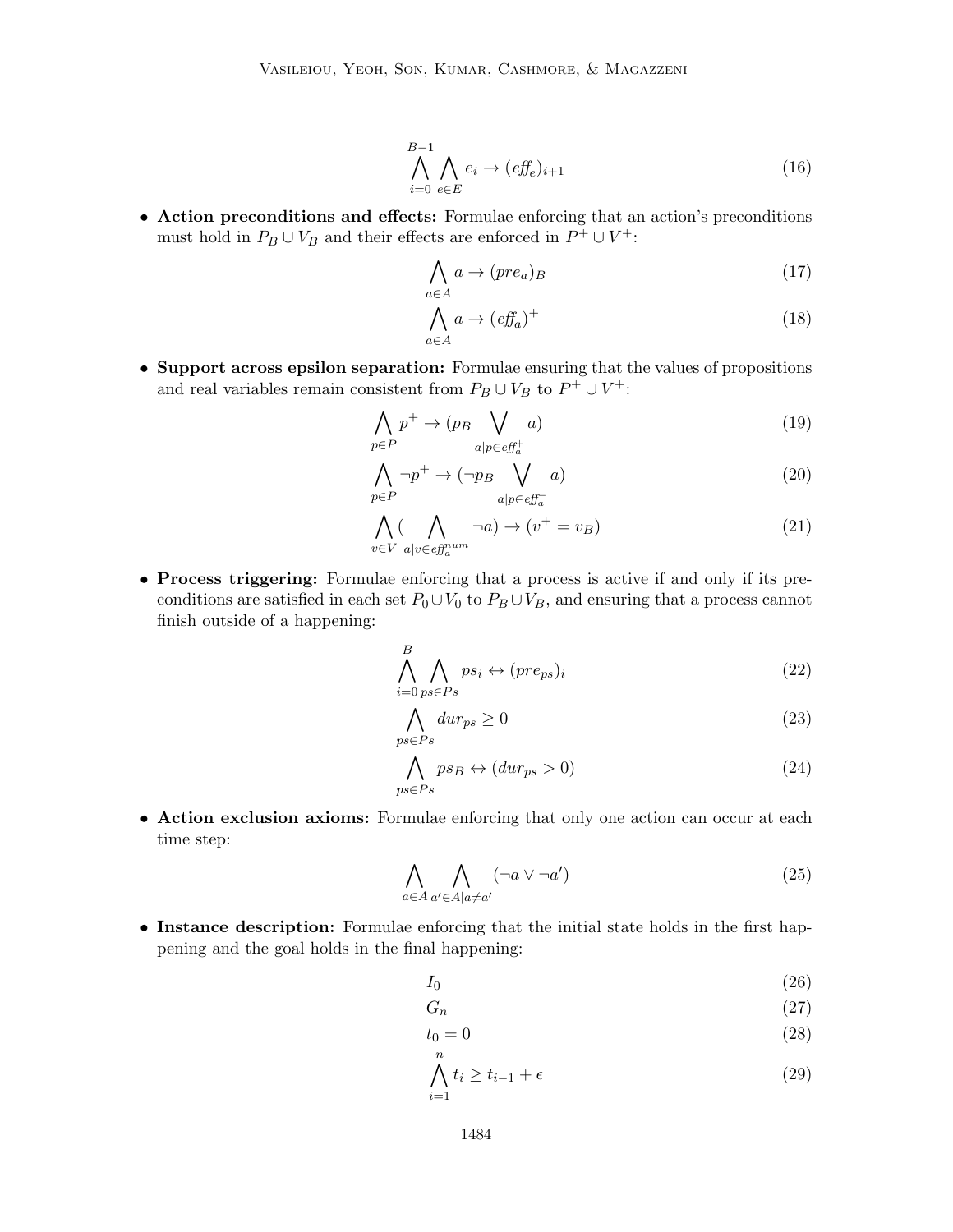$$\bigwedge_{i=0}^{B-1} \bigwedge_{e \in E} e_i \rightarrow (\mathit{eff}_e)_{i+1} \tag{16}$$

- **Action preconditions and effects:** Formulae enforcing that an action's preconditions must hold in $P_B \cup V_B$ and their effects are enforced in $P^+ \cup V^+$:

$$\bigwedge_{a \in A} a \rightarrow (pre_a)_B \tag{17}$$

$$\bigwedge_{a \in A} a \rightarrow (\mathit{eff}_a)^+ \tag{18}$$

- **Support across epsilon separation:** Formulae ensuring that the values of propositions and real variables remain consistent from $P_B \cup V_B$ to $P^+ \cup V^+$:

$$\bigwedge_{p \in P} p^+ \rightarrow (p_B \bigvee_{a | p \in \mathit{eff}_a^+} a) \tag{19}$$

$$\bigwedge_{p \in P} \neg p^+ \rightarrow (\neg p_B \bigvee_{a | p \in \mathit{eff}_a^-} a) \tag{20}$$

$$\bigwedge_{v \in V} ( \bigwedge_{a | v \in \mathit{eff}_a^{num}} \neg a) \rightarrow (v^+ = v_B) \tag{21}$$

- **Process triggering:** Formulae enforcing that a process is active if and only if its preconditions are satisfied in each set $P_0 \cup V_0$ to $P_B \cup V_B$, and ensuring that a process cannot finish outside of a happening:

$$\bigwedge_{i=0}^{B} \bigwedge_{ps \in Ps} ps_i \leftrightarrow (pre_{ps})_i \tag{22}$$

$$\bigwedge_{ps \in Ps} dur_{ps} \geq 0 \tag{23}$$

$$\bigwedge_{ps \in Ps} ps_B \leftrightarrow (dur_{ps} > 0) \tag{24}$$

- **Action exclusion axioms:** Formulae enforcing that only one action can occur at each time step:

$$\bigwedge_{a \in A} \bigwedge_{a' \in A | a \neq a'} (\neg a \vee \neg a') \tag{25}$$

- **Instance description:** Formulae enforcing that the initial state holds in the first happening and the goal holds in the final happening:

$$I_0 \tag{26}$$

$$G_n \tag{27}$$

$$t_0 = 0 \tag{28}$$

$$\bigwedge_{i=1}^{n} t_i \geq t_{i-1} + \epsilon \tag{29}$$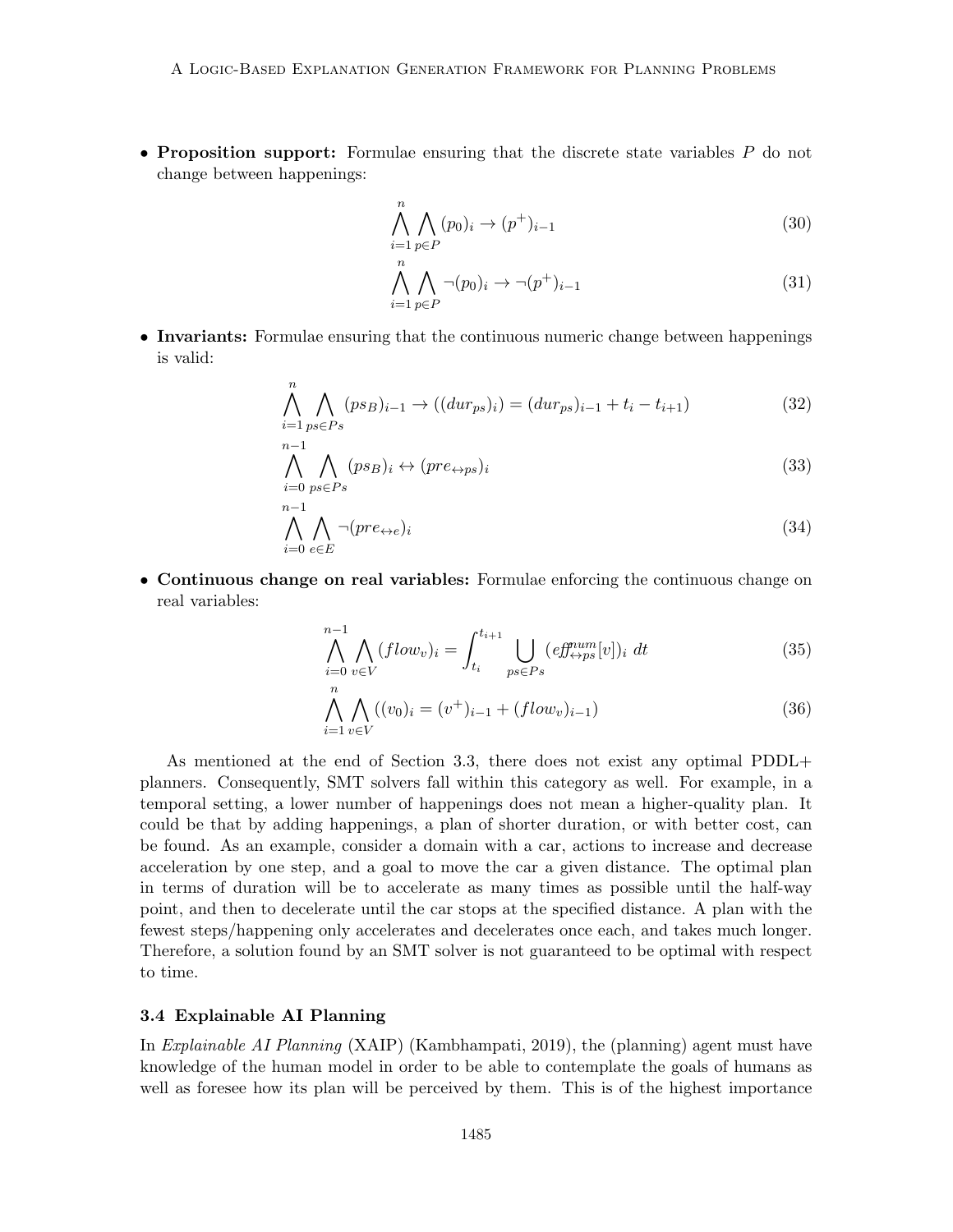- **Proposition support:** Formulae ensuring that the discrete state variables $P$ do not change between happenings:

$$\bigwedge_{i=1}^{n} \bigwedge_{p \in P} (p_0)_i \rightarrow (p^+)_{i-1} \tag{30}$$

$$\bigwedge_{i=1}^{n} \bigwedge_{p \in P} \neg(p_0)_i \rightarrow \neg(p^+)_{i-1} \tag{31}$$

- **Invariants:** Formulae ensuring that the continuous numeric change between happenings is valid:

$$\bigwedge_{i=1}^{n} \bigwedge_{ps \in Ps} (ps_B)_{i-1} \rightarrow ((dur_{ps})_i) = (dur_{ps})_{i-1} + t_i - t_{i+1}) \tag{32}$$

$$\bigwedge_{i=0}^{n-1} \bigwedge_{ps \in Ps} (ps_B)_i \leftrightarrow (pre_{\leftrightarrow ps})_i \tag{33}$$

$$\bigwedge_{i=0}^{n-1} \bigwedge_{e \in E} \neg(pre_{\leftrightarrow e})_i \tag{34}$$

- **Continuous change on real variables:** Formulae enforcing the continuous change on real variables:

$$\bigwedge_{i=0}^{n-1} \bigwedge_{v \in V} (flow_v)_i = \int_{t_i}^{t_{i+1}} \bigcup_{ps \in Ps} (eff^{num}_{\leftrightarrow ps}[v])_i \; dt \tag{35}$$

$$\bigwedge_{i=1}^{n} \bigwedge_{v \in V} ((v_0)_i = (v^+)_{i-1} + (flow_v)_{i-1}) \tag{36}$$

As mentioned at the end of Section 3.3, there does not exist any optimal PDDL+ planners. Consequently, SMT solvers fall within this category as well. For example, in a temporal setting, a lower number of happenings does not mean a higher-quality plan. It could be that by adding happenings, a plan of shorter duration, or with better cost, can be found. As an example, consider a domain with a car, actions to increase and decrease acceleration by one step, and a goal to move the car a given distance. The optimal plan in terms of duration will be to accelerate as many times as possible until the half-way point, and then to decelerate until the car stops at the specified distance. A plan with the fewest steps/happening only accelerates and decelerates once each, and takes much longer. Therefore, a solution found by an SMT solver is not guaranteed to be optimal with respect to time.

### 3.4 Explainable AI Planning

In *Explainable AI Planning* (XAIP) (Kambhampati, 2019), the (planning) agent must have knowledge of the human model in order to be able to contemplate the goals of humans as well as foresee how its plan will be perceived by them. This is of the highest importance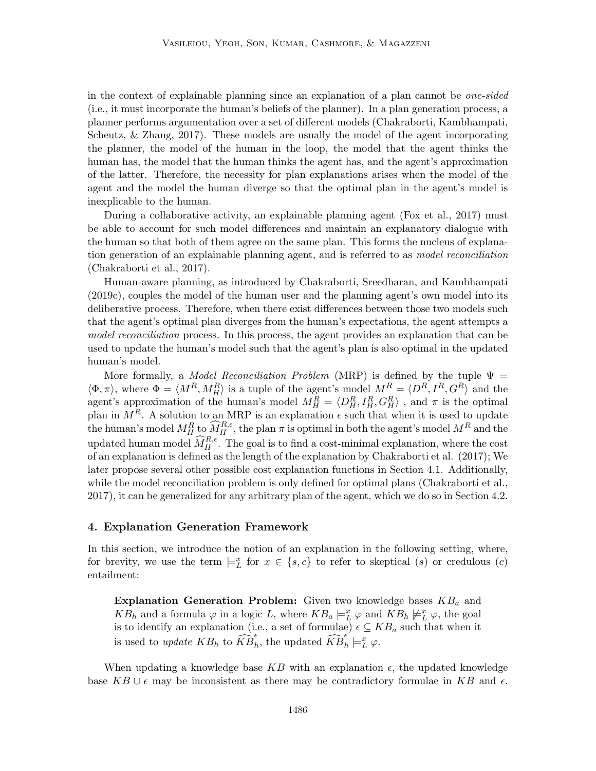in the context of explainable planning since an explanation of a plan cannot be *one-sided* (i.e., it must incorporate the human's beliefs of the planner). In a plan generation process, a planner performs argumentation over a set of different models (Chakraborti, Kambhampati, Scheutz, & Zhang, 2017). These models are usually the model of the agent incorporating the planner, the model of the human in the loop, the model that the agent thinks the human has, the model that the human thinks the agent has, and the agent's approximation of the latter. Therefore, the necessity for plan explanations arises when the model of the agent and the model the human diverge so that the optimal plan in the agent's model is inexplicable to the human.

During a collaborative activity, an explainable planning agent (Fox et al., 2017) must be able to account for such model differences and maintain an explanatory dialogue with the human so that both of them agree on the same plan. This forms the nucleus of explanation generation of an explainable planning agent, and is referred to as *model reconciliation* (Chakraborti et al., 2017).

Human-aware planning, as introduced by Chakraborti, Sreedharan, and Kambhampati (2019c), couples the model of the human user and the planning agent's own model into its deliberative process. Therefore, when there exist differences between those two models such that the agent's optimal plan diverges from the human's expectations, the agent attempts a *model reconciliation* process. In this process, the agent provides an explanation that can be used to update the human's model such that the agent's plan is also optimal in the updated human's model.

More formally, a *Model Reconciliation Problem* (MRP) is defined by the tuple $\Psi = \langle \Phi, \pi \rangle$, where $\Phi = \langle M^R, M^R_H \rangle$ is a tuple of the agent's model $M^R = \langle D^R, I^R, G^R \rangle$ and the agent's approximation of the human's model $M^R_H = \langle D^R_H, I^R_H, G^R_H \rangle$ , and $\pi$ is the optimal plan in $M^R$. A solution to an MRP is an explanation $\epsilon$ such that when it is used to update the human's model $M^R_H$ to $\widehat{M}^{R,\epsilon}_H$, the plan $\pi$ is optimal in both the agent's model $M^R$ and the updated human model $\widehat{M}^{R,\epsilon}_H$. The goal is to find a cost-minimal explanation, where the cost of an explanation is defined as the length of the explanation by Chakraborti et al. (2017); We later propose several other possible cost explanation functions in Section 4.1. Additionally, while the model reconciliation problem is only defined for optimal plans (Chakraborti et al., 2017), it can be generalized for any arbitrary plan of the agent, which we do so in Section 4.2.

## 4. Explanation Generation Framework

In this section, we introduce the notion of an explanation in the following setting, where, for brevity, we use the term $\models^x_L$ for $x \in \{s, c\}$ to refer to skeptical ($s$) or credulous ($c$) entailment:

> **Explanation Generation Problem:** Given two knowledge bases $KB_a$ and $KB_h$ and a formula $\varphi$ in a logic $L$, where $KB_a \models^x_L \varphi$ and $KB_h \not\models^x_L \varphi$, the goal is to identify an explanation (i.e., a set of formulae) $\epsilon \subseteq KB_a$ such that when it is used to *update* $KB_h$ to $\widehat{KB}^\epsilon_h$, the updated $\widehat{KB}^\epsilon_h \models^x_L \varphi$.

When updating a knowledge base $KB$ with an explanation $\epsilon$, the updated knowledge base $KB \cup \epsilon$ may be inconsistent as there may be contradictory formulae in $KB$ and $\epsilon$.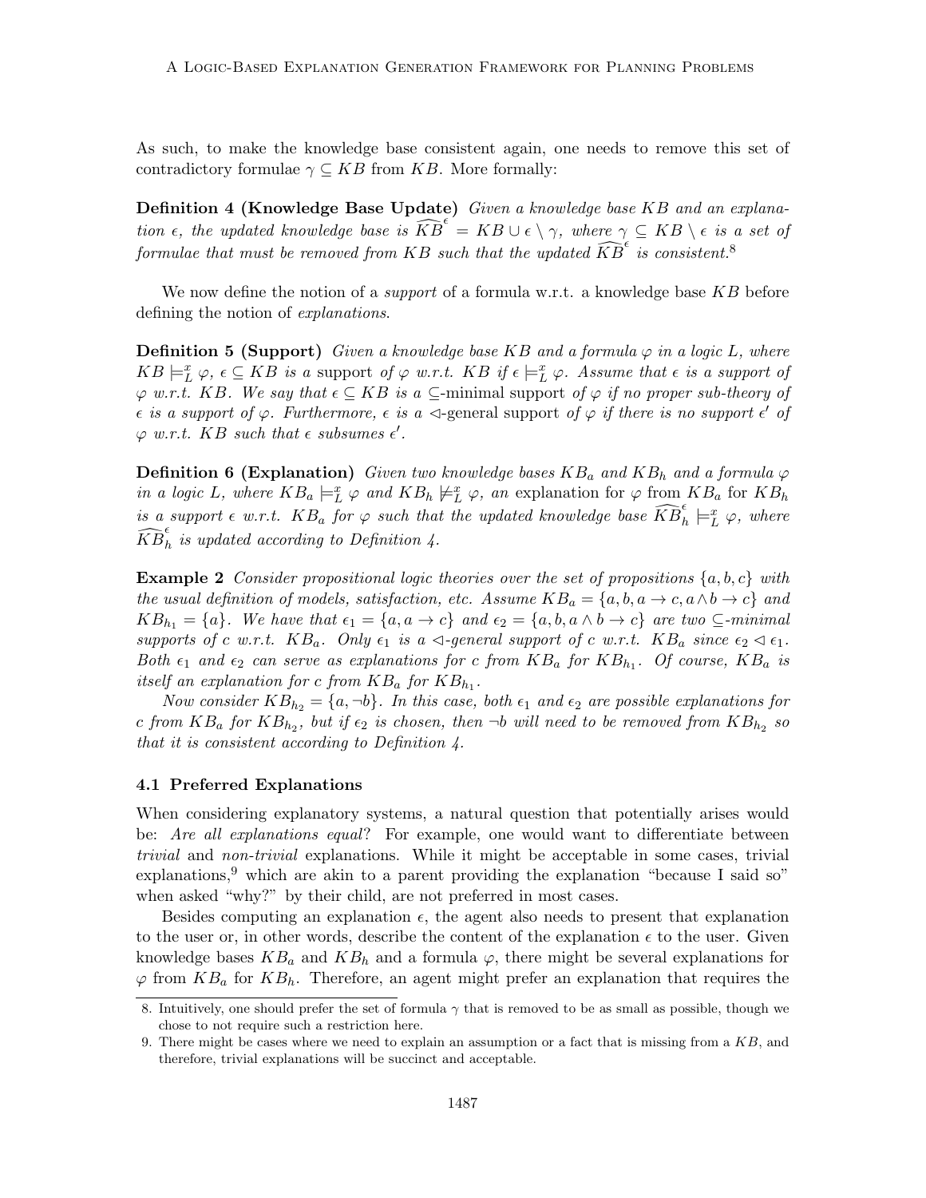As such, to make the knowledge base consistent again, one needs to remove this set of contradictory formulae $\gamma \subseteq KB$ from $KB$. More formally:

**Definition 4 (Knowledge Base Update)** *Given a knowledge base $KB$ and an explanation $\epsilon$, the updated knowledge base is $\widehat{KB}^{\epsilon} = KB \cup \epsilon \setminus \gamma$, where $\gamma \subseteq KB \setminus \epsilon$ is a set of formulae that must be removed from $KB$ such that the updated $\widehat{KB}^{\epsilon}$ is consistent.*[8]

We now define the notion of a *support* of a formula w.r.t. a knowledge base $KB$ before defining the notion of *explanations*.

**Definition 5 (Support)** *Given a knowledge base $KB$ and a formula $\varphi$ in a logic $L$, where $KB \models^x_L \varphi$, $\epsilon \subseteq KB$ is a* support *of $\varphi$ w.r.t. $KB$ if $\epsilon \models^x_L \varphi$. Assume that $\epsilon$ is a support of $\varphi$ w.r.t. $KB$. We say that $\epsilon \subseteq KB$ is a $\subseteq$-minimal support of $\varphi$ if no proper sub-theory of $\epsilon$ is a support of $\varphi$. Furthermore, $\epsilon$ is a $\lhd$-general support of $\varphi$ if there is no support $\epsilon'$ of $\varphi$ w.r.t. $KB$ such that $\epsilon$ subsumes $\epsilon'$.*

**Definition 6 (Explanation)** *Given two knowledge bases $KB_a$ and $KB_h$ and a formula $\varphi$ in a logic $L$, where $KB_a \models^x_L \varphi$ and $KB_h \not\models^x_L \varphi$, an* explanation for $\varphi$ from $KB_a$ for $KB_h$ *is a support $\epsilon$ w.r.t. $KB_a$ for $\varphi$ such that the updated knowledge base $\widehat{KB}^{\epsilon}_h \models^x_L \varphi$, where $\widehat{KB}^{\epsilon}_h$ is updated according to Definition 4.*

**Example 2** *Consider propositional logic theories over the set of propositions $\{a, b, c\}$ with the usual definition of models, satisfaction, etc. Assume $KB_a = \{a, b, a \rightarrow c, a \wedge b \rightarrow c\}$ and $KB_{h_1} = \{a\}$. We have that $\epsilon_1 = \{a, a \rightarrow c\}$ and $\epsilon_2 = \{a, b, a \wedge b \rightarrow c\}$ are two $\subseteq$-minimal supports of $c$ w.r.t. $KB_a$. Only $\epsilon_1$ is a $\lhd$-general support of $c$ w.r.t. $KB_a$ since $\epsilon_2 \lhd \epsilon_1$. Both $\epsilon_1$ and $\epsilon_2$ can serve as explanations for $c$ from $KB_a$ for $KB_{h_1}$. Of course, $KB_a$ is itself an explanation for $c$ from $KB_a$ for $KB_{h_1}$.*

*Now consider $KB_{h_2} = \{a, \neg b\}$. In this case, both $\epsilon_1$ and $\epsilon_2$ are possible explanations for $c$ from $KB_a$ for $KB_{h_2}$, but if $\epsilon_2$ is chosen, then $\neg b$ will need to be removed from $KB_{h_2}$ so that it is consistent according to Definition 4.*

### 4.1 Preferred Explanations

When considering explanatory systems, a natural question that potentially arises would be: *Are all explanations equal*? For example, one would want to differentiate between *trivial* and *non-trivial* explanations. While it might be acceptable in some cases, trivial explanations,[9] which are akin to a parent providing the explanation "because I said so" when asked "why?" by their child, are not preferred in most cases.

Besides computing an explanation $\epsilon$, the agent also needs to present that explanation to the user or, in other words, describe the content of the explanation $\epsilon$ to the user. Given knowledge bases $KB_a$ and $KB_h$ and a formula $\varphi$, there might be several explanations for $\varphi$ from $KB_a$ for $KB_h$. Therefore, an agent might prefer an explanation that requires the

8. Intuitively, one should prefer the set of formula $\gamma$ that is removed to be as small as possible, though we chose to not require such a restriction here.

9. There might be cases where we need to explain an assumption or a fact that is missing from a $KB$, and therefore, trivial explanations will be succinct and acceptable.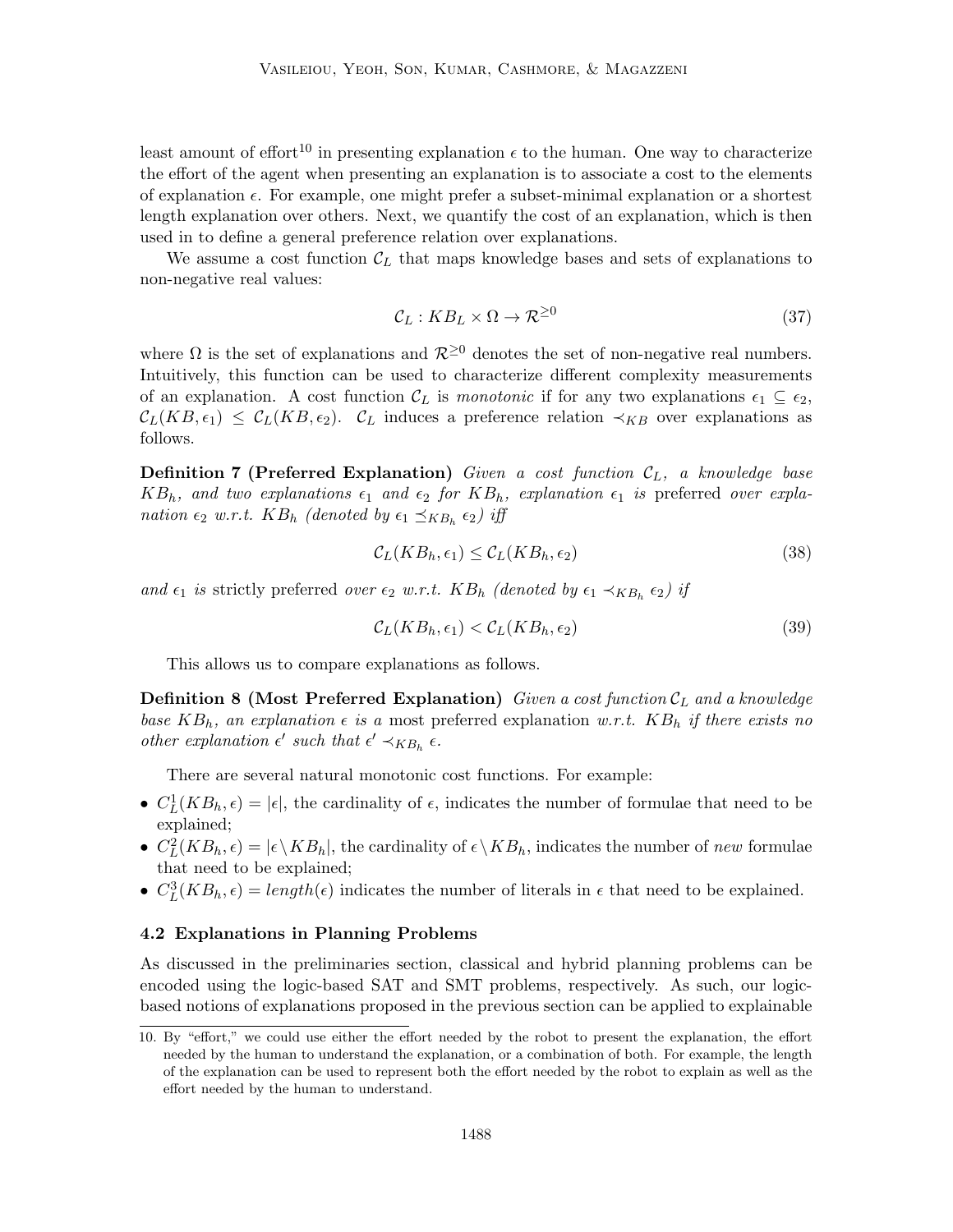least amount of effort[10] in presenting explanation $\epsilon$ to the human. One way to characterize the effort of the agent when presenting an explanation is to associate a cost to the elements of explanation $\epsilon$. For example, one might prefer a subset-minimal explanation or a shortest length explanation over others. Next, we quantify the cost of an explanation, which is then used in to define a general preference relation over explanations.

We assume a cost function $\mathcal{C}_L$ that maps knowledge bases and sets of explanations to non-negative real values:

$$\mathcal{C}_L : KB_L \times \Omega \rightarrow \mathcal{R}^{\geq 0} \tag{37}$$

where $\Omega$ is the set of explanations and $\mathcal{R}^{\geq 0}$ denotes the set of non-negative real numbers. Intuitively, this function can be used to characterize different complexity measurements of an explanation. A cost function $\mathcal{C}_L$ is *monotonic* if for any two explanations $\epsilon_1 \subseteq \epsilon_2$, $\mathcal{C}_L(KB, \epsilon_1) \leq \mathcal{C}_L(KB, \epsilon_2)$. $\mathcal{C}_L$ induces a preference relation $\prec_{KB}$ over explanations as follows.

**Definition 7 (Preferred Explanation)** *Given a cost function $\mathcal{C}_L$, a knowledge base $KB_h$, and two explanations $\epsilon_1$ and $\epsilon_2$ for $KB_h$, explanation $\epsilon_1$ is* preferred *over explanation $\epsilon_2$ w.r.t. $KB_h$ (denoted by $\epsilon_1 \preceq_{KB_h} \epsilon_2$) iff*

$$\mathcal{C}_L(KB_h, \epsilon_1) \leq \mathcal{C}_L(KB_h, \epsilon_2) \tag{38}$$

*and $\epsilon_1$ is* strictly preferred *over $\epsilon_2$ w.r.t. $KB_h$ (denoted by $\epsilon_1 \prec_{KB_h} \epsilon_2$) if*

$$\mathcal{C}_L(KB_h, \epsilon_1) < \mathcal{C}_L(KB_h, \epsilon_2) \tag{39}$$

This allows us to compare explanations as follows.

**Definition 8 (Most Preferred Explanation)** *Given a cost function $\mathcal{C}_L$ and a knowledge base $KB_h$, an explanation $\epsilon$ is a* most preferred explanation *w.r.t. $KB_h$ if there exists no other explanation $\epsilon'$ such that $\epsilon' \prec_{KB_h} \epsilon$.*

There are several natural monotonic cost functions. For example:

- $C_L^1(KB_h, \epsilon) = |\epsilon|$, the cardinality of $\epsilon$, indicates the number of formulae that need to be explained;
- $C_L^2(KB_h, \epsilon) = |\epsilon \setminus KB_h|$, the cardinality of $\epsilon \setminus KB_h$, indicates the number of *new* formulae that need to be explained;
- $C_L^3(KB_h, \epsilon) = length(\epsilon)$ indicates the number of literals in $\epsilon$ that need to be explained.

### 4.2 Explanations in Planning Problems

As discussed in the preliminaries section, classical and hybrid planning problems can be encoded using the logic-based SAT and SMT problems, respectively. As such, our logic-based notions of explanations proposed in the previous section can be applied to explainable

10. By "effort," we could use either the effort needed by the robot to present the explanation, the effort needed by the human to understand the explanation, or a combination of both. For example, the length of the explanation can be used to represent both the effort needed by the robot to explain as well as the effort needed by the human to understand.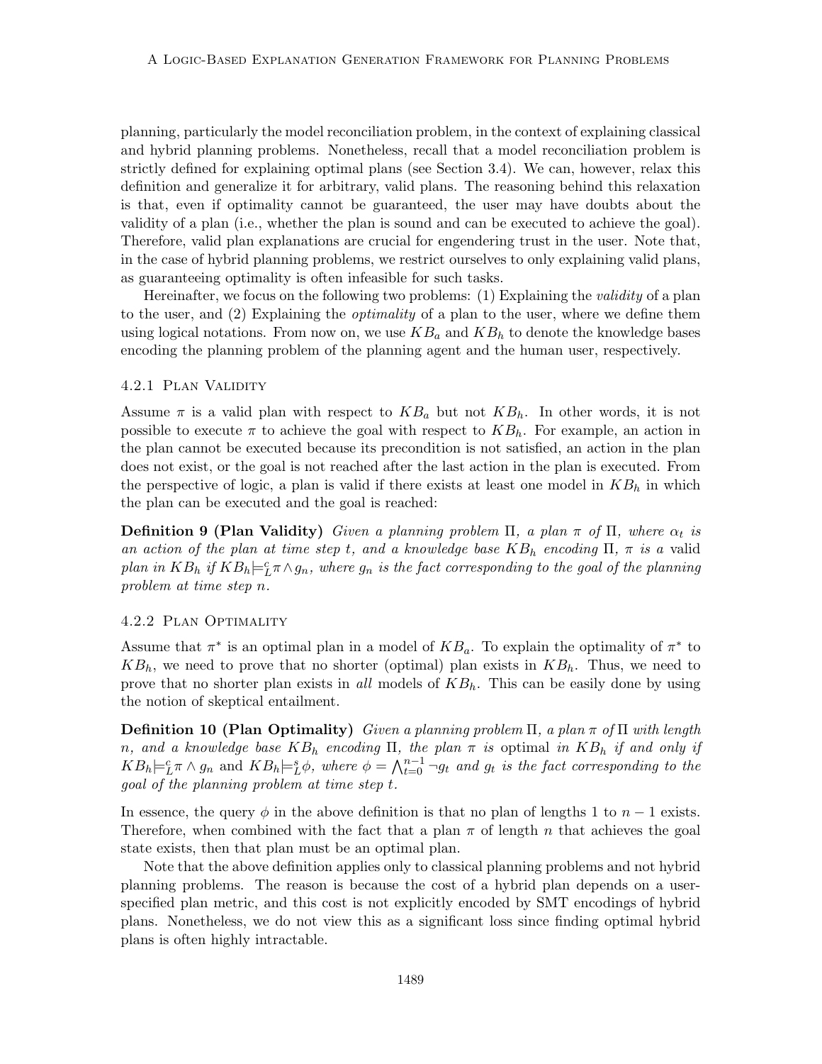planning, particularly the model reconciliation problem, in the context of explaining classical and hybrid planning problems. Nonetheless, recall that a model reconciliation problem is strictly defined for explaining optimal plans (see Section 3.4). We can, however, relax this definition and generalize it for arbitrary, valid plans. The reasoning behind this relaxation is that, even if optimality cannot be guaranteed, the user may have doubts about the validity of a plan (i.e., whether the plan is sound and can be executed to achieve the goal). Therefore, valid plan explanations are crucial for engendering trust in the user. Note that, in the case of hybrid planning problems, we restrict ourselves to only explaining valid plans, as guaranteeing optimality is often infeasible for such tasks.

Hereinafter, we focus on the following two problems: (1) Explaining the *validity* of a plan to the user, and (2) Explaining the *optimality* of a plan to the user, where we define them using logical notations. From now on, we use $KB_a$ and $KB_h$ to denote the knowledge bases encoding the planning problem of the planning agent and the human user, respectively.

### 4.2.1 Plan Validity

Assume $\pi$ is a valid plan with respect to $KB_a$ but not $KB_h$. In other words, it is not possible to execute $\pi$ to achieve the goal with respect to $KB_h$. For example, an action in the plan cannot be executed because its precondition is not satisfied, an action in the plan does not exist, or the goal is not reached after the last action in the plan is executed. From the perspective of logic, a plan is valid if there exists at least one model in $KB_h$ in which the plan can be executed and the goal is reached:

**Definition 9 (Plan Validity)** *Given a planning problem $\Pi$, a plan $\pi$ of $\Pi$, where $\alpha_t$ is an action of the plan at time step $t$, and a knowledge base $KB_h$ encoding $\Pi$, $\pi$ is a* valid *plan in $KB_h$ if $KB_h \models^c_L \pi \wedge g_n$, where $g_n$ is the fact corresponding to the goal of the planning problem at time step $n$.*

### 4.2.2 Plan Optimality

Assume that $\pi^*$ is an optimal plan in a model of $KB_a$. To explain the optimality of $\pi^*$ to $KB_h$, we need to prove that no shorter (optimal) plan exists in $KB_h$. Thus, we need to prove that no shorter plan exists in *all* models of $KB_h$. This can be easily done by using the notion of skeptical entailment.

**Definition 10 (Plan Optimality)** *Given a planning problem $\Pi$, a plan $\pi$ of $\Pi$ with length $n$, and a knowledge base $KB_h$ encoding $\Pi$, the plan $\pi$ is* optimal *in $KB_h$ if and only if $KB_h \models^c_L \pi \wedge g_n$ and $KB_h \models^s_L \phi$, where $\phi = \bigwedge_{t=0}^{n-1} \neg g_t$ and $g_t$ is the fact corresponding to the goal of the planning problem at time step $t$.*

In essence, the query $\phi$ in the above definition is that no plan of lengths 1 to $n-1$ exists. Therefore, when combined with the fact that a plan $\pi$ of length $n$ that achieves the goal state exists, then that plan must be an optimal plan.

Note that the above definition applies only to classical planning problems and not hybrid planning problems. The reason is because the cost of a hybrid plan depends on a user-specified plan metric, and this cost is not explicitly encoded by SMT encodings of hybrid plans. Nonetheless, we do not view this as a significant loss since finding optimal hybrid plans is often highly intractable.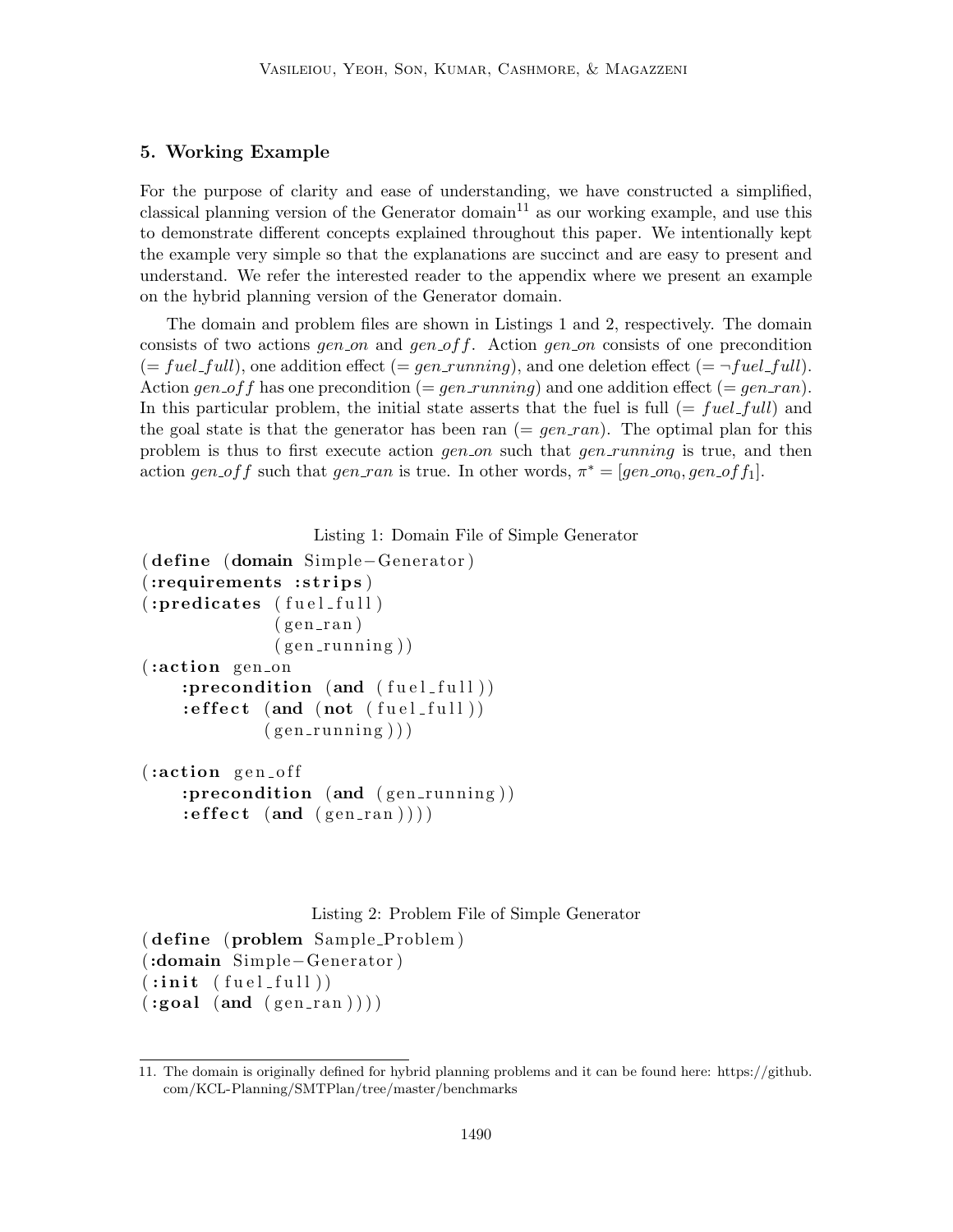## 5. Working Example

For the purpose of clarity and ease of understanding, we have constructed a simplified, classical planning version of the Generator domain[11] as our working example, and use this to demonstrate different concepts explained throughout this paper. We intentionally kept the example very simple so that the explanations are succinct and are easy to present and understand. We refer the interested reader to the appendix where we present an example on the hybrid planning version of the Generator domain.

The domain and problem files are shown in Listings 1 and 2, respectively. The domain consists of two actions $gen\_on$ and $gen\_off$. Action $gen\_on$ consists of one precondition ($= fuel\_full$), one addition effect ($= gen\_running$), and one deletion effect ($= \neg fuel\_full$). Action $gen\_off$ has one precondition ($= gen\_running$) and one addition effect ($= gen\_ran$). In this particular problem, the initial state asserts that the fuel is full ($= fuel\_full$) and the goal state is that the generator has been ran ($= gen\_ran$). The optimal plan for this problem is thus to first execute action $gen\_on$ such that $gen\_running$ is true, and then action $gen\_off$ such that $gen\_ran$ is true. In other words, $\pi^* = [gen\_on_0, gen\_off_1]$.

Listing 1: Domain File of Simple Generator

```
(define (domain Simple-Generator)
(:requirements :strips)
(:predicates (fuel_full)
             (gen_ran)
             (gen_running))
(:action gen_on
    :precondition (and (fuel_full))
    :effect (and (not (fuel_full))
            (gen_running)))

(:action gen_off
    :precondition (and (gen_running))
    :effect (and (gen_ran))))
```

Listing 2: Problem File of Simple Generator

```
(define (problem Sample_Problem)
(:domain Simple-Generator)
(:init (fuel_full))
(:goal (and (gen_ran))))
```

11. The domain is originally defined for hybrid planning problems and it can be found here: https://github.com/KCL-Planning/SMTPlan/tree/master/benchmarks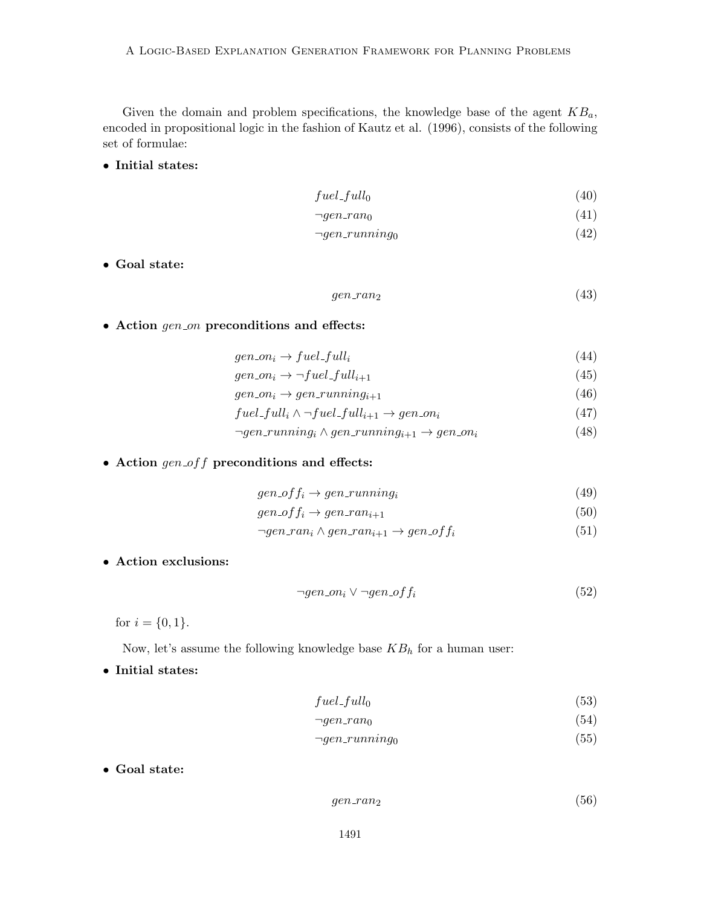Given the domain and problem specifications, the knowledge base of the agent $KB_a$, encoded in propositional logic in the fashion of Kautz et al. (1996), consists of the following set of formulae:

- **Initial states:**

$$fuel\_full_0 \tag{40}$$

$$\neg gen\_ran_0 \tag{41}$$

$$\neg gen\_running_0 \tag{42}$$

- **Goal state:**

$$gen\_ran_2 \tag{43}$$

- **Action** $gen\_on$ **preconditions and effects:**

$$gen\_on_i \rightarrow fuel\_full_i \tag{44}$$

$$gen\_on_i \rightarrow \neg fuel\_full_{i+1} \tag{45}$$

$$gen\_on_i \rightarrow gen\_running_{i+1} \tag{46}$$

$$fuel\_full_i \wedge \neg fuel\_full_{i+1} \rightarrow gen\_on_i \tag{47}$$

$$\neg gen\_running_i \wedge gen\_running_{i+1} \rightarrow gen\_on_i \tag{48}$$

- **Action** $gen\_off$ **preconditions and effects:**

$$gen\_off_i \rightarrow gen\_running_i \tag{49}$$

$$gen\_off_i \rightarrow gen\_ran_{i+1} \tag{50}$$

$$\neg gen\_ran_i \wedge gen\_ran_{i+1} \rightarrow gen\_off_i \tag{51}$$

- **Action exclusions:**

$$\neg gen\_on_i \vee \neg gen\_off_i \tag{52}$$

for $i = \{0, 1\}$.

Now, let's assume the following knowledge base $KB_h$ for a human user:

- **Initial states:**

$$fuel\_full_0 \tag{53}$$

$$\neg gen\_ran_0 \tag{54}$$

$$\neg gen\_running_0 \tag{55}$$

- **Goal state:**

$$gen\_ran_2 \tag{56}$$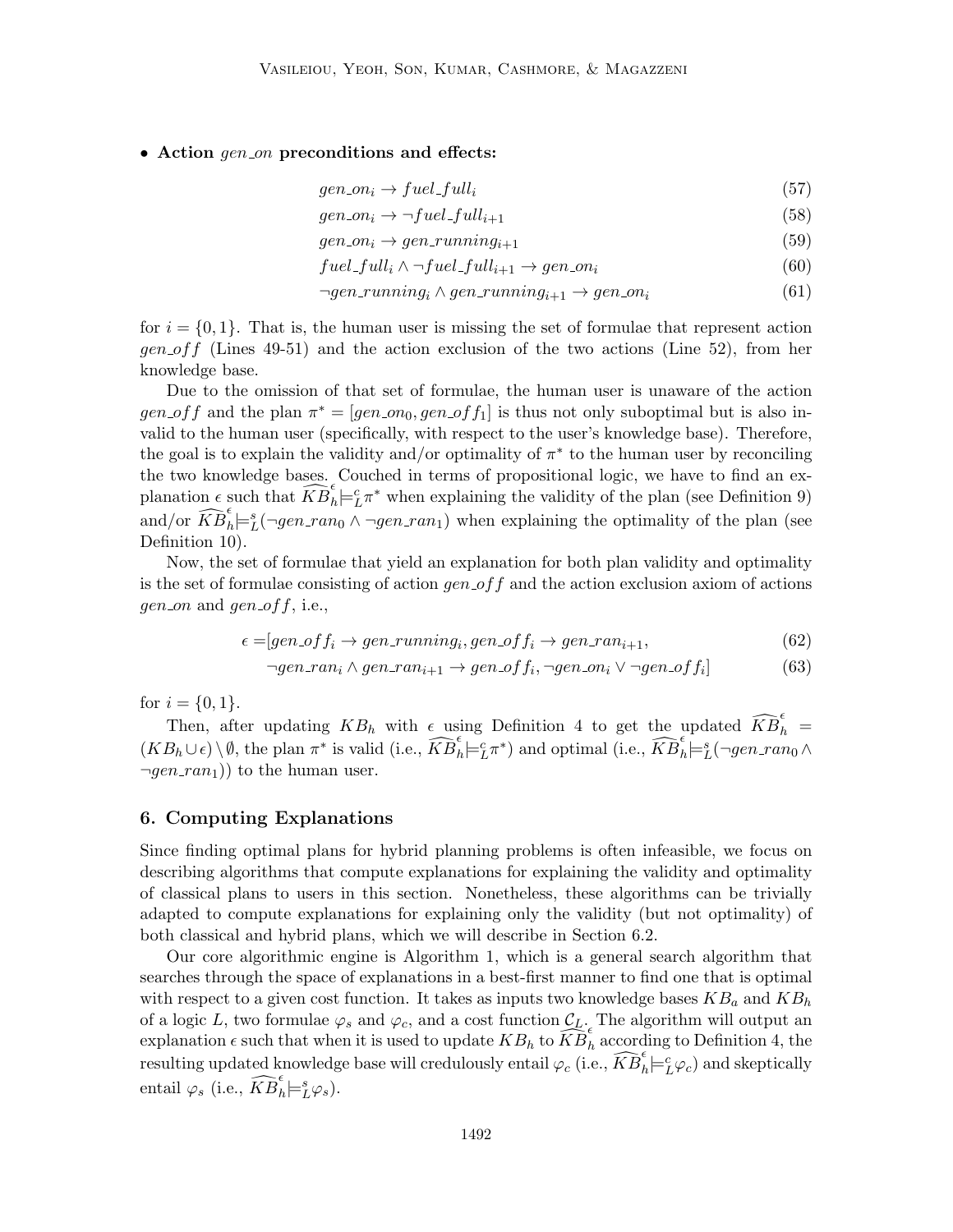- **Action** $gen\_on$ **preconditions and effects:**

$$gen\_on_i \rightarrow fuel\_full_i \tag{57}$$

$$gen\_on_i \rightarrow \neg fuel\_full_{i+1} \tag{58}$$

$$gen\_on_i \rightarrow gen\_running_{i+1} \tag{59}$$

$$fuel\_full_i \wedge \neg fuel\_full_{i+1} \rightarrow gen\_on_i \tag{60}$$

$$\neg gen\_running_i \wedge gen\_running_{i+1} \rightarrow gen\_on_i \tag{61}$$

for $i = \{0, 1\}$. That is, the human user is missing the set of formulae that represent action $gen\_off$ (Lines 49-51) and the action exclusion of the two actions (Line 52), from her knowledge base.

Due to the omission of that set of formulae, the human user is unaware of the action $gen\_off$ and the plan $\pi^* = [gen\_on_0, gen\_off_1]$ is thus not only suboptimal but is also invalid to the human user (specifically, with respect to the user's knowledge base). Therefore, the goal is to explain the validity and/or optimality of $\pi^*$ to the human user by reconciling the two knowledge bases. Couched in terms of propositional logic, we have to find an explanation $\epsilon$ such that $\widehat{KB}_h^{\epsilon} \models_L^c \pi^*$ when explaining the validity of the plan (see Definition 9) and/or $\widehat{KB}_h^{\epsilon} \models_L^s (\neg gen\_ran_0 \wedge \neg gen\_ran_1)$ when explaining the optimality of the plan (see Definition 10).

Now, the set of formulae that yield an explanation for both plan validity and optimality is the set of formulae consisting of action $gen\_off$ and the action exclusion axiom of actions $gen\_on$ and $gen\_off$, i.e.,

$$\epsilon = [gen\_off_i \rightarrow gen\_running_i, gen\_off_i \rightarrow gen\_ran_{i+1}, \tag{62}$$

$$\neg gen\_ran_i \wedge gen\_ran_{i+1} \rightarrow gen\_off_i, \neg gen\_on_i \vee \neg gen\_off_i] \tag{63}$$

for $i = \{0, 1\}$.

Then, after updating $KB_h$ with $\epsilon$ using Definition 4 to get the updated $\widehat{KB}_h^{\epsilon} = (KB_h \cup \epsilon) \setminus \emptyset$, the plan $\pi^*$ is valid (i.e., $\widehat{KB}_h^{\epsilon} \models_L^c \pi^*$) and optimal (i.e., $\widehat{KB}_h^{\epsilon} \models_L^s (\neg gen\_ran_0 \wedge \neg gen\_ran_1)$) to the human user.

## 6. Computing Explanations

Since finding optimal plans for hybrid planning problems is often infeasible, we focus on describing algorithms that compute explanations for explaining the validity and optimality of classical plans to users in this section. Nonetheless, these algorithms can be trivially adapted to compute explanations for explaining only the validity (but not optimality) of both classical and hybrid plans, which we will describe in Section 6.2.

Our core algorithmic engine is Algorithm 1, which is a general search algorithm that searches through the space of explanations in a best-first manner to find one that is optimal with respect to a given cost function. It takes as inputs two knowledge bases $KB_a$ and $KB_h$ of a logic $L$, two formulae $\varphi_s$ and $\varphi_c$, and a cost function $\mathcal{C}_L$. The algorithm will output an explanation $\epsilon$ such that when it is used to update $KB_h$ to $\widehat{KB}_h^{\epsilon}$ according to Definition 4, the resulting updated knowledge base will credulously entail $\varphi_c$ (i.e., $\widehat{KB}_h^{\epsilon} \models_L^c \varphi_c$) and skeptically entail $\varphi_s$ (i.e., $\widehat{KB}_h^{\epsilon} \models_L^s \varphi_s$).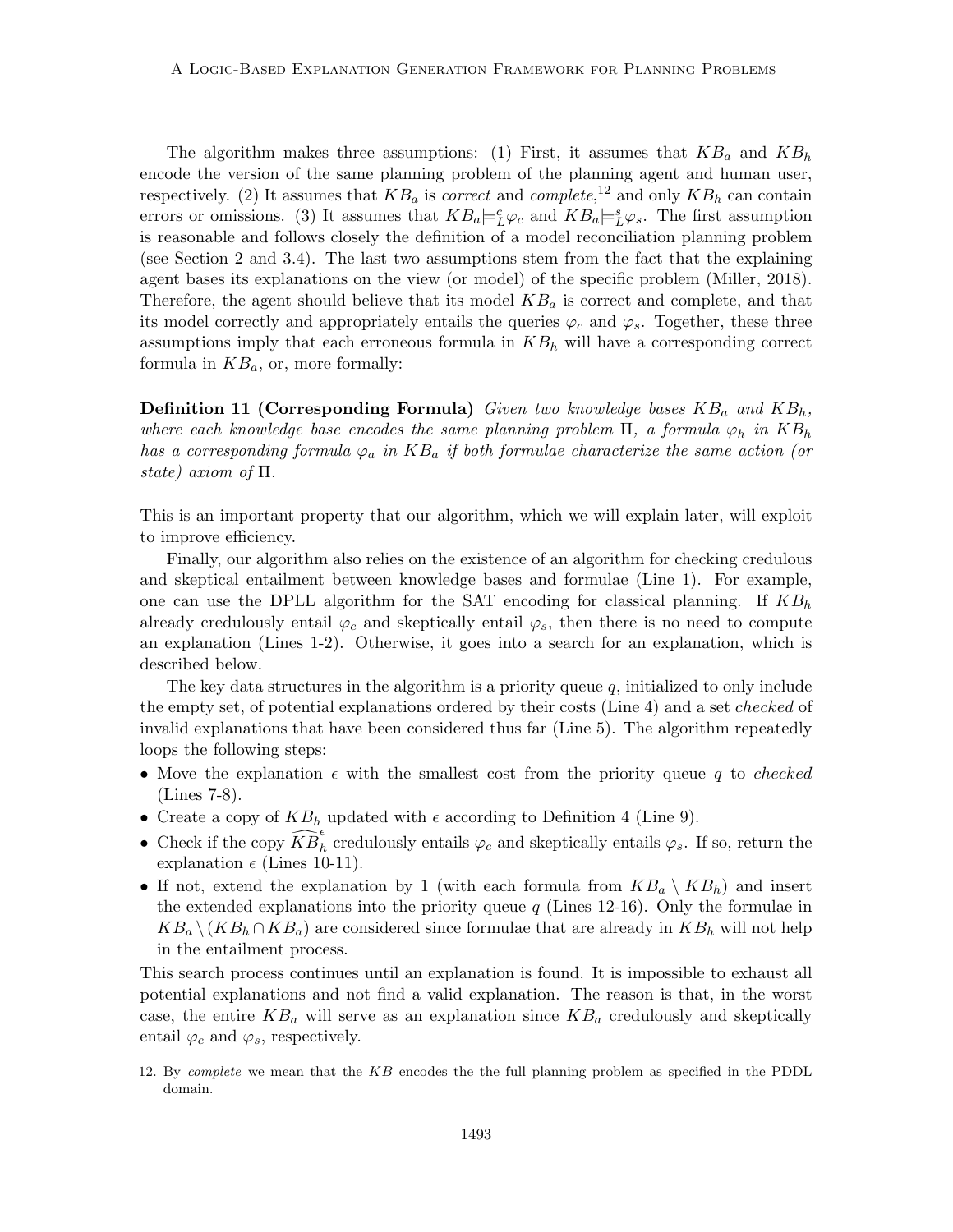The algorithm makes three assumptions: (1) First, it assumes that $KB_a$ and $KB_h$ encode the version of the same planning problem of the planning agent and human user, respectively. (2) It assumes that $KB_a$ is *correct* and *complete*,[12] and only $KB_h$ can contain errors or omissions. (3) It assumes that $KB_a \models^c_L \varphi_c$ and $KB_a \models^s_L \varphi_s$. The first assumption is reasonable and follows closely the definition of a model reconciliation planning problem (see Section 2 and 3.4). The last two assumptions stem from the fact that the explaining agent bases its explanations on the view (or model) of the specific problem (Miller, 2018). Therefore, the agent should believe that its model $KB_a$ is correct and complete, and that its model correctly and appropriately entails the queries $\varphi_c$ and $\varphi_s$. Together, these three assumptions imply that each erroneous formula in $KB_h$ will have a corresponding correct formula in $KB_a$, or, more formally:

**Definition 11 (Corresponding Formula)** *Given two knowledge bases $KB_a$ and $KB_h$, where each knowledge base encodes the same planning problem $\Pi$, a formula $\varphi_h$ in $KB_h$ has a corresponding formula $\varphi_a$ in $KB_a$ if both formulae characterize the same action (or state) axiom of $\Pi$.*

This is an important property that our algorithm, which we will explain later, will exploit to improve efficiency.

Finally, our algorithm also relies on the existence of an algorithm for checking credulous and skeptical entailment between knowledge bases and formulae (Line 1). For example, one can use the DPLL algorithm for the SAT encoding for classical planning. If $KB_h$ already credulously entail $\varphi_c$ and skeptically entail $\varphi_s$, then there is no need to compute an explanation (Lines 1-2). Otherwise, it goes into a search for an explanation, which is described below.

The key data structures in the algorithm is a priority queue $q$, initialized to only include the empty set, of potential explanations ordered by their costs (Line 4) and a set *checked* of invalid explanations that have been considered thus far (Line 5). The algorithm repeatedly loops the following steps:

- Move the explanation $\epsilon$ with the smallest cost from the priority queue $q$ to *checked* (Lines 7-8).
- Create a copy of $KB_h$ updated with $\epsilon$ according to Definition 4 (Line 9).
- Check if the copy $\widehat{KB}_h^{\epsilon}$ credulously entails $\varphi_c$ and skeptically entails $\varphi_s$. If so, return the explanation $\epsilon$ (Lines 10-11).
- If not, extend the explanation by 1 (with each formula from $KB_a \setminus KB_h$) and insert the extended explanations into the priority queue $q$ (Lines 12-16). Only the formulae in $KB_a \setminus (KB_h \cap KB_a)$ are considered since formulae that are already in $KB_h$ will not help in the entailment process.

This search process continues until an explanation is found. It is impossible to exhaust all potential explanations and not find a valid explanation. The reason is that, in the worst case, the entire $KB_a$ will serve as an explanation since $KB_a$ credulously and skeptically entail $\varphi_c$ and $\varphi_s$, respectively.

12. By *complete* we mean that the $KB$ encodes the the full planning problem as specified in the PDDL domain.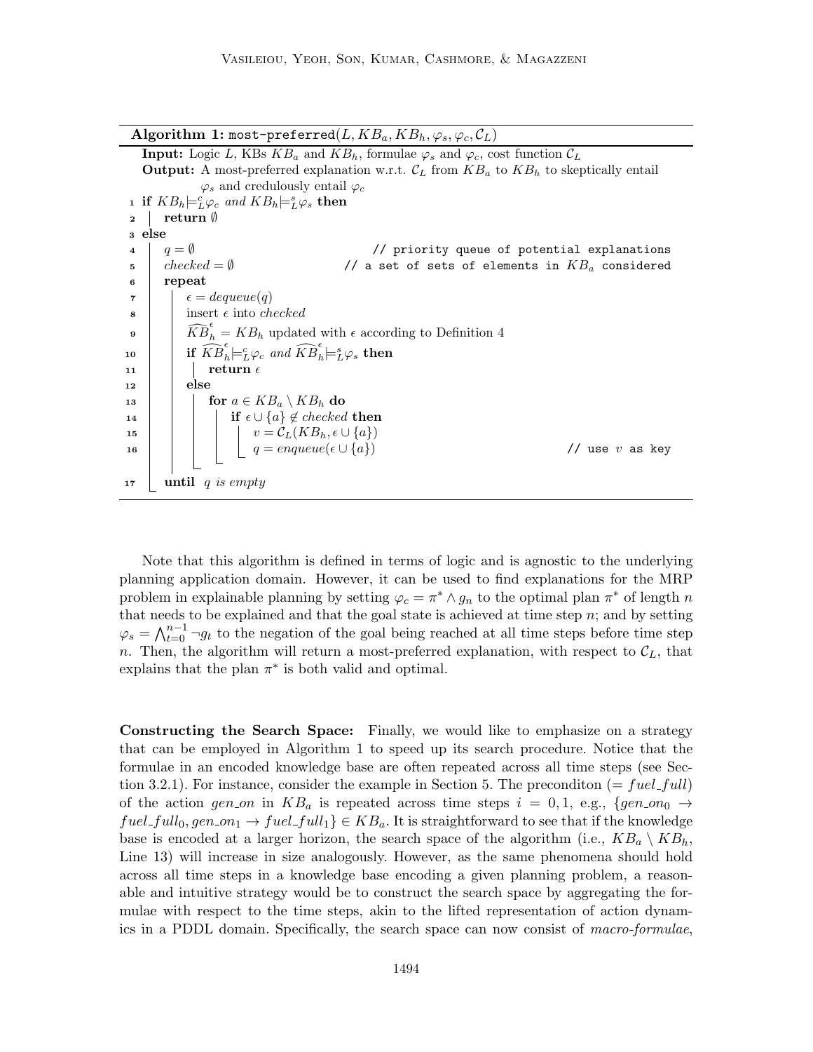**Algorithm 1:** `most-preferred`($L, KB_a, KB_h, \varphi_s, \varphi_c, \mathcal{C}_L$)

**Input:** Logic $L$, KBs $KB_a$ and $KB_h$, formulae $\varphi_s$ and $\varphi_c$, cost function $\mathcal{C}_L$

**Output:** A most-preferred explanation w.r.t. $\mathcal{C}_L$ from $KB_a$ to $KB_h$ to skeptically entail $\varphi_s$ and credulously entail $\varphi_c$

```
1  if KB_h ⊨^c_L φ_c and KB_h ⊨^s_L φ_s then
2  |   return ∅
3  else
4  |   q = ∅                          // priority queue of potential explanations
5  |   checked = ∅                    // a set of sets of elements in KB_a considered
6  |   repeat
7  |   |   ε = dequeue(q)
8  |   |   insert ε into checked
9  |   |   KB^ε_h = KB_h updated with ε according to Definition 4
10 |   |   if KB^ε_h ⊨^c_L φ_c and KB^ε_h ⊨^s_L φ_s then
11 |   |   |   return ε
12 |   |   else
13 |   |   |   for a ∈ KB_a \ KB_h do
14 |   |   |   |   if ε ∪ {a} ∉ checked then
15 |   |   |   |   |   v = C_L(KB_h, ε ∪ {a})
16 |   |   |   |   |   q = enqueue(ε ∪ {a})                          // use v as key
17 |   until q is empty
```

Note that this algorithm is defined in terms of logic and is agnostic to the underlying planning application domain. However, it can be used to find explanations for the MRP problem in explainable planning by setting $\varphi_c = \pi^* \wedge g_n$ to the optimal plan $\pi^*$ of length $n$ that needs to be explained and that the goal state is achieved at time step $n$; and by setting $\varphi_s = \bigwedge_{t=0}^{n-1} \neg g_t$ to the negation of the goal being reached at all time steps before time step $n$. Then, the algorithm will return a most-preferred explanation, with respect to $\mathcal{C}_L$, that explains that the plan $\pi^*$ is both valid and optimal.

**Constructing the Search Space:** Finally, we would like to emphasize on a strategy that can be employed in Algorithm 1 to speed up its search procedure. Notice that the formulae in an encoded knowledge base are often repeated across all time steps (see Section 3.2.1). For instance, consider the example in Section 5. The preconditon ($= fuel\_full$) of the action $gen\_on$ in $KB_a$ is repeated across time steps $i = 0, 1$, e.g., $\{gen\_on_0 \rightarrow fuel\_full_0, gen\_on_1 \rightarrow fuel\_full_1\} \in KB_a$. It is straightforward to see that if the knowledge base is encoded at a larger horizon, the search space of the algorithm (i.e., $KB_a \setminus KB_h$, Line 13) will increase in size analogously. However, as the same phenomena should hold across all time steps in a knowledge base encoding a given planning problem, a reasonable and intuitive strategy would be to construct the search space by aggregating the formulae with respect to the time steps, akin to the lifted representation of action dynamics in a PDDL domain. Specifically, the search space can now consist of *macro-formulae*,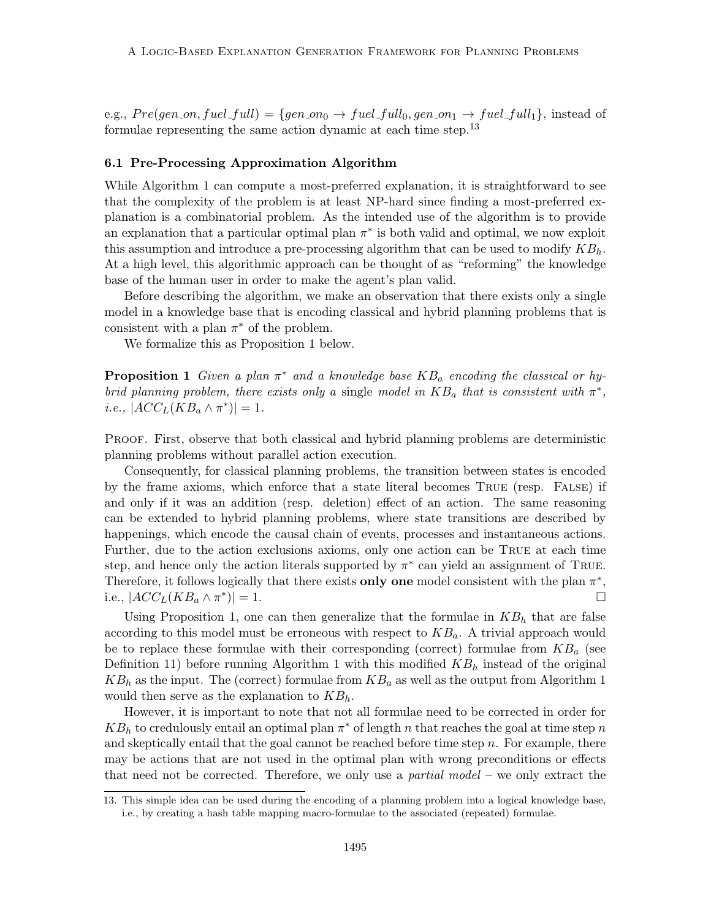e.g., $Pre(gen\_on, fuel\_full) = \{gen\_on_0 \rightarrow fuel\_full_0, gen\_on_1 \rightarrow fuel\_full_1\}$, instead of formulae representing the same action dynamic at each time step.[13]

### 6.1 Pre-Processing Approximation Algorithm

While Algorithm 1 can compute a most-preferred explanation, it is straightforward to see that the complexity of the problem is at least NP-hard since finding a most-preferred explanation is a combinatorial problem. As the intended use of the algorithm is to provide an explanation that a particular optimal plan $\pi^*$ is both valid and optimal, we now exploit this assumption and introduce a pre-processing algorithm that can be used to modify $KB_h$. At a high level, this algorithmic approach can be thought of as "reforming" the knowledge base of the human user in order to make the agent's plan valid.

Before describing the algorithm, we make an observation that there exists only a single model in a knowledge base that is encoding classical and hybrid planning problems that is consistent with a plan $\pi^*$ of the problem.

We formalize this as Proposition 1 below.

**Proposition 1** *Given a plan $\pi^*$ and a knowledge base $KB_a$ encoding the classical or hybrid planning problem, there exists only a* single *model in $KB_a$ that is consistent with $\pi^*$, i.e., $|ACC_L(KB_a \wedge \pi^*)| = 1$.*

Proof. First, observe that both classical and hybrid planning problems are deterministic planning problems without parallel action execution.

Consequently, for classical planning problems, the transition between states is encoded by the frame axioms, which enforce that a state literal becomes True (resp. False) if and only if it was an addition (resp. deletion) effect of an action. The same reasoning can be extended to hybrid planning problems, where state transitions are described by happenings, which encode the causal chain of events, processes and instantaneous actions. Further, due to the action exclusions axioms, only one action can be True at each time step, and hence only the action literals supported by $\pi^*$ can yield an assignment of True. Therefore, it follows logically that there exists **only one** model consistent with the plan $\pi^*$, i.e., $|ACC_L(KB_a \wedge \pi^*)| = 1$. □

Using Proposition 1, one can then generalize that the formulae in $KB_h$ that are false according to this model must be erroneous with respect to $KB_a$. A trivial approach would be to replace these formulae with their corresponding (correct) formulae from $KB_a$ (see Definition 11) before running Algorithm 1 with this modified $KB_h$ instead of the original $KB_h$ as the input. The (correct) formulae from $KB_a$ as well as the output from Algorithm 1 would then serve as the explanation to $KB_h$.

However, it is important to note that not all formulae need to be corrected in order for $KB_h$ to credulously entail an optimal plan $\pi^*$ of length $n$ that reaches the goal at time step $n$ and skeptically entail that the goal cannot be reached before time step $n$. For example, there may be actions that are not used in the optimal plan with wrong preconditions or effects that need not be corrected. Therefore, we only use a *partial model* – we only extract the

13. This simple idea can be used during the encoding of a planning problem into a logical knowledge base, i.e., by creating a hash table mapping macro-formulae to the associated (repeated) formulae.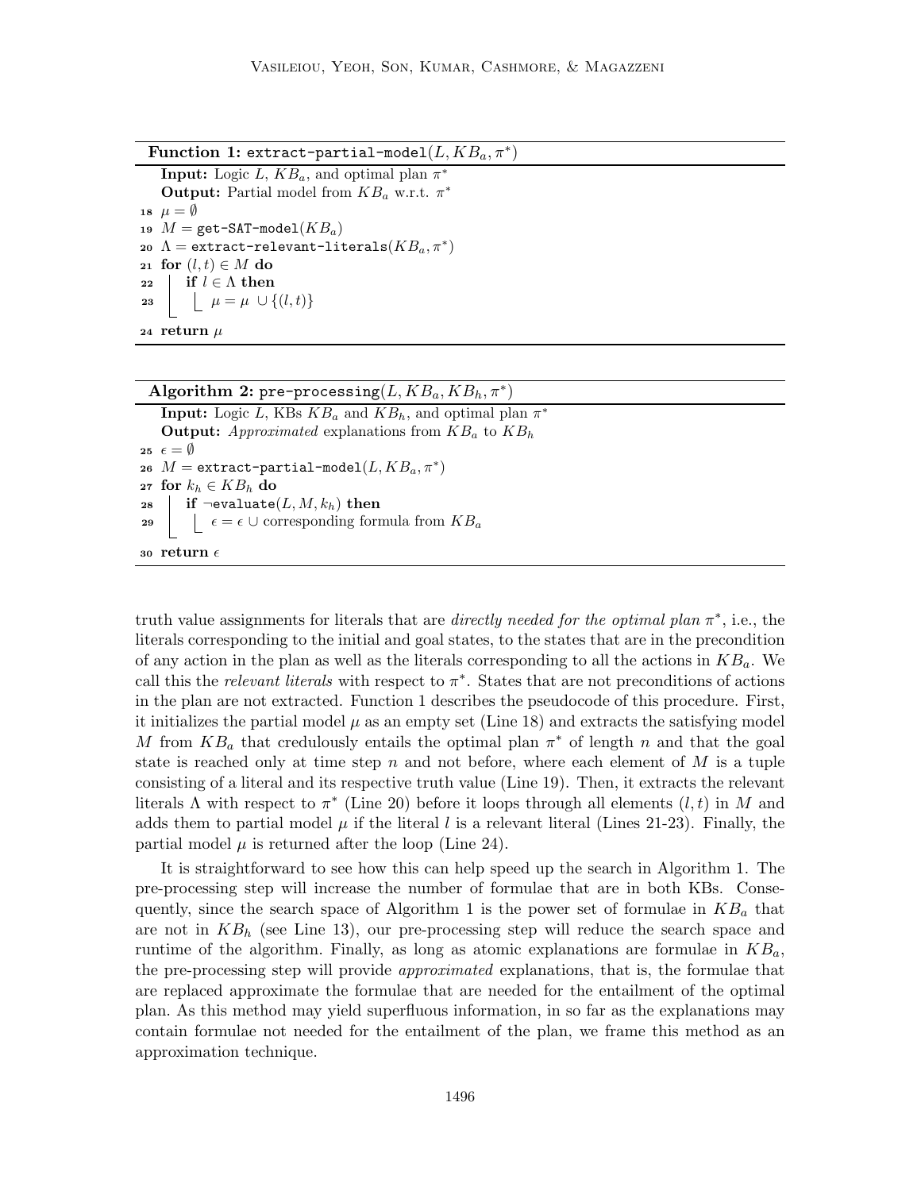**Function 1:** `extract-partial-model`$(L, KB_a, \pi^*)$

```
   Input: Logic L, KB_a, and optimal plan π*
   Output: Partial model from KB_a w.r.t. π*
18 μ = ∅
19 M = get-SAT-model(KB_a)
20 Λ = extract-relevant-literals(KB_a, π*)
21 for (l, t) ∈ M do
22     if l ∈ Λ then
23         μ = μ ∪ {(l, t)}
24 return μ
```

**Algorithm 2:** `pre-processing`$(L, KB_a, KB_h, \pi^*)$

```
   Input: Logic L, KBs KB_a and KB_h, and optimal plan π*
   Output: Approximated explanations from KB_a to KB_h
25 ϵ = ∅
26 M = extract-partial-model(L, KB_a, π*)
27 for k_h ∈ KB_h do
28     if ¬evaluate(L, M, k_h) then
29         ϵ = ϵ ∪ corresponding formula from KB_a
30 return ϵ
```

truth value assignments for literals that are *directly needed for the optimal plan* $\pi^*$, i.e., the literals corresponding to the initial and goal states, to the states that are in the precondition of any action in the plan as well as the literals corresponding to all the actions in $KB_a$. We call this the *relevant literals* with respect to $\pi^*$. States that are not preconditions of actions in the plan are not extracted. Function 1 describes the pseudocode of this procedure. First, it initializes the partial model $\mu$ as an empty set (Line 18) and extracts the satisfying model $M$ from $KB_a$ that credulously entails the optimal plan $\pi^*$ of length $n$ and that the goal state is reached only at time step $n$ and not before, where each element of $M$ is a tuple consisting of a literal and its respective truth value (Line 19). Then, it extracts the relevant literals $\Lambda$ with respect to $\pi^*$ (Line 20) before it loops through all elements $(l, t)$ in $M$ and adds them to partial model $\mu$ if the literal $l$ is a relevant literal (Lines 21-23). Finally, the partial model $\mu$ is returned after the loop (Line 24).

It is straightforward to see how this can help speed up the search in Algorithm 1. The pre-processing step will increase the number of formulae that are in both KBs. Consequently, since the search space of Algorithm 1 is the power set of formulae in $KB_a$ that are not in $KB_h$ (see Line 13), our pre-processing step will reduce the search space and runtime of the algorithm. Finally, as long as atomic explanations are formulae in $KB_a$, the pre-processing step will provide *approximated* explanations, that is, the formulae that are replaced approximate the formulae that are needed for the entailment of the optimal plan. As this method may yield superfluous information, in so far as the explanations may contain formulae not needed for the entailment of the plan, we frame this method as an approximation technique.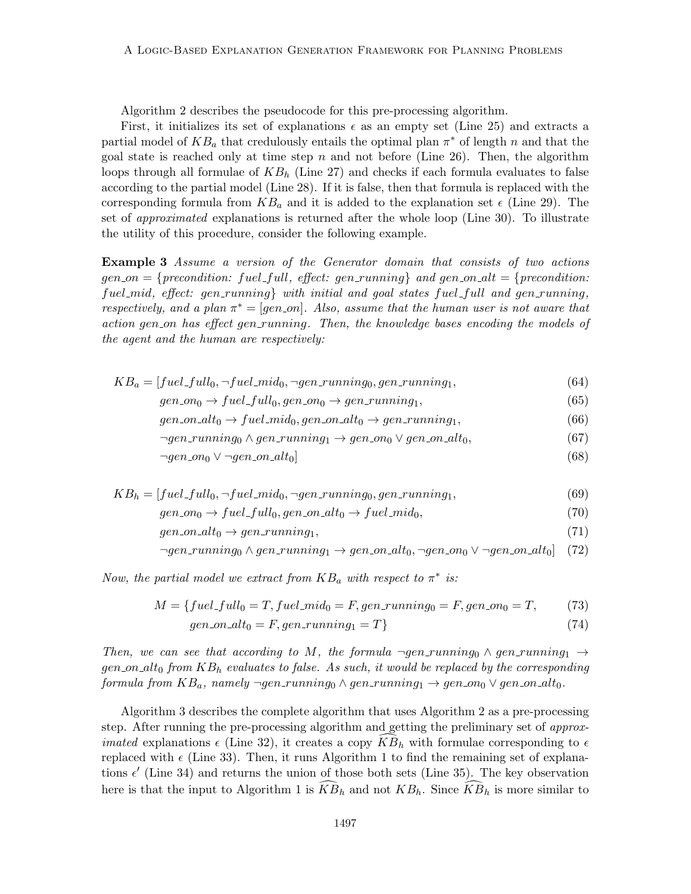Algorithm 2 describes the pseudocode for this pre-processing algorithm.

First, it initializes its set of explanations $\epsilon$ as an empty set (Line 25) and extracts a partial model of $KB_a$ that credulously entails the optimal plan $\pi^*$ of length $n$ and that the goal state is reached only at time step $n$ and not before (Line 26). Then, the algorithm loops through all formulae of $KB_h$ (Line 27) and checks if each formula evaluates to false according to the partial model (Line 28). If it is false, then that formula is replaced with the corresponding formula from $KB_a$ and it is added to the explanation set $\epsilon$ (Line 29). The set of *approximated* explanations is returned after the whole loop (Line 30). To illustrate the utility of this procedure, consider the following example.

**Example 3** *Assume a version of the Generator domain that consists of two actions* $gen\_on$ = {*precondition:* $fuel\_full$, *effect:* $gen\_running$} *and* $gen\_on\_alt$ = {*precondition:* $fuel\_mid$, *effect:* $gen\_running$} *with initial and goal states* $fuel\_full$ *and* $gen\_running$, *respectively, and a plan* $\pi^* = [gen\_on]$. *Also, assume that the human user is not aware that action* $gen\_on$ *has effect* $gen\_running$. *Then, the knowledge bases encoding the models of the agent and the human are respectively:*

$$KB_a = [fuel\_full_0, \neg fuel\_mid_0, \neg gen\_running_0, gen\_running_1, \tag{64}$$
$$gen\_on_0 \rightarrow fuel\_full_0, gen\_on_0 \rightarrow gen\_running_1, \tag{65}$$
$$gen\_on\_alt_0 \rightarrow fuel\_mid_0, gen\_on\_alt_0 \rightarrow gen\_running_1, \tag{66}$$
$$\neg gen\_running_0 \wedge gen\_running_1 \rightarrow gen\_on_0 \vee gen\_on\_alt_0, \tag{67}$$
$$\neg gen\_on_0 \vee \neg gen\_on\_alt_0] \tag{68}$$

$$KB_h = [fuel\_full_0, \neg fuel\_mid_0, \neg gen\_running_0, gen\_running_1, \tag{69}$$
$$gen\_on_0 \rightarrow fuel\_full_0, gen\_on\_alt_0 \rightarrow fuel\_mid_0, \tag{70}$$
$$gen\_on\_alt_0 \rightarrow gen\_running_1, \tag{71}$$
$$\neg gen\_running_0 \wedge gen\_running_1 \rightarrow gen\_on\_alt_0, \neg gen\_on_0 \vee \neg gen\_on\_alt_0] \tag{72}$$

*Now, the partial model we extract from* $KB_a$ *with respect to* $\pi^*$ *is:*

$$M = \{fuel\_full_0 = T, fuel\_mid_0 = F, gen\_running_0 = F, gen\_on_0 = T, \tag{73}$$
$$gen\_on\_alt_0 = F, gen\_running_1 = T\} \tag{74}$$

*Then, we can see that according to* $M$, *the formula* $\neg gen\_running_0 \wedge gen\_running_1 \rightarrow gen\_on\_alt_0$ *from* $KB_h$ *evaluates to false. As such, it would be replaced by the corresponding formula from* $KB_a$, *namely* $\neg gen\_running_0 \wedge gen\_running_1 \rightarrow gen\_on_0 \vee gen\_on\_alt_0$.

Algorithm 3 describes the complete algorithm that uses Algorithm 2 as a pre-processing step. After running the pre-processing algorithm and getting the preliminary set of *approximated* explanations $\epsilon$ (Line 32), it creates a copy $\widehat{KB}_h$ with formulae corresponding to $\epsilon$ replaced with $\epsilon$ (Line 33). Then, it runs Algorithm 1 to find the remaining set of explanations $\epsilon'$ (Line 34) and returns the union of those both sets (Line 35). The key observation here is that the input to Algorithm 1 is $\widehat{KB}_h$ and not $KB_h$. Since $\widehat{KB}_h$ is more similar to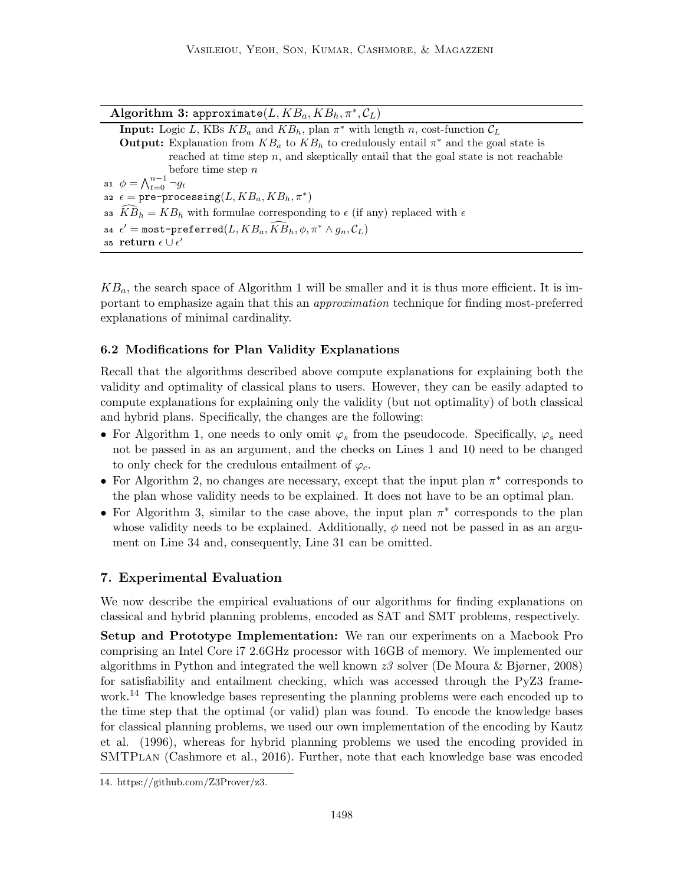**Algorithm 3:** $\texttt{approximate}(L, KB_a, KB_h, \pi^*, \mathcal{C}_L)$

**Input:** Logic $L$, KBs $KB_a$ and $KB_h$, plan $\pi^*$ with length $n$, cost-function $\mathcal{C}_L$

**Output:** Explanation from $KB_a$ to $KB_h$ to credulously entail $\pi^*$ and the goal state is reached at time step $n$, and skeptically entail that the goal state is not reachable before time step $n$

```
31  φ = ⋀_{t=0}^{n-1} ¬g_t
32  ε = pre-processing(L, KB_a, KB_h, π*)
33  K̂B_h = KB_h with formulae corresponding to ε (if any) replaced with ε
34  ε' = most-preferred(L, KB_a, K̂B_h, φ, π* ∧ g_n, C_L)
35  return ε ∪ ε'
```

$KB_a$, the search space of Algorithm 1 will be smaller and it is thus more efficient. It is important to emphasize again that this an *approximation* technique for finding most-preferred explanations of minimal cardinality.

### 6.2 Modifications for Plan Validity Explanations

Recall that the algorithms described above compute explanations for explaining both the validity and optimality of classical plans to users. However, they can be easily adapted to compute explanations for explaining only the validity (but not optimality) of both classical and hybrid plans. Specifically, the changes are the following:

- For Algorithm 1, one needs to only omit $\varphi_s$ from the pseudocode. Specifically, $\varphi_s$ need not be passed in as an argument, and the checks on Lines 1 and 10 need to be changed to only check for the credulous entailment of $\varphi_c$.
- For Algorithm 2, no changes are necessary, except that the input plan $\pi^*$ corresponds to the plan whose validity needs to be explained. It does not have to be an optimal plan.
- For Algorithm 3, similar to the case above, the input plan $\pi^*$ corresponds to the plan whose validity needs to be explained. Additionally, $\phi$ need not be passed in as an argument on Line 34 and, consequently, Line 31 can be omitted.

## 7. Experimental Evaluation

We now describe the empirical evaluations of our algorithms for finding explanations on classical and hybrid planning problems, encoded as SAT and SMT problems, respectively.

**Setup and Prototype Implementation:** We ran our experiments on a Macbook Pro comprising an Intel Core i7 2.6GHz processor with 16GB of memory. We implemented our algorithms in Python and integrated the well known *z3* solver (De Moura & Bjørner, 2008) for satisfiability and entailment checking, which was accessed through the PyZ3 framework.[14] The knowledge bases representing the planning problems were each encoded up to the time step that the optimal (or valid) plan was found. To encode the knowledge bases for classical planning problems, we used our own implementation of the encoding by Kautz et al. (1996), whereas for hybrid planning problems we used the encoding provided in SMTPlan (Cashmore et al., 2016). Further, note that each knowledge base was encoded

14. https://github.com/Z3Prover/z3.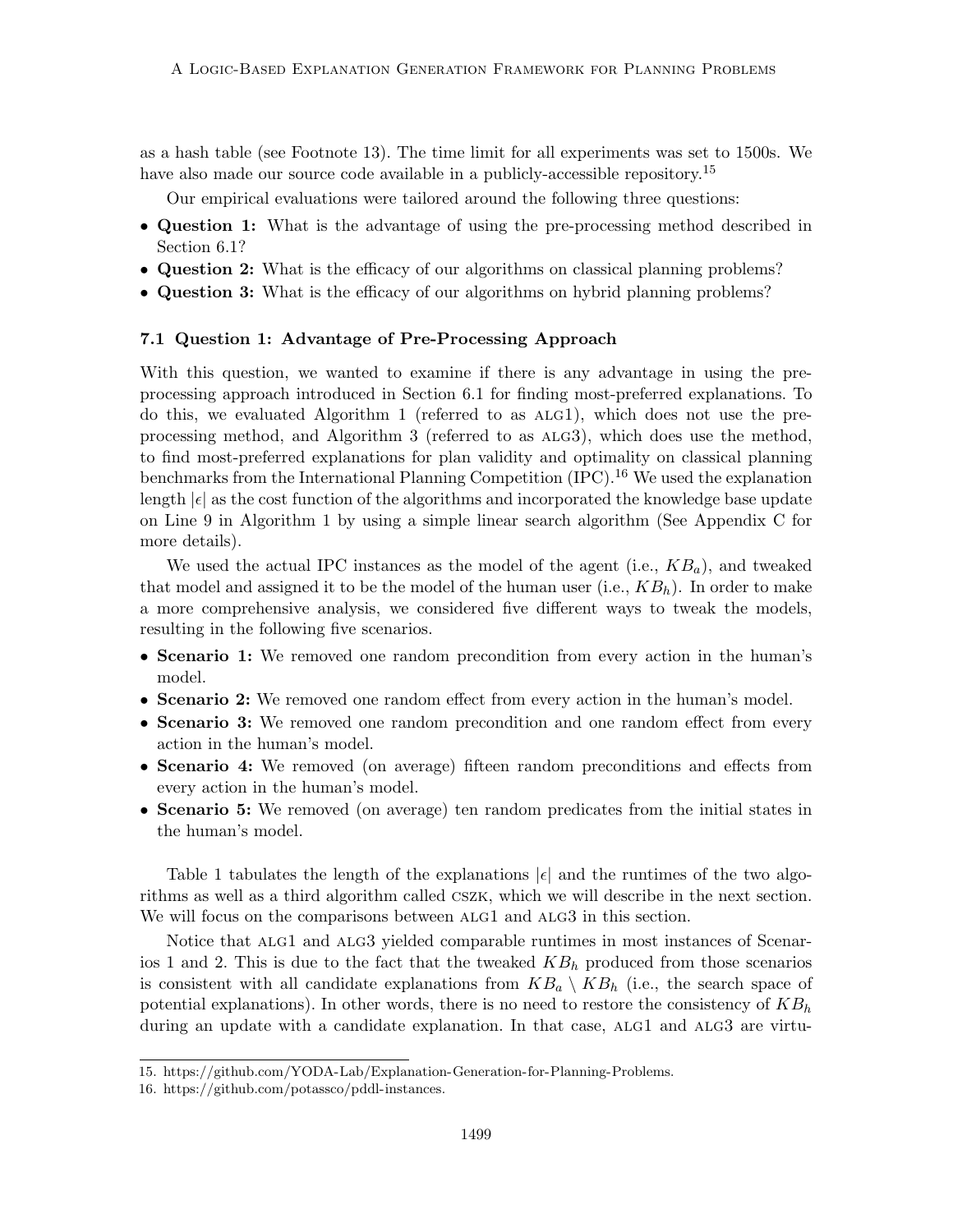as a hash table (see Footnote 13). The time limit for all experiments was set to 1500s. We have also made our source code available in a publicly-accessible repository.[15]

Our empirical evaluations were tailored around the following three questions:

- **Question 1:** What is the advantage of using the pre-processing method described in Section 6.1?
- **Question 2:** What is the efficacy of our algorithms on classical planning problems?
- **Question 3:** What is the efficacy of our algorithms on hybrid planning problems?

### 7.1 Question 1: Advantage of Pre-Processing Approach

With this question, we wanted to examine if there is any advantage in using the pre-processing approach introduced in Section 6.1 for finding most-preferred explanations. To do this, we evaluated Algorithm 1 (referred to as ALG1), which does not use the pre-processing method, and Algorithm 3 (referred to as ALG3), which does use the method, to find most-preferred explanations for plan validity and optimality on classical planning benchmarks from the International Planning Competition (IPC).[16] We used the explanation length $|\epsilon|$ as the cost function of the algorithms and incorporated the knowledge base update on Line 9 in Algorithm 1 by using a simple linear search algorithm (See Appendix C for more details).

We used the actual IPC instances as the model of the agent (i.e., $KB_a$), and tweaked that model and assigned it to be the model of the human user (i.e., $KB_h$). In order to make a more comprehensive analysis, we considered five different ways to tweak the models, resulting in the following five scenarios.

- **Scenario 1:** We removed one random precondition from every action in the human's model.
- **Scenario 2:** We removed one random effect from every action in the human's model.
- **Scenario 3:** We removed one random precondition and one random effect from every action in the human's model.
- **Scenario 4:** We removed (on average) fifteen random preconditions and effects from every action in the human's model.
- **Scenario 5:** We removed (on average) ten random predicates from the initial states in the human's model.

Table 1 tabulates the length of the explanations $|\epsilon|$ and the runtimes of the two algorithms as well as a third algorithm called CSZK, which we will describe in the next section. We will focus on the comparisons between ALG1 and ALG3 in this section.

Notice that ALG1 and ALG3 yielded comparable runtimes in most instances of Scenarios 1 and 2. This is due to the fact that the tweaked $KB_h$ produced from those scenarios is consistent with all candidate explanations from $KB_a \setminus KB_h$ (i.e., the search space of potential explanations). In other words, there is no need to restore the consistency of $KB_h$ during an update with a candidate explanation. In that case, ALG1 and ALG3 are virtu-

15. https://github.com/YODA-Lab/Explanation-Generation-for-Planning-Problems.
16. https://github.com/potassco/pddl-instances.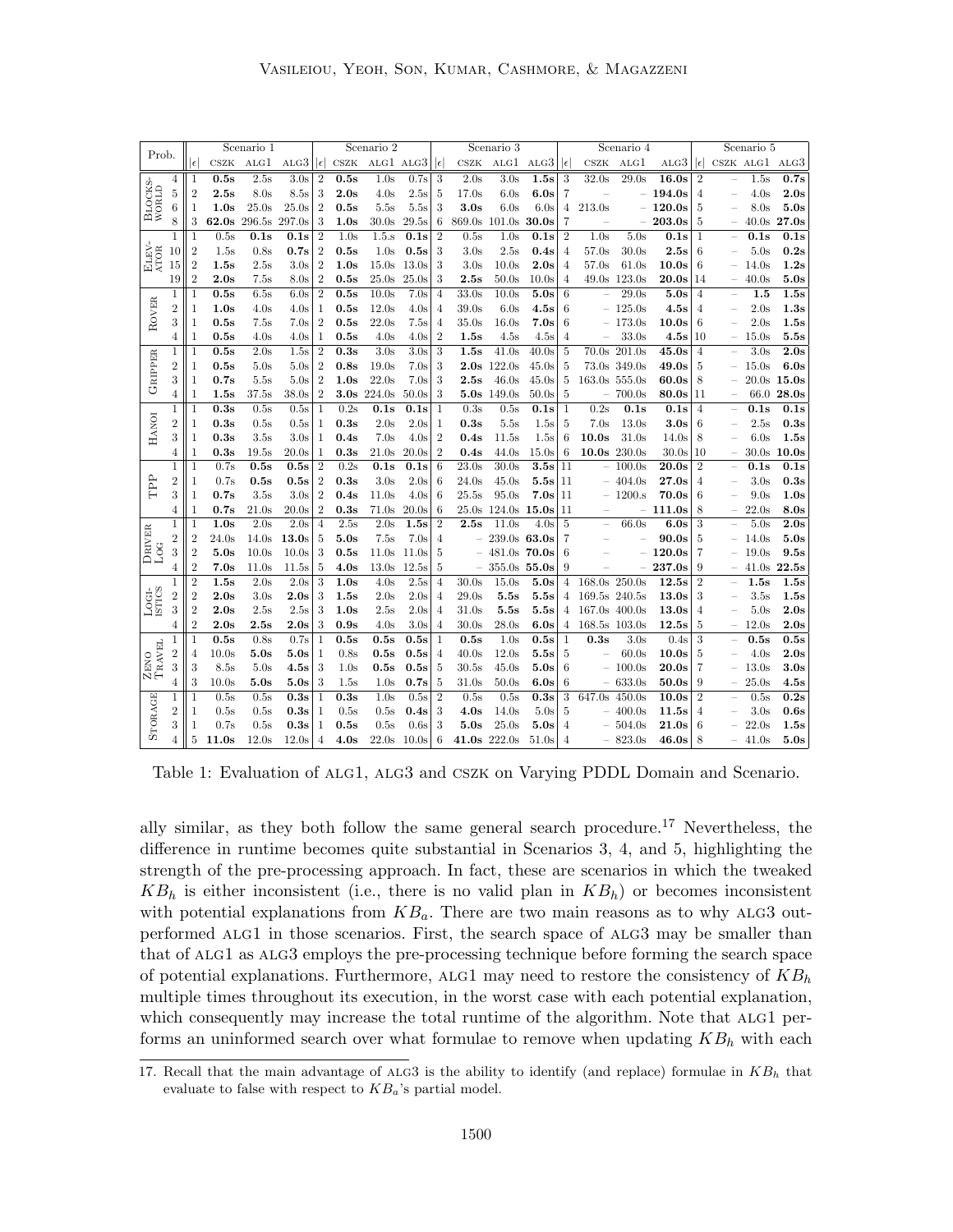| Prob. | | Scenario 1 | | | | Scenario 2 | | | | Scenario 3 | | | | Scenario 4 | | | | Scenario 5 | | | |
|---|---|---|---|---|---|---|---|---|---|---|---|---|---|---|---|---|---|---|---|---|---|
| | | $\lvert\epsilon\rvert$ | CSZK | ALG1 | ALG3 | $\lvert\epsilon\rvert$ | CSZK | ALG1 | ALG3 | $\lvert\epsilon\rvert$ | CSZK | ALG1 | ALG3 | $\lvert\epsilon\rvert$ | CSZK | ALG1 | ALG3 | $\lvert\epsilon\rvert$ | CSZK | ALG1 | ALG3 |
| BLOCKS-WORLD | 4 | 1 | **0.5s** | 2.5s | 3.0s | 2 | **0.5s** | 1.0s | 0.7s | 3 | 2.0s | 3.0s | **1.5s** | 3 | 32.0s | 29.0s | **16.0s** | 2 | – | 1.5s | **0.7s** |
| | 5 | 2 | **2.5s** | 8.0s | 8.5s | 3 | **2.0s** | 4.0s | 2.5s | 5 | 17.0s | 6.0s | **6.0s** | 7 | – | – | **194.0s** | 4 | – | 4.0s | **2.0s** |
| | 6 | 1 | **1.0s** | 25.0s | 25.0s | 2 | **0.5s** | 5.5s | 5.5s | 3 | **3.0s** | 6.0s | 6.0s | 4 | 213.0s | – | **120.0s** | 5 | – | 8.0s | **5.0s** |
| | 8 | 3 | **62.0s** | 296.5s | 297.0s | 3 | **1.0s** | 30.0s | 29.5s | 6 | 869.0s | 101.0s | **30.0s** | 7 | – | – | **203.0s** | 5 | – | 40.0s | **27.0s** |
| ELEV-ATOR | 1 | 1 | 0.5s | **0.1s** | **0.1s** | 2 | 1.0s | 1.5.s | **0.1s** | 2 | 0.5s | 1.0s | **0.1s** | 2 | 1.0s | 5.0s | **0.1s** | 1 | – | **0.1s** | **0.1s** |
| | 10 | 2 | 1.5s | 0.8s | **0.7s** | 2 | **0.5s** | 1.0s | **0.5s** | 3 | 3.0s | 2.5s | **0.4s** | 4 | 57.0s | 30.0s | **2.5s** | 6 | – | 5.0s | **0.2s** |
| | 15 | 2 | **1.5s** | 2.5s | 3.0s | 2 | **1.0s** | 15.0s | 13.0s | 3 | 3.0s | 10.0s | **2.0s** | 4 | 57.0s | 61.0s | **10.0s** | 6 | – | 14.0s | **1.2s** |
| | 19 | 2 | **2.0s** | 7.5s | 8.0s | 2 | **0.5s** | 25.0s | 25.0s | 3 | **2.5s** | 50.0s | 10.0s | 4 | – | 49.0s | 123.0s | **20.0s** | 14 | – | 40.0s | **5.0s** |
| ROVER | 1 | 1 | **0.5s** | 6.5s | 6.0s | 2 | **0.5s** | 10.0s | 7.0s | 4 | 33.0s | 10.0s | **5.0s** | 6 | – | 29.0s | **5.0s** | 4 | – | **1.5** | **1.5s** |
| | 2 | 1 | **1.0s** | 4.0s | 4.0s | 1 | **0.5s** | 12.0s | 4.0s | 4 | 39.0s | 6.0s | **4.5s** | 6 | – | 125.0s | **4.5s** | 4 | – | 2.0s | **1.3s** |
| | 3 | 1 | **0.5s** | 7.5s | 7.0s | 2 | **0.5s** | 22.0s | 7.5s | 4 | 35.0s | 16.0s | **7.0s** | 6 | – | 173.0s | **10.0s** | 6 | – | 2.0s | **1.5s** |
| | 4 | 1 | **0.5s** | 4.0s | 4.0s | 1 | **0.5s** | 4.0s | 4.0s | 2 | **1.5s** | 4.5s | 4.5s | 4 | – | 33.0s | **4.5s** | 10 | – | 15.0s | **5.5s** |
| GRIPPER | 1 | 1 | **0.5s** | 2.0s | 1.5s | 2 | **0.3s** | 3.0s | 3.0s | 3 | **1.5s** | 41.0s | 40.0s | 5 | 70.0s | 201.0s | **45.0s** | 4 | – | 3.0s | **2.0s** |
| | 2 | 1 | **0.5s** | 5.0s | 5.0s | 2 | **0.8s** | 19.0s | 7.0s | 3 | **2.0s** | 122.0s | 45.0s | 5 | 73.0s | 349.0s | **49.0s** | 5 | – | 15.0s | **6.0s** |
| | 3 | 1 | **0.7s** | 5.5s | 5.0s | 2 | **1.0s** | 22.0s | 7.0s | 3 | **2.5s** | 46.0s | 45.0s | 5 | 163.0s | 555.0s | **60.0s** | 8 | – | 20.0s | **15.0s** |
| | 4 | 1 | **1.5s** | 37.5s | 38.0s | 2 | **3.0s** | 224.0s | 50.0s | 3 | **5.0s** | 149.0s | 50.0s | 5 | – | 700.0s | **80.0s** | 11 | – | 66.0 | **28.0s** |
| HANOI | 1 | 1 | **0.3s** | 0.5s | 0.5s | 1 | 0.2s | **0.1s** | **0.1s** | 1 | 0.3s | 0.5s | **0.1s** | 1 | 0.2s | **0.1s** | **0.1s** | 4 | – | **0.1s** | **0.1s** |
| | 2 | 1 | **0.3s** | 0.5s | 0.5s | 1 | **0.3s** | 2.0s | 2.0s | 1 | **0.3s** | 5.5s | 1.5s | 5 | 7.0s | 13.0s | **3.0s** | 6 | – | 2.5s | **0.3s** |
| | 3 | 1 | **0.3s** | 3.5s | 3.0s | 1 | **0.4s** | 7.0s | 4.0s | 2 | **0.4s** | 11.5s | 1.5s | 6 | **10.0s** | 31.0s | 14.0s | 8 | – | 6.0s | **1.5s** |
| | 4 | 1 | **0.3s** | 19.5s | 20.0s | 1 | **0.3s** | 21.0s | 20.0s | 2 | **0.4s** | 44.0s | 15.0s | 6 | **10.0s** | 230.0s | 30.0s | 10 | – | 30.0s | **10.0s** |
| TPP | 1 | 1 | 0.7s | **0.5s** | **0.5s** | 2 | 0.2s | **0.1s** | **0.1s** | 6 | 23.0s | 30.0s | **3.5s** | 11 | – | 100.0s | **20.0s** | 2 | – | **0.1s** | **0.1s** |
| | 2 | 1 | 0.7s | **0.5s** | **0.5s** | 2 | **0.3s** | 3.0s | 2.0s | 6 | 24.0s | 45.0s | **5.5s** | 11 | – | 404.0s | **27.0s** | 4 | – | 3.0s | **0.3s** |
| | 3 | 1 | **0.7s** | 3.5s | 3.0s | 2 | **0.4s** | 11.0s | 4.0s | 6 | 25.5s | 95.0s | **7.0s** | 11 | – | 1200.s | **70.0s** | 6 | – | 9.0s | **1.0s** |
| | 4 | 1 | **0.7s** | 21.0s | 20.0s | 2 | **0.3s** | 71.0s | 20.0s | 6 | 25.0s | 124.0s | **15.0s** | 11 | – | – | **111.0s** | 8 | – | 22.0s | **8.0s** |
| DRIVER LOG | 1 | 1 | **1.0s** | 2.0s | 2.0s | 4 | 2.5s | 2.0s | **1.5s** | 2 | **2.5s** | 11.0s | 4.0s | 5 | – | 66.0s | **6.0s** | 3 | – | 5.0s | **2.0s** |
| | 2 | 2 | 24.0s | 14.0s | **13.0s** | 5 | **5.0s** | 7.5s | 7.0s | 4 | – | 239.0s | **63.0s** | 7 | – | – | **90.0s** | 5 | – | 14.0s | **5.0s** |
| | 3 | 2 | **5.0s** | 10.0s | 10.0s | 3 | **0.5s** | 11.0s | 11.0s | 5 | – | 481.0s | **70.0s** | 6 | – | – | **120.0s** | 7 | – | 19.0s | **9.5s** |
| | 4 | 2 | **7.0s** | 11.0s | 11.5s | 5 | **4.0s** | 13.0s | 12.5s | 5 | – | 355.0s | **55.0s** | 9 | – | – | **237.0s** | 9 | – | 41.0s | **22.5s** |
| LOGI-ISTICS | 1 | 2 | **1.5s** | 2.0s | 2.0s | 3 | **1.0s** | 4.0s | 2.5s | 4 | 30.0s | 15.0s | **5.0s** | 4 | 168.0s | 250.0s | **12.5s** | 2 | – | **1.5s** | **1.5s** |
| | 2 | 2 | **2.0s** | 3.0s | **2.0s** | 3 | **1.5s** | 2.0s | 2.0s | 4 | 29.0s | **5.5s** | **5.5s** | 4 | 169.5s | 240.5s | **13.0s** | 3 | – | 3.5s | **1.5s** |
| | 3 | 2 | **2.0s** | 2.5s | 2.5s | 3 | **1.0s** | 2.5s | 2.0s | 4 | 31.0s | **5.5s** | **5.5s** | 4 | 167.0s | 400.0s | **13.0s** | 4 | – | 5.0s | **2.0s** |
| | 4 | 2 | **2.0s** | **2.5s** | **2.0s** | 3 | **0.9s** | 4.0s | 3.0s | 4 | 30.0s | 28.0s | **6.0s** | 4 | 168.5s | 103.0s | **12.5s** | 5 | – | 12.0s | **2.0s** |
| ZENO TRAVEL | 1 | 1 | **0.5s** | 0.8s | 0.7s | 1 | **0.5s** | **0.5s** | **0.5s** | 1 | **0.5s** | 1.0s | **0.5s** | 1 | **0.3s** | 3.0s | 0.4s | 3 | – | **0.5s** | **0.5s** |
| | 2 | 4 | 10.0s | **5.0s** | **5.0s** | 1 | 0.8s | **0.5s** | **0.5s** | 4 | 40.0s | 12.0s | **5.5s** | 5 | – | 60.0s | **10.0s** | 5 | – | 4.0s | **2.0s** |
| | 3 | 3 | 8.5s | 5.0s | **4.5s** | 3 | 1.0s | **0.5s** | **0.5s** | 5 | 30.5s | 45.0s | **5.0s** | 6 | – | 100.0s | **20.0s** | 7 | – | 13.0s | **3.0s** |
| | 4 | 3 | 10.0s | **5.0s** | **5.0s** | 3 | 1.5s | 1.0s | **0.7s** | 5 | 31.0s | 50.0s | **6.0s** | 6 | – | 633.0s | **50.0s** | 9 | – | 25.0s | **4.5s** |
| STORAGE | 1 | 1 | 0.5s | 0.5s | **0.3s** | 1 | **0.3s** | 1.0s | 0.5s | 2 | 0.5s | 0.5s | **0.3s** | 3 | 647.0s | 450.0s | **10.0s** | 2 | – | 0.5s | **0.2s** |
| | 2 | 1 | 0.5s | 0.5s | **0.3s** | 1 | 0.5s | 0.5s | **0.4s** | 3 | **4.0s** | 14.0s | 5.0s | 5 | – | 400.0s | **11.5s** | 4 | – | 3.0s | **0.6s** |
| | 3 | 1 | 0.7s | 0.5s | **0.3s** | 1 | **0.5s** | 0.5s | 0.6s | 3 | **5.0s** | 25.0s | **5.0s** | 4 | – | 504.0s | **21.0s** | 6 | – | 22.0s | **1.5s** |
| | 4 | 5 | **11.0s** | 12.0s | 12.0s | 4 | **4.0s** | 22.0s | **10.0s** | 6 | **41.0s** | 222.0s | 51.0s | 4 | – | 823.0s | **46.0s** | 8 | – | 41.0s | **5.0s** |

Table 1: Evaluation of ALG1, ALG3 and CSZK on Varying PDDL Domain and Scenario.

ally similar, as they both follow the same general search procedure.[17] Nevertheless, the difference in runtime becomes quite substantial in Scenarios 3, 4, and 5, highlighting the strength of the pre-processing approach. In fact, these are scenarios in which the tweaked $KB_h$ is either inconsistent (i.e., there is no valid plan in $KB_h$) or becomes inconsistent with potential explanations from $KB_a$. There are two main reasons as to why ALG3 outperformed ALG1 in those scenarios. First, the search space of ALG3 may be smaller than that of ALG1 as ALG3 employs the pre-processing technique before forming the search space of potential explanations. Furthermore, ALG1 may need to restore the consistency of $KB_h$ multiple times throughout its execution, in the worst case with each potential explanation, which consequently may increase the total runtime of the algorithm. Note that ALG1 performs an uninformed search over what formulae to remove when updating $KB_h$ with each

17. Recall that the main advantage of ALG3 is the ability to identify (and replace) formulae in $KB_h$ that evaluate to false with respect to $KB_a$'s partial model.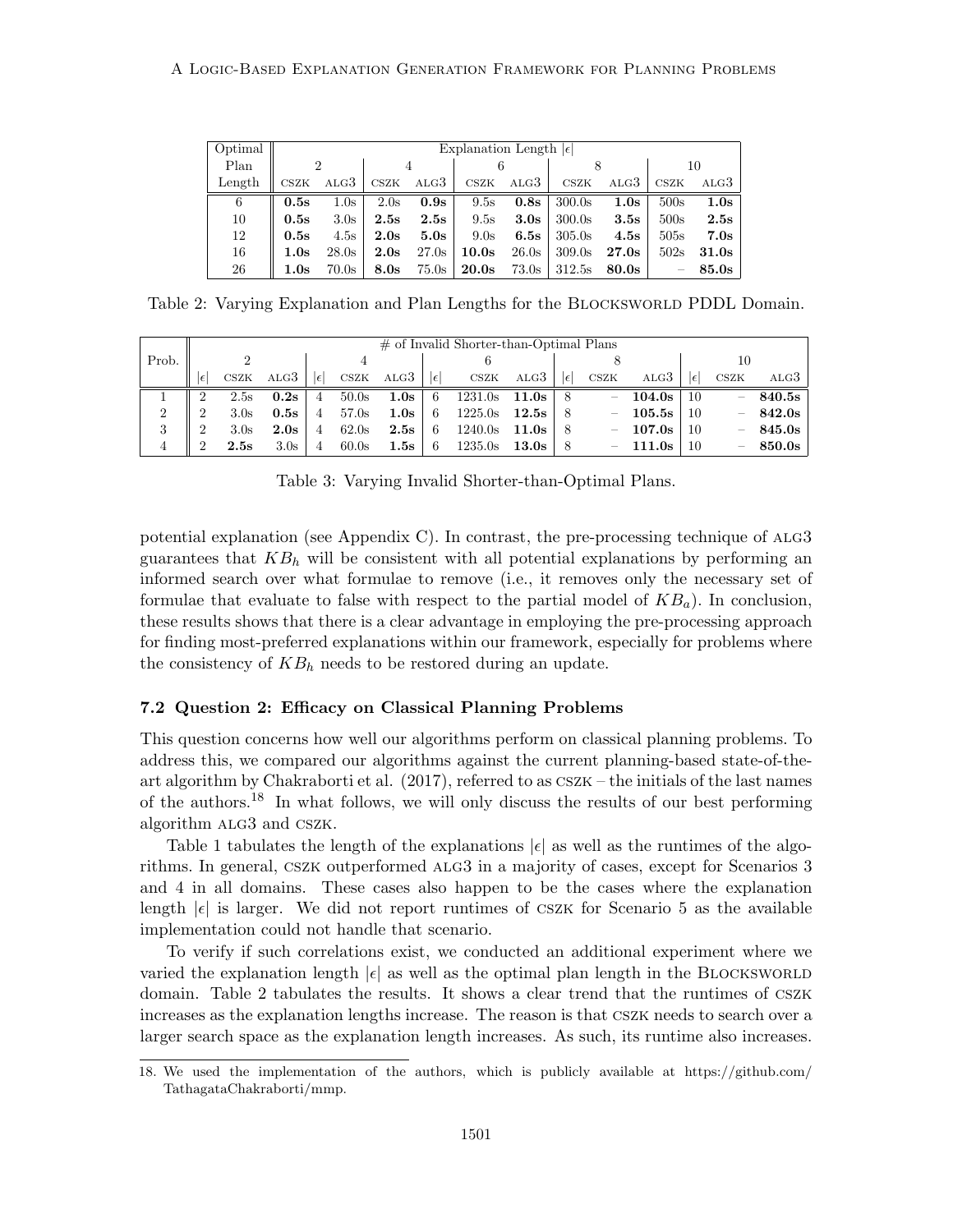| Optimal Plan Length | Explanation Length $\|\epsilon\|$ | | | | | | | | | |
|---|---|---|---|---|---|---|---|---|---|---|
| | 2 | | 4 | | 6 | | 8 | | 10 | |
| | CSZK | ALG3 | CSZK | ALG3 | CSZK | ALG3 | CSZK | ALG3 | CSZK | ALG3 |
| 6 | **0.5s** | 1.0s | 2.0s | **0.9s** | 9.5s | **0.8s** | 300.0s | **1.0s** | 500s | **1.0s** |
| 10 | **0.5s** | 3.0s | **2.5s** | **2.5s** | 9.5s | **3.0s** | 300.0s | **3.5s** | 500s | **2.5s** |
| 12 | **0.5s** | 4.5s | **2.0s** | **5.0s** | 9.0s | **6.5s** | 305.0s | **4.5s** | 505s | **7.0s** |
| 16 | **1.0s** | 28.0s | **2.0s** | 27.0s | **10.0s** | 26.0s | 309.0s | **27.0s** | 502s | **31.0s** |
| 26 | **1.0s** | 70.0s | **8.0s** | 75.0s | **20.0s** | 73.0s | 312.5s | **80.0s** | – | **85.0s** |

Table 2: Varying Explanation and Plan Lengths for the Blocksworld PDDL Domain.

| Prob. | # of Invalid Shorter-than-Optimal Plans | | | | | | | | | | | | | | |
|---|---|---|---|---|---|---|---|---|---|---|---|---|---|---|---|
| | 2 | | | 4 | | | 6 | | | 8 | | | 10 | | |
| | $\|\epsilon\|$ | CSZK | ALG3 | $\|\epsilon\|$ | CSZK | ALG3 | $\|\epsilon\|$ | CSZK | ALG3 | $\|\epsilon\|$ | CSZK | ALG3 | $\|\epsilon\|$ | CSZK | ALG3 |
| 1 | 2 | 2.5s | **0.2s** | 4 | 50.0s | **1.0s** | 6 | 1231.0s | **11.0s** | 8 | – | **104.0s** | 10 | – | **840.5s** |
| 2 | 2 | 3.0s | **0.5s** | 4 | 57.0s | **1.0s** | 6 | 1225.0s | **12.5s** | 8 | – | **105.5s** | 10 | – | **842.0s** |
| 3 | 2 | 3.0s | **2.0s** | 4 | 62.0s | **2.5s** | 6 | 1240.0s | **11.0s** | 8 | – | **107.0s** | 10 | – | **845.0s** |
| 4 | 2 | **2.5s** | 3.0s | 4 | 60.0s | **1.5s** | 6 | 1235.0s | **13.0s** | 8 | – | **111.0s** | 10 | – | **850.0s** |

Table 3: Varying Invalid Shorter-than-Optimal Plans.

potential explanation (see Appendix C). In contrast, the pre-processing technique of ALG3 guarantees that $KB_h$ will be consistent with all potential explanations by performing an informed search over what formulae to remove (i.e., it removes only the necessary set of formulae that evaluate to false with respect to the partial model of $KB_a$). In conclusion, these results shows that there is a clear advantage in employing the pre-processing approach for finding most-preferred explanations within our framework, especially for problems where the consistency of $KB_h$ needs to be restored during an update.

### 7.2 Question 2: Efficacy on Classical Planning Problems

This question concerns how well our algorithms perform on classical planning problems. To address this, we compared our algorithms against the current planning-based state-of-the-art algorithm by Chakraborti et al. (2017), referred to as CSZK – the initials of the last names of the authors.[18] In what follows, we will only discuss the results of our best performing algorithm ALG3 and CSZK.

Table 1 tabulates the length of the explanations $|\epsilon|$ as well as the runtimes of the algorithms. In general, CSZK outperformed ALG3 in a majority of cases, except for Scenarios 3 and 4 in all domains. These cases also happen to be the cases where the explanation length $|\epsilon|$ is larger. We did not report runtimes of CSZK for Scenario 5 as the available implementation could not handle that scenario.

To verify if such correlations exist, we conducted an additional experiment where we varied the explanation length $|\epsilon|$ as well as the optimal plan length in the Blocksworld domain. Table 2 tabulates the results. It shows a clear trend that the runtimes of CSZK increases as the explanation lengths increase. The reason is that CSZK needs to search over a larger search space as the explanation length increases. As such, its runtime also increases.

18. We used the implementation of the authors, which is publicly available at https://github.com/TathagataChakraborti/mmp.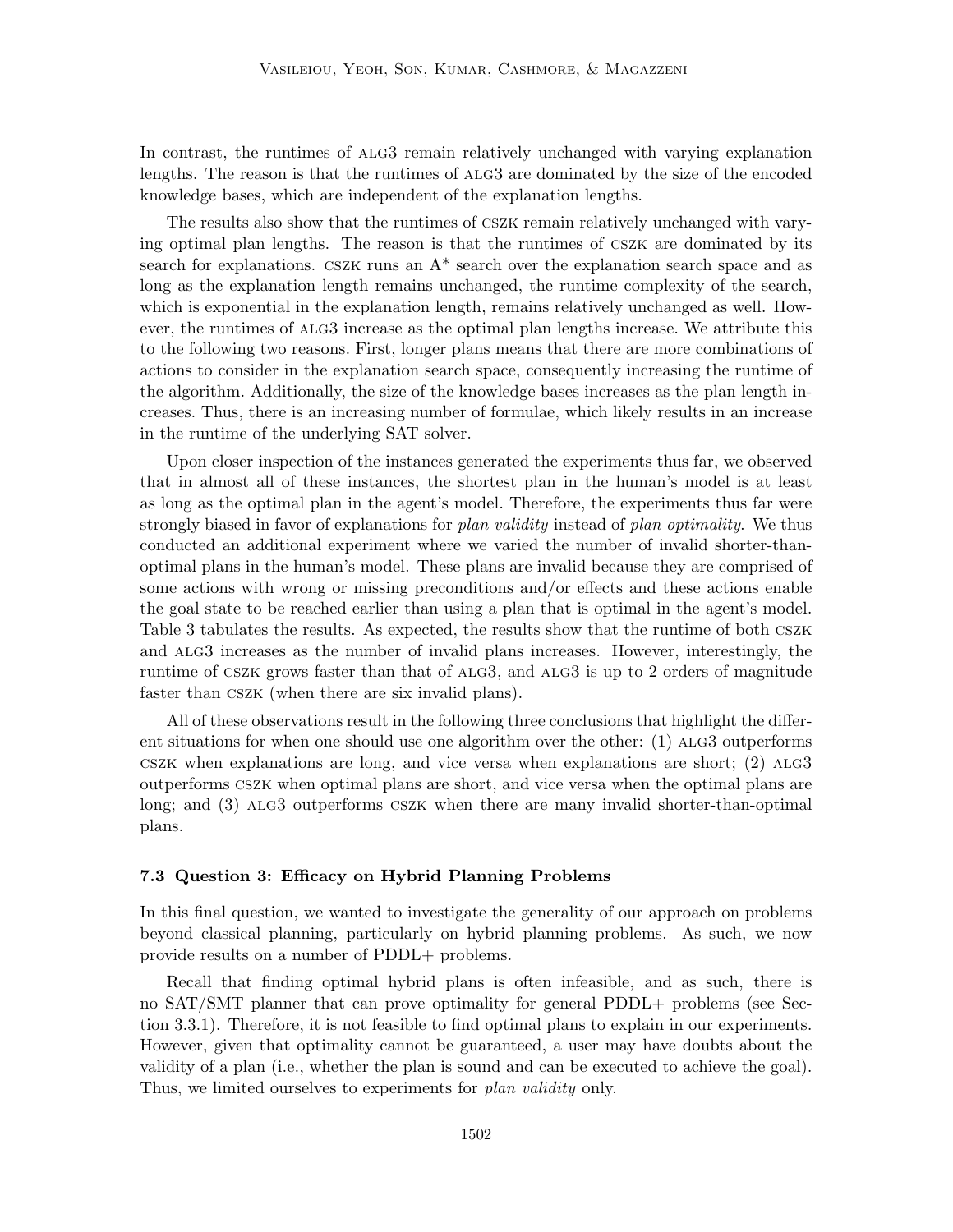In contrast, the runtimes of ALG3 remain relatively unchanged with varying explanation lengths. The reason is that the runtimes of ALG3 are dominated by the size of the encoded knowledge bases, which are independent of the explanation lengths.

The results also show that the runtimes of CSZK remain relatively unchanged with varying optimal plan lengths. The reason is that the runtimes of CSZK are dominated by its search for explanations. CSZK runs an A* search over the explanation search space and as long as the explanation length remains unchanged, the runtime complexity of the search, which is exponential in the explanation length, remains relatively unchanged as well. However, the runtimes of ALG3 increase as the optimal plan lengths increase. We attribute this to the following two reasons. First, longer plans means that there are more combinations of actions to consider in the explanation search space, consequently increasing the runtime of the algorithm. Additionally, the size of the knowledge bases increases as the plan length increases. Thus, there is an increasing number of formulae, which likely results in an increase in the runtime of the underlying SAT solver.

Upon closer inspection of the instances generated the experiments thus far, we observed that in almost all of these instances, the shortest plan in the human's model is at least as long as the optimal plan in the agent's model. Therefore, the experiments thus far were strongly biased in favor of explanations for *plan validity* instead of *plan optimality*. We thus conducted an additional experiment where we varied the number of invalid shorter-than-optimal plans in the human's model. These plans are invalid because they are comprised of some actions with wrong or missing preconditions and/or effects and these actions enable the goal state to be reached earlier than using a plan that is optimal in the agent's model. Table 3 tabulates the results. As expected, the results show that the runtime of both CSZK and ALG3 increases as the number of invalid plans increases. However, interestingly, the runtime of CSZK grows faster than that of ALG3, and ALG3 is up to 2 orders of magnitude faster than CSZK (when there are six invalid plans).

All of these observations result in the following three conclusions that highlight the different situations for when one should use one algorithm over the other: (1) ALG3 outperforms CSZK when explanations are long, and vice versa when explanations are short; (2) ALG3 outperforms CSZK when optimal plans are short, and vice versa when the optimal plans are long; and (3) ALG3 outperforms CSZK when there are many invalid shorter-than-optimal plans.

### 7.3 Question 3: Efficacy on Hybrid Planning Problems

In this final question, we wanted to investigate the generality of our approach on problems beyond classical planning, particularly on hybrid planning problems. As such, we now provide results on a number of PDDL+ problems.

Recall that finding optimal hybrid plans is often infeasible, and as such, there is no SAT/SMT planner that can prove optimality for general PDDL+ problems (see Section 3.3.1). Therefore, it is not feasible to find optimal plans to explain in our experiments. However, given that optimality cannot be guaranteed, a user may have doubts about the validity of a plan (i.e., whether the plan is sound and can be executed to achieve the goal). Thus, we limited ourselves to experiments for *plan validity* only.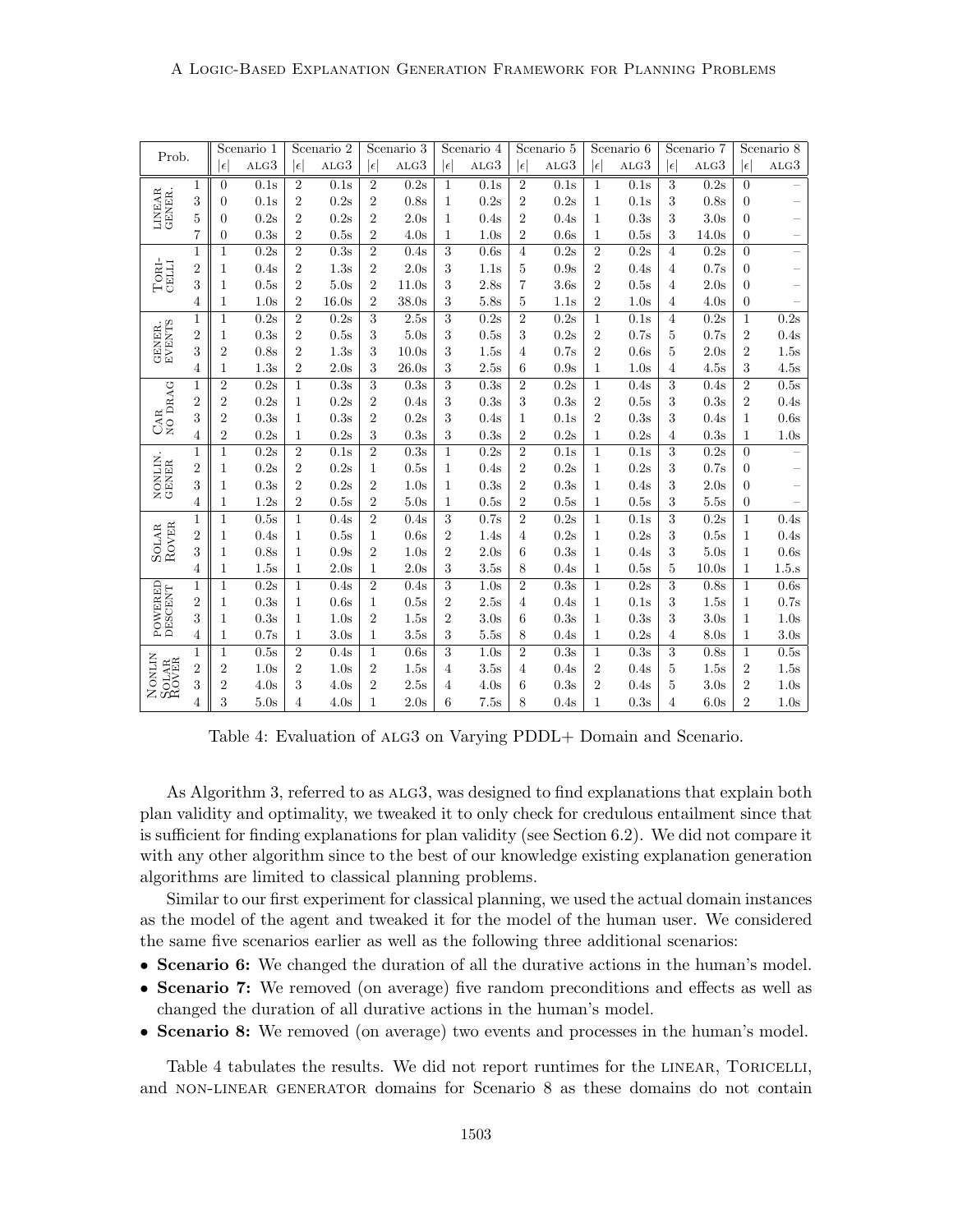| Prob. | | Scenario 1 | | Scenario 2 | | Scenario 3 | | Scenario 4 | | Scenario 5 | | Scenario 6 | | Scenario 7 | | Scenario 8 | |
|---|---|---|---|---|---|---|---|---|---|---|---|---|---|---|---|---|---|
| | | $\|\epsilon\|$ | ALG3 | $\|\epsilon\|$ | ALG3 | $\|\epsilon\|$ | ALG3 | $\|\epsilon\|$ | ALG3 | $\|\epsilon\|$ | ALG3 | $\|\epsilon\|$ | ALG3 | $\|\epsilon\|$ | ALG3 | $\|\epsilon\|$ | ALG3 |
| LINEAR GENER. | 1 | 0 | 0.1s | 2 | 0.1s | 2 | 0.2s | 1 | 0.1s | 2 | 0.1s | 1 | 0.1s | 3 | 0.2s | 0 | – |
| | 3 | 0 | 0.1s | 2 | 0.2s | 2 | 0.8s | 1 | 0.2s | 2 | 0.2s | 1 | 0.1s | 3 | 0.8s | 0 | – |
| | 5 | 0 | 0.2s | 2 | 0.2s | 2 | 2.0s | 1 | 0.4s | 2 | 0.4s | 1 | 0.3s | 3 | 3.0s | 0 | – |
| | 7 | 0 | 0.3s | 2 | 0.5s | 2 | 4.0s | 1 | 1.0s | 2 | 0.6s | 1 | 0.5s | 3 | 14.0s | 0 | – |
| TORI-CELLI | 1 | 1 | 0.2s | 2 | 0.3s | 2 | 0.4s | 3 | 0.6s | 4 | 0.2s | 2 | 0.2s | 4 | 0.2s | 0 | – |
| | 2 | 1 | 0.4s | 2 | 1.3s | 2 | 2.0s | 3 | 1.1s | 5 | 0.9s | 2 | 0.4s | 4 | 0.7s | 0 | – |
| | 3 | 1 | 0.5s | 2 | 5.0s | 2 | 11.0s | 3 | 2.8s | 7 | 3.6s | 2 | 0.5s | 4 | 2.0s | 0 | – |
| | 4 | 1 | 1.0s | 2 | 16.0s | 2 | 38.0s | 3 | 5.8s | 5 | 1.1s | 2 | 1.0s | 4 | 4.0s | 0 | – |
| GENER. EVENTS | 1 | 1 | 0.2s | 2 | 0.2s | 3 | 2.5s | 3 | 0.2s | 2 | 0.2s | 1 | 0.1s | 4 | 0.2s | 1 | 0.2s |
| | 2 | 1 | 0.3s | 2 | 0.5s | 3 | 5.0s | 3 | 0.5s | 3 | 0.2s | 2 | 0.7s | 5 | 0.7s | 2 | 0.4s |
| | 3 | 2 | 0.8s | 2 | 1.3s | 3 | 10.0s | 3 | 1.5s | 4 | 0.7s | 2 | 0.6s | 5 | 2.0s | 2 | 1.5s |
| | 4 | 1 | 1.3s | 2 | 2.0s | 3 | 26.0s | 3 | 2.5s | 6 | 0.9s | 1 | 1.0s | 4 | 4.5s | 3 | 4.5s |
| CAR NO DRAG | 1 | 2 | 0.2s | 1 | 0.3s | 3 | 0.3s | 3 | 0.3s | 2 | 0.2s | 1 | 0.4s | 3 | 0.4s | 2 | 0.5s |
| | 2 | 2 | 0.2s | 1 | 0.2s | 2 | 0.4s | 3 | 0.3s | 3 | 0.3s | 2 | 0.5s | 3 | 0.3s | 2 | 0.4s |
| | 3 | 2 | 0.3s | 1 | 0.3s | 2 | 0.2s | 3 | 0.4s | 1 | 0.1s | 2 | 0.3s | 3 | 0.4s | 1 | 0.6s |
| | 4 | 2 | 0.2s | 1 | 0.2s | 3 | 0.3s | 3 | 0.3s | 2 | 0.2s | 1 | 0.2s | 4 | 0.3s | 1 | 1.0s |
| NONLIN. GENER | 1 | 1 | 0.2s | 2 | 0.1s | 2 | 0.3s | 1 | 0.2s | 2 | 0.1s | 1 | 0.1s | 3 | 0.2s | 0 | – |
| | 2 | 1 | 0.2s | 2 | 0.2s | 1 | 0.5s | 1 | 0.4s | 2 | 0.2s | 1 | 0.2s | 3 | 0.7s | 0 | – |
| | 3 | 1 | 0.3s | 2 | 0.2s | 2 | 1.0s | 1 | 0.3s | 2 | 0.3s | 1 | 0.4s | 3 | 2.0s | 0 | – |
| | 4 | 1 | 1.2s | 2 | 0.5s | 2 | 5.0s | 1 | 0.5s | 2 | 0.5s | 1 | 0.5s | 3 | 5.5s | 0 | – |
| SOLAR ROVER | 1 | 1 | 0.5s | 1 | 0.4s | 2 | 0.4s | 3 | 0.7s | 2 | 0.2s | 1 | 0.1s | 3 | 0.2s | 1 | 0.4s |
| | 2 | 1 | 0.4s | 1 | 0.5s | 1 | 0.6s | 2 | 1.4s | 4 | 0.2s | 1 | 0.2s | 3 | 0.5s | 1 | 0.4s |
| | 3 | 1 | 0.8s | 1 | 0.9s | 2 | 1.0s | 2 | 2.0s | 6 | 0.3s | 1 | 0.4s | 3 | 5.0s | 1 | 0.6s |
| | 4 | 1 | 1.5s | 1 | 2.0s | 1 | 2.0s | 3 | 3.5s | 8 | 0.4s | 1 | 0.5s | 5 | 10.0s | 1 | 1.5.s |
| POWERED DESCENT | 1 | 1 | 0.2s | 1 | 0.4s | 2 | 0.4s | 3 | 1.0s | 2 | 0.3s | 1 | 0.2s | 3 | 0.8s | 1 | 0.6s |
| | 2 | 1 | 0.3s | 1 | 0.6s | 1 | 0.5s | 2 | 2.5s | 4 | 0.4s | 1 | 0.1s | 3 | 1.5s | 1 | 0.7s |
| | 3 | 1 | 0.3s | 1 | 1.0s | 2 | 1.5s | 2 | 3.0s | 6 | 0.3s | 1 | 0.3s | 3 | 3.0s | 1 | 1.0s |
| | 4 | 1 | 0.7s | 1 | 3.0s | 1 | 3.5s | 3 | 5.5s | 8 | 0.4s | 1 | 0.2s | 4 | 8.0s | 1 | 3.0s |
| NONLIN SOLAR ROVER | 1 | 1 | 0.5s | 2 | 0.4s | 1 | 0.6s | 3 | 1.0s | 2 | 0.3s | 1 | 0.3s | 3 | 0.8s | 1 | 0.5s |
| | 2 | 2 | 1.0s | 2 | 1.0s | 2 | 1.5s | 4 | 3.5s | 4 | 0.4s | 2 | 0.4s | 5 | 1.5s | 2 | 1.5s |
| | 3 | 2 | 4.0s | 3 | 4.0s | 2 | 2.5s | 4 | 4.0s | 6 | 0.3s | 2 | 0.4s | 5 | 3.0s | 2 | 1.0s |
| | 4 | 3 | 5.0s | 4 | 4.0s | 1 | 2.0s | 6 | 7.5s | 8 | 0.4s | 1 | 0.3s | 4 | 6.0s | 2 | 1.0s |

Table 4: Evaluation of ALG3 on Varying PDDL+ Domain and Scenario.

As Algorithm 3, referred to as ALG3, was designed to find explanations that explain both plan validity and optimality, we tweaked it to only check for credulous entailment since that is sufficient for finding explanations for plan validity (see Section 6.2). We did not compare it with any other algorithm since to the best of our knowledge existing explanation generation algorithms are limited to classical planning problems.

Similar to our first experiment for classical planning, we used the actual domain instances as the model of the agent and tweaked it for the model of the human user. We considered the same five scenarios earlier as well as the following three additional scenarios:

- **Scenario 6:** We changed the duration of all the durative actions in the human's model.
- **Scenario 7:** We removed (on average) five random preconditions and effects as well as changed the duration of all durative actions in the human's model.
- **Scenario 8:** We removed (on average) two events and processes in the human's model.

Table 4 tabulates the results. We did not report runtimes for the LINEAR, TORICELLI, and NON-LINEAR GENERATOR domains for Scenario 8 as these domains do not contain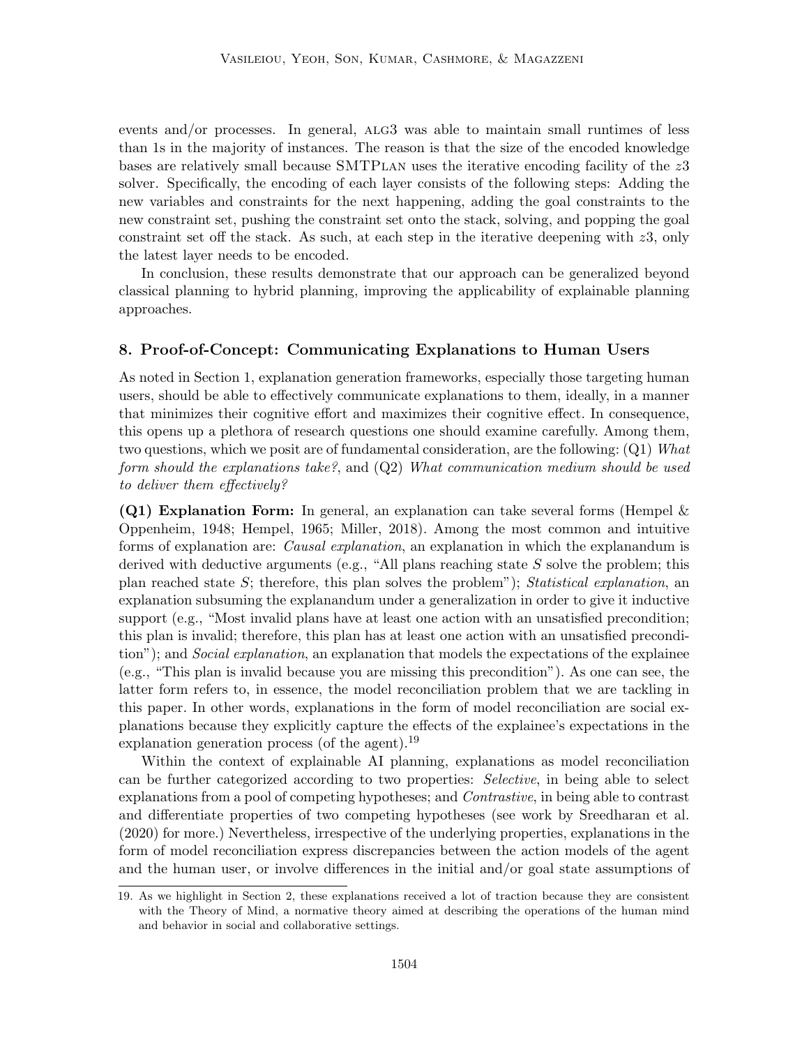events and/or processes. In general, ALG3 was able to maintain small runtimes of less than 1s in the majority of instances. The reason is that the size of the encoded knowledge bases are relatively small because SMTPLAN uses the iterative encoding facility of the $z3$ solver. Specifically, the encoding of each layer consists of the following steps: Adding the new variables and constraints for the next happening, adding the goal constraints to the new constraint set, pushing the constraint set onto the stack, solving, and popping the goal constraint set off the stack. As such, at each step in the iterative deepening with $z3$, only the latest layer needs to be encoded.

In conclusion, these results demonstrate that our approach can be generalized beyond classical planning to hybrid planning, improving the applicability of explainable planning approaches.

## 8. Proof-of-Concept: Communicating Explanations to Human Users

As noted in Section 1, explanation generation frameworks, especially those targeting human users, should be able to effectively communicate explanations to them, ideally, in a manner that minimizes their cognitive effort and maximizes their cognitive effect. In consequence, this opens up a plethora of research questions one should examine carefully. Among them, two questions, which we posit are of fundamental consideration, are the following: (Q1) *What form should the explanations take?*, and (Q2) *What communication medium should be used to deliver them effectively?*

**(Q1) Explanation Form:** In general, an explanation can take several forms (Hempel & Oppenheim, 1948; Hempel, 1965; Miller, 2018). Among the most common and intuitive forms of explanation are: *Causal explanation*, an explanation in which the explanandum is derived with deductive arguments (e.g., "All plans reaching state $S$ solve the problem; this plan reached state $S$; therefore, this plan solves the problem"); *Statistical explanation*, an explanation subsuming the explanandum under a generalization in order to give it inductive support (e.g., "Most invalid plans have at least one action with an unsatisfied precondition; this plan is invalid; therefore, this plan has at least one action with an unsatisfied precondition"); and *Social explanation*, an explanation that models the expectations of the explainee (e.g., "This plan is invalid because you are missing this precondition"). As one can see, the latter form refers to, in essence, the model reconciliation problem that we are tackling in this paper. In other words, explanations in the form of model reconciliation are social explanations because they explicitly capture the effects of the explainee's expectations in the explanation generation process (of the agent).[19]

Within the context of explainable AI planning, explanations as model reconciliation can be further categorized according to two properties: *Selective*, in being able to select explanations from a pool of competing hypotheses; and *Contrastive*, in being able to contrast and differentiate properties of two competing hypotheses (see work by Sreedharan et al. (2020) for more.) Nevertheless, irrespective of the underlying properties, explanations in the form of model reconciliation express discrepancies between the action models of the agent and the human user, or involve differences in the initial and/or goal state assumptions of

19. As we highlight in Section 2, these explanations received a lot of traction because they are consistent with the Theory of Mind, a normative theory aimed at describing the operations of the human mind and behavior in social and collaborative settings.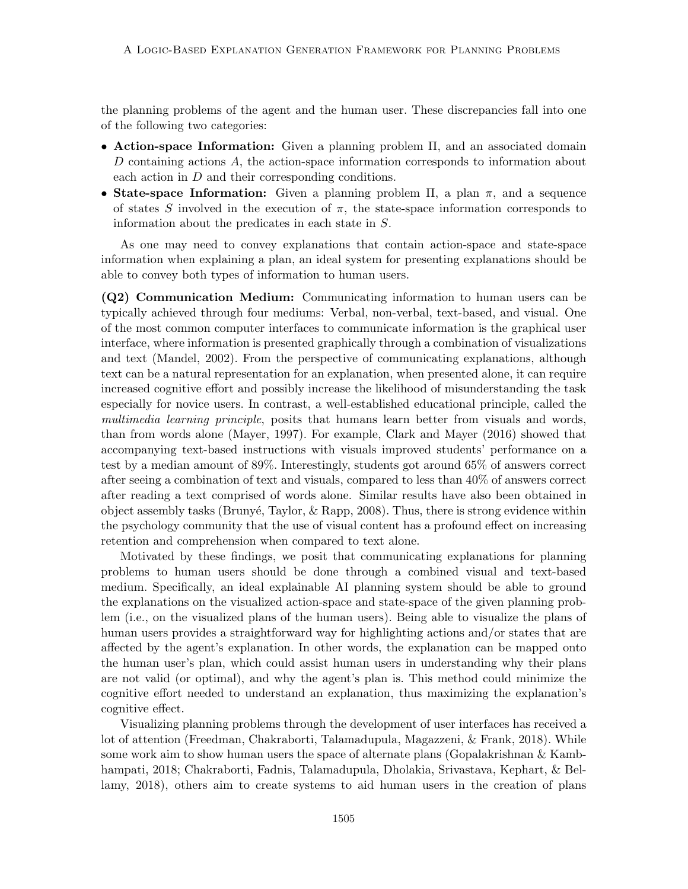the planning problems of the agent and the human user. These discrepancies fall into one of the following two categories:

- **Action-space Information:** Given a planning problem $\Pi$, and an associated domain $D$ containing actions $A$, the action-space information corresponds to information about each action in $D$ and their corresponding conditions.
- **State-space Information:** Given a planning problem $\Pi$, a plan $\pi$, and a sequence of states $S$ involved in the execution of $\pi$, the state-space information corresponds to information about the predicates in each state in $S$.

As one may need to convey explanations that contain action-space and state-space information when explaining a plan, an ideal system for presenting explanations should be able to convey both types of information to human users.

**(Q2) Communication Medium:** Communicating information to human users can be typically achieved through four mediums: Verbal, non-verbal, text-based, and visual. One of the most common computer interfaces to communicate information is the graphical user interface, where information is presented graphically through a combination of visualizations and text (Mandel, 2002). From the perspective of communicating explanations, although text can be a natural representation for an explanation, when presented alone, it can require increased cognitive effort and possibly increase the likelihood of misunderstanding the task especially for novice users. In contrast, a well-established educational principle, called the *multimedia learning principle*, posits that humans learn better from visuals and words, than from words alone (Mayer, 1997). For example, Clark and Mayer (2016) showed that accompanying text-based instructions with visuals improved students' performance on a test by a median amount of 89%. Interestingly, students got around 65% of answers correct after seeing a combination of text and visuals, compared to less than 40% of answers correct after reading a text comprised of words alone. Similar results have also been obtained in object assembly tasks (Brunyé, Taylor, & Rapp, 2008). Thus, there is strong evidence within the psychology community that the use of visual content has a profound effect on increasing retention and comprehension when compared to text alone.

Motivated by these findings, we posit that communicating explanations for planning problems to human users should be done through a combined visual and text-based medium. Specifically, an ideal explainable AI planning system should be able to ground the explanations on the visualized action-space and state-space of the given planning problem (i.e., on the visualized plans of the human users). Being able to visualize the plans of human users provides a straightforward way for highlighting actions and/or states that are affected by the agent's explanation. In other words, the explanation can be mapped onto the human user's plan, which could assist human users in understanding why their plans are not valid (or optimal), and why the agent's plan is. This method could minimize the cognitive effort needed to understand an explanation, thus maximizing the explanation's cognitive effect.

Visualizing planning problems through the development of user interfaces has received a lot of attention (Freedman, Chakraborti, Talamadupula, Magazzeni, & Frank, 2018). While some work aim to show human users the space of alternate plans (Gopalakrishnan & Kambhampati, 2018; Chakraborti, Fadnis, Talamadupula, Dholakia, Srivastava, Kephart, & Bellamy, 2018), others aim to create systems to aid human users in the creation of plans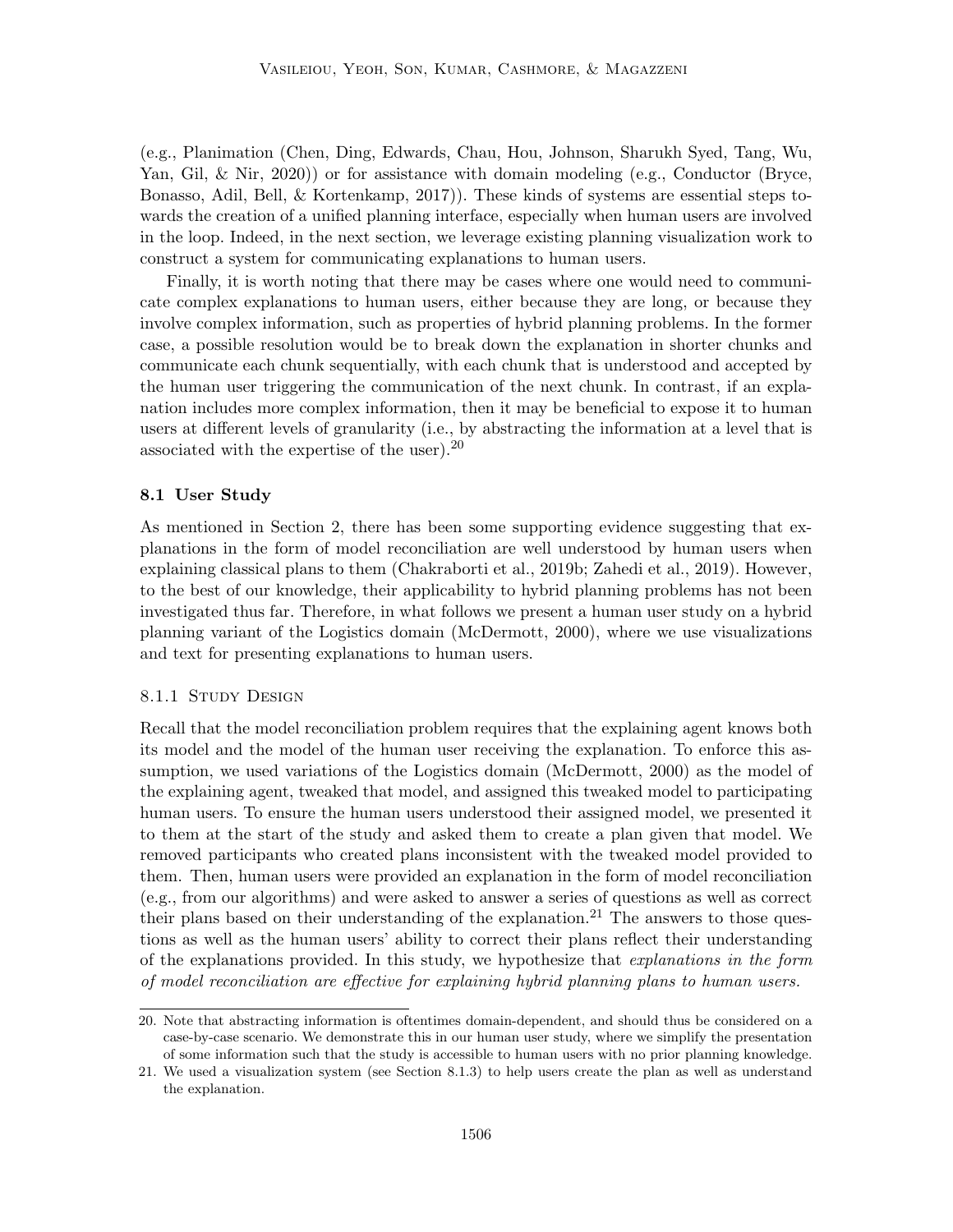(e.g., Planimation (Chen, Ding, Edwards, Chau, Hou, Johnson, Sharukh Syed, Tang, Wu, Yan, Gil, & Nir, 2020)) or for assistance with domain modeling (e.g., Conductor (Bryce, Bonasso, Adil, Bell, & Kortenkamp, 2017)). These kinds of systems are essential steps towards the creation of a unified planning interface, especially when human users are involved in the loop. Indeed, in the next section, we leverage existing planning visualization work to construct a system for communicating explanations to human users.

Finally, it is worth noting that there may be cases where one would need to communicate complex explanations to human users, either because they are long, or because they involve complex information, such as properties of hybrid planning problems. In the former case, a possible resolution would be to break down the explanation in shorter chunks and communicate each chunk sequentially, with each chunk that is understood and accepted by the human user triggering the communication of the next chunk. In contrast, if an explanation includes more complex information, then it may be beneficial to expose it to human users at different levels of granularity (i.e., by abstracting the information at a level that is associated with the expertise of the user).[20]

### 8.1 User Study

As mentioned in Section 2, there has been some supporting evidence suggesting that explanations in the form of model reconciliation are well understood by human users when explaining classical plans to them (Chakraborti et al., 2019b; Zahedi et al., 2019). However, to the best of our knowledge, their applicability to hybrid planning problems has not been investigated thus far. Therefore, in what follows we present a human user study on a hybrid planning variant of the Logistics domain (McDermott, 2000), where we use visualizations and text for presenting explanations to human users.

#### 8.1.1 Study Design

Recall that the model reconciliation problem requires that the explaining agent knows both its model and the model of the human user receiving the explanation. To enforce this assumption, we used variations of the Logistics domain (McDermott, 2000) as the model of the explaining agent, tweaked that model, and assigned this tweaked model to participating human users. To ensure the human users understood their assigned model, we presented it to them at the start of the study and asked them to create a plan given that model. We removed participants who created plans inconsistent with the tweaked model provided to them. Then, human users were provided an explanation in the form of model reconciliation (e.g., from our algorithms) and were asked to answer a series of questions as well as correct their plans based on their understanding of the explanation.[21] The answers to those questions as well as the human users' ability to correct their plans reflect their understanding of the explanations provided. In this study, we hypothesize that *explanations in the form of model reconciliation are effective for explaining hybrid planning plans to human users.*

20. Note that abstracting information is oftentimes domain-dependent, and should thus be considered on a case-by-case scenario. We demonstrate this in our human user study, where we simplify the presentation of some information such that the study is accessible to human users with no prior planning knowledge.

21. We used a visualization system (see Section 8.1.3) to help users create the plan as well as understand the explanation.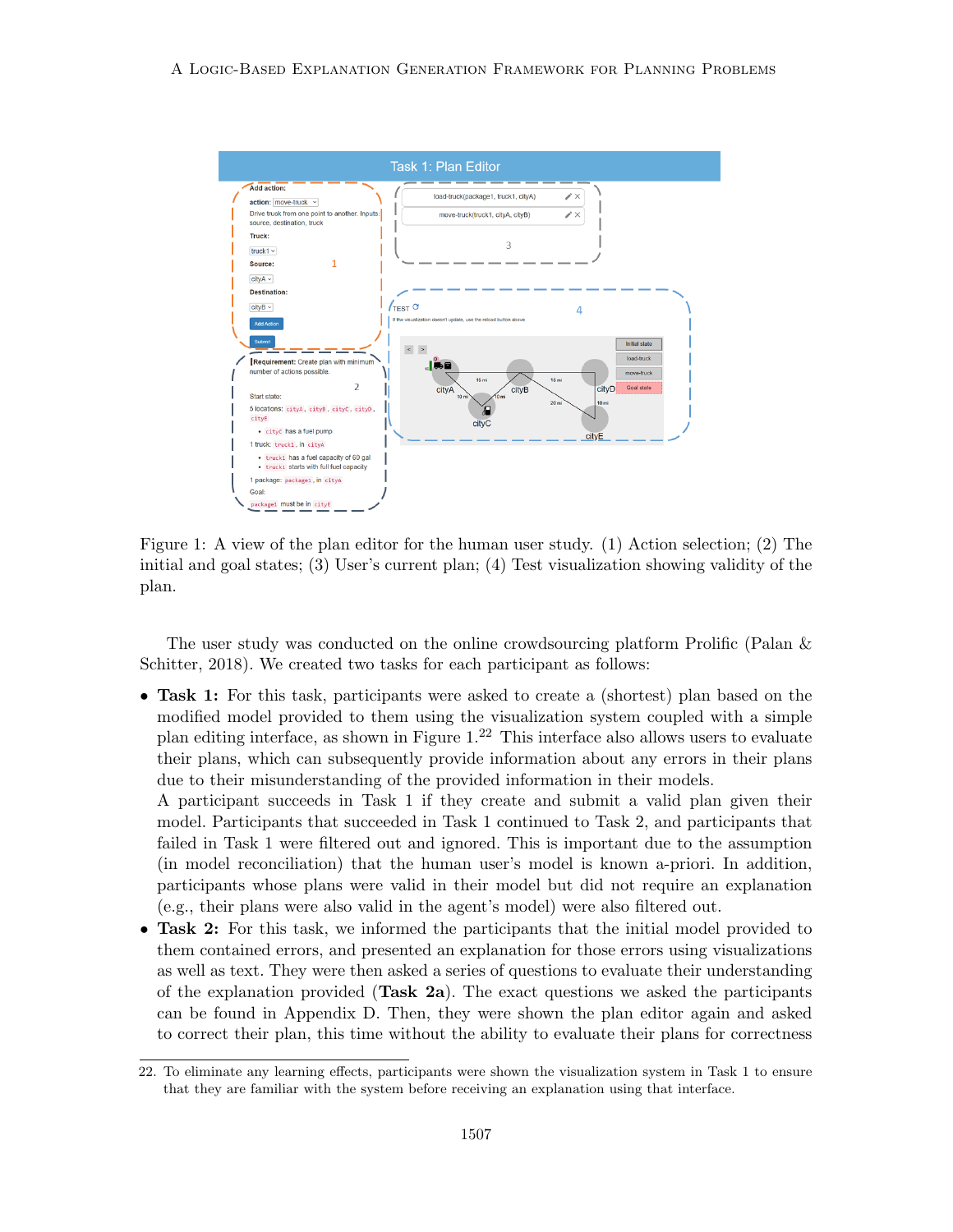Figure 1: A view of the plan editor for the human user study. (1) Action selection; (2) The initial and goal states; (3) User's current plan; (4) Test visualization showing validity of the plan.

The user study was conducted on the online crowdsourcing platform Prolific (Palan & Schitter, 2018). We created two tasks for each participant as follows:

- **Task 1:** For this task, participants were asked to create a (shortest) plan based on the modified model provided to them using the visualization system coupled with a simple plan editing interface, as shown in Figure 1.[22] This interface also allows users to evaluate their plans, which can subsequently provide information about any errors in their plans due to their misunderstanding of the provided information in their models.
  A participant succeeds in Task 1 if they create and submit a valid plan given their model. Participants that succeeded in Task 1 continued to Task 2, and participants that failed in Task 1 were filtered out and ignored. This is important due to the assumption (in model reconciliation) that the human user's model is known a-priori. In addition, participants whose plans were valid in their model but did not require an explanation (e.g., their plans were also valid in the agent's model) were also filtered out.
- **Task 2:** For this task, we informed the participants that the initial model provided to them contained errors, and presented an explanation for those errors using visualizations as well as text. They were then asked a series of questions to evaluate their understanding of the explanation provided (**Task 2a**). The exact questions we asked the participants can be found in Appendix D. Then, they were shown the plan editor again and asked to correct their plan, this time without the ability to evaluate their plans for correctness

22. To eliminate any learning effects, participants were shown the visualization system in Task 1 to ensure that they are familiar with the system before receiving an explanation using that interface.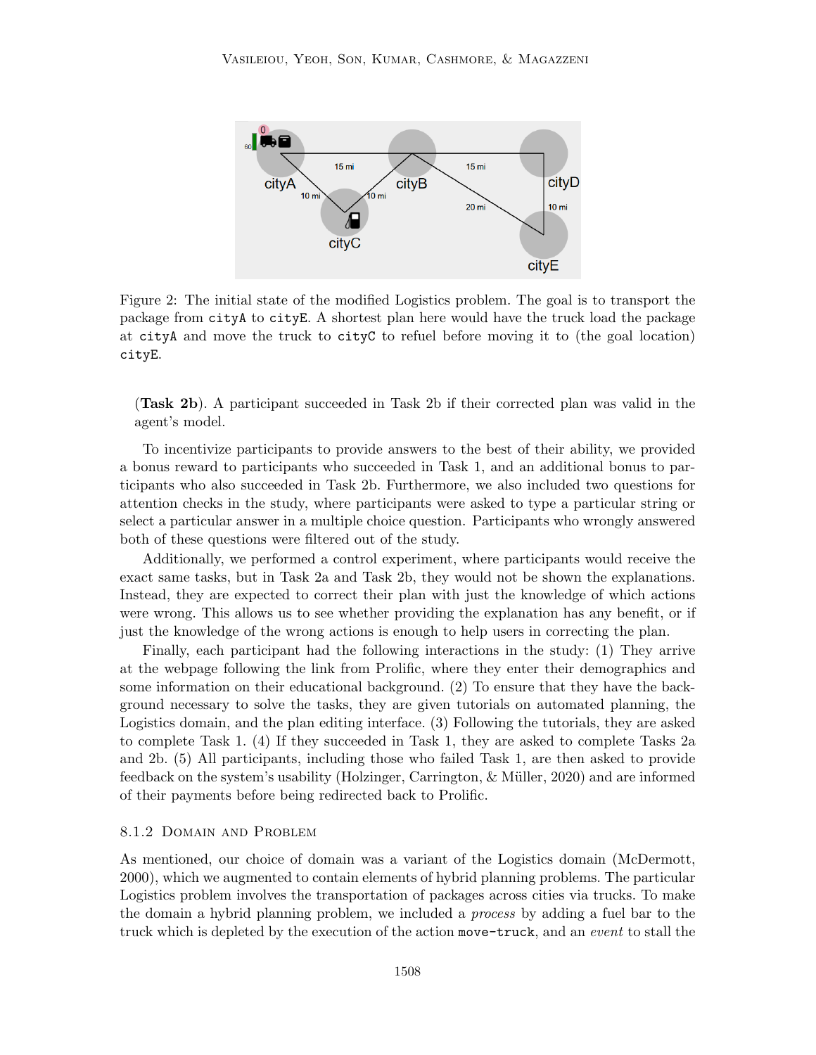Figure 2: The initial state of the modified Logistics problem. The goal is to transport the package from `cityA` to `cityE`. A shortest plan here would have the truck load the package at `cityA` and move the truck to `cityC` to refuel before moving it to (the goal location) `cityE`.

(**Task 2b**). A participant succeeded in Task 2b if their corrected plan was valid in the agent's model.

To incentivize participants to provide answers to the best of their ability, we provided a bonus reward to participants who succeeded in Task 1, and an additional bonus to participants who also succeeded in Task 2b. Furthermore, we also included two questions for attention checks in the study, where participants were asked to type a particular string or select a particular answer in a multiple choice question. Participants who wrongly answered both of these questions were filtered out of the study.

Additionally, we performed a control experiment, where participants would receive the exact same tasks, but in Task 2a and Task 2b, they would not be shown the explanations. Instead, they are expected to correct their plan with just the knowledge of which actions were wrong. This allows us to see whether providing the explanation has any benefit, or if just the knowledge of the wrong actions is enough to help users in correcting the plan.

Finally, each participant had the following interactions in the study: (1) They arrive at the webpage following the link from Prolific, where they enter their demographics and some information on their educational background. (2) To ensure that they have the background necessary to solve the tasks, they are given tutorials on automated planning, the Logistics domain, and the plan editing interface. (3) Following the tutorials, they are asked to complete Task 1. (4) If they succeeded in Task 1, they are asked to complete Tasks 2a and 2b. (5) All participants, including those who failed Task 1, are then asked to provide feedback on the system's usability (Holzinger, Carrington, & Müller, 2020) and are informed of their payments before being redirected back to Prolific.

### 8.1.2 Domain and Problem

As mentioned, our choice of domain was a variant of the Logistics domain (McDermott, 2000), which we augmented to contain elements of hybrid planning problems. The particular Logistics problem involves the transportation of packages across cities via trucks. To make the domain a hybrid planning problem, we included a *process* by adding a fuel bar to the truck which is depleted by the execution of the action `move-truck`, and an *event* to stall the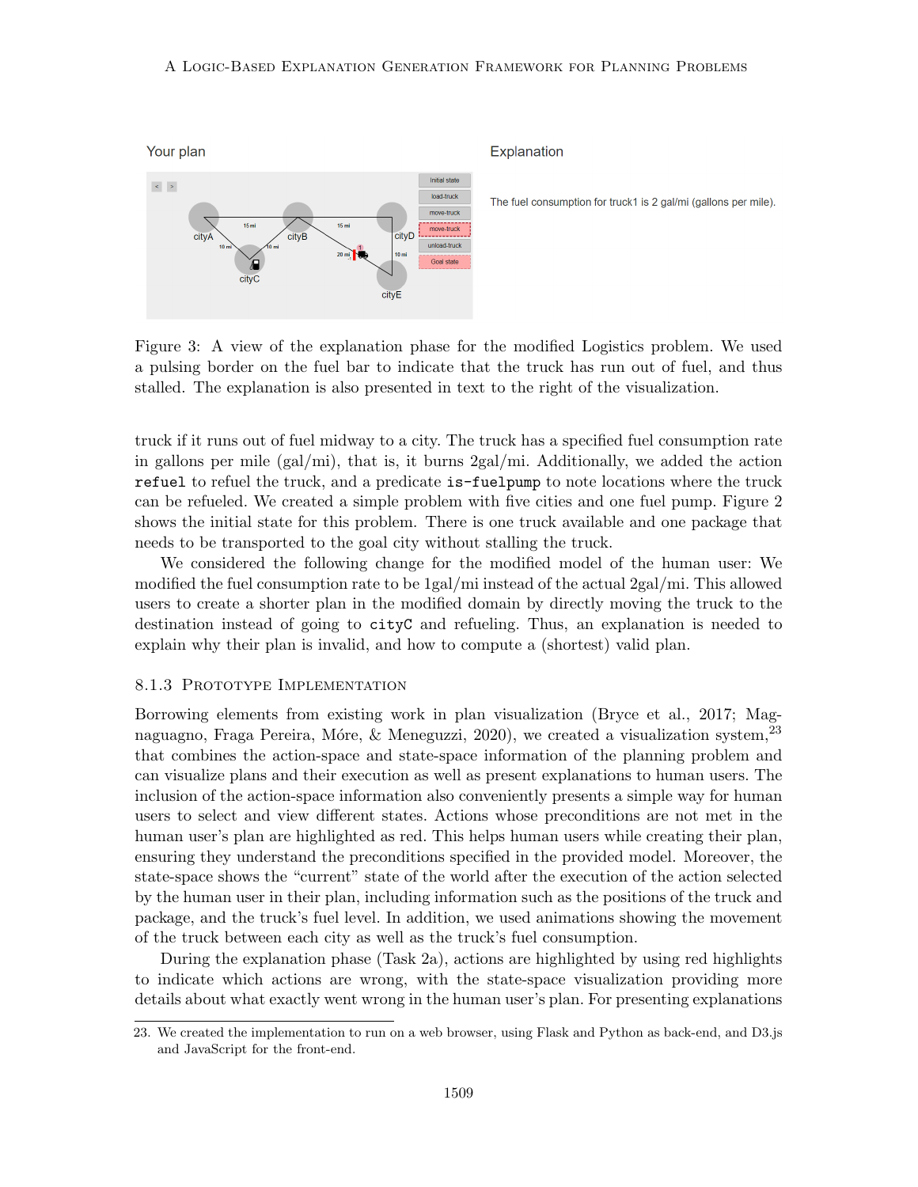Figure 3: A view of the explanation phase for the modified Logistics problem. We used a pulsing border on the fuel bar to indicate that the truck has run out of fuel, and thus stalled. The explanation is also presented in text to the right of the visualization.

truck if it runs out of fuel midway to a city. The truck has a specified fuel consumption rate in gallons per mile (gal/mi), that is, it burns 2gal/mi. Additionally, we added the action `refuel` to refuel the truck, and a predicate `is-fuelpump` to note locations where the truck can be refueled. We created a simple problem with five cities and one fuel pump. Figure 2 shows the initial state for this problem. There is one truck available and one package that needs to be transported to the goal city without stalling the truck.

We considered the following change for the modified model of the human user: We modified the fuel consumption rate to be 1gal/mi instead of the actual 2gal/mi. This allowed users to create a shorter plan in the modified domain by directly moving the truck to the destination instead of going to `cityC` and refueling. Thus, an explanation is needed to explain why their plan is invalid, and how to compute a (shortest) valid plan.

### 8.1.3 Prototype Implementation

Borrowing elements from existing work in plan visualization (Bryce et al., 2017; Magnaguagno, Fraga Pereira, Móre, & Meneguzzi, 2020), we created a visualization system,[23] that combines the action-space and state-space information of the planning problem and can visualize plans and their execution as well as present explanations to human users. The inclusion of the action-space information also conveniently presents a simple way for human users to select and view different states. Actions whose preconditions are not met in the human user's plan are highlighted as red. This helps human users while creating their plan, ensuring they understand the preconditions specified in the provided model. Moreover, the state-space shows the "current" state of the world after the execution of the action selected by the human user in their plan, including information such as the positions of the truck and package, and the truck's fuel level. In addition, we used animations showing the movement of the truck between each city as well as the truck's fuel consumption.

During the explanation phase (Task 2a), actions are highlighted by using red highlights to indicate which actions are wrong, with the state-space visualization providing more details about what exactly went wrong in the human user's plan. For presenting explanations

23. We created the implementation to run on a web browser, using Flask and Python as back-end, and D3.js and JavaScript for the front-end.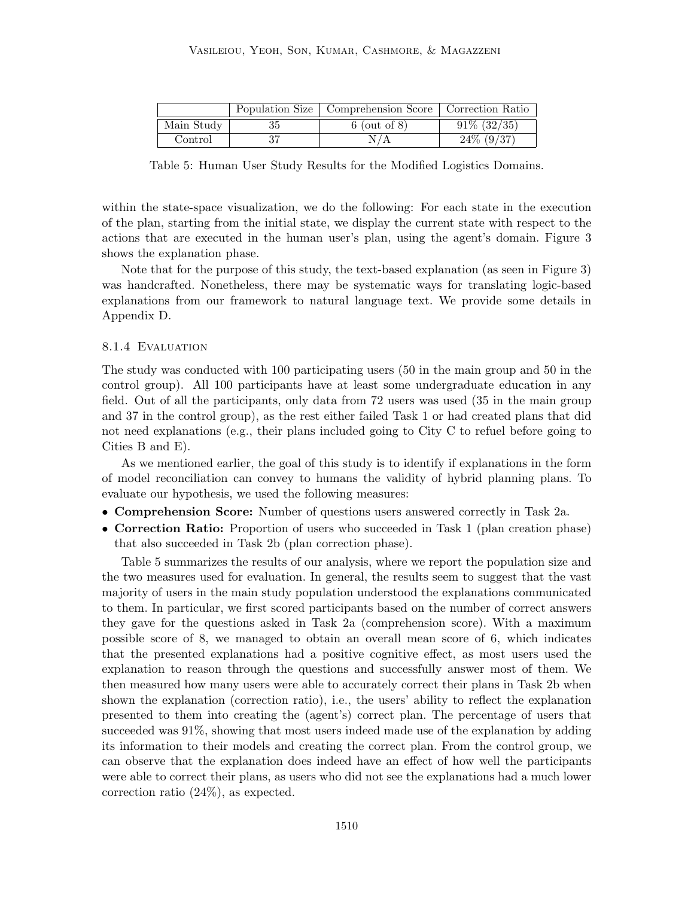| | Population Size | Comprehension Score | Correction Ratio |
|---|---|---|---|
| Main Study | 35 | 6 (out of 8) | 91% (32/35) |
| Control | 37 | N/A | 24% (9/37) |

Table 5: Human User Study Results for the Modified Logistics Domains.

within the state-space visualization, we do the following: For each state in the execution of the plan, starting from the initial state, we display the current state with respect to the actions that are executed in the human user's plan, using the agent's domain. Figure 3 shows the explanation phase.

Note that for the purpose of this study, the text-based explanation (as seen in Figure 3) was handcrafted. Nonetheless, there may be systematic ways for translating logic-based explanations from our framework to natural language text. We provide some details in Appendix D.

#### 8.1.4 Evaluation

The study was conducted with 100 participating users (50 in the main group and 50 in the control group). All 100 participants have at least some undergraduate education in any field. Out of all the participants, only data from 72 users was used (35 in the main group and 37 in the control group), as the rest either failed Task 1 or had created plans that did not need explanations (e.g., their plans included going to City C to refuel before going to Cities B and E).

As we mentioned earlier, the goal of this study is to identify if explanations in the form of model reconciliation can convey to humans the validity of hybrid planning plans. To evaluate our hypothesis, we used the following measures:

- **Comprehension Score:** Number of questions users answered correctly in Task 2a.
- **Correction Ratio:** Proportion of users who succeeded in Task 1 (plan creation phase) that also succeeded in Task 2b (plan correction phase).

Table 5 summarizes the results of our analysis, where we report the population size and the two measures used for evaluation. In general, the results seem to suggest that the vast majority of users in the main study population understood the explanations communicated to them. In particular, we first scored participants based on the number of correct answers they gave for the questions asked in Task 2a (comprehension score). With a maximum possible score of 8, we managed to obtain an overall mean score of 6, which indicates that the presented explanations had a positive cognitive effect, as most users used the explanation to reason through the questions and successfully answer most of them. We then measured how many users were able to accurately correct their plans in Task 2b when shown the explanation (correction ratio), i.e., the users' ability to reflect the explanation presented to them into creating the (agent's) correct plan. The percentage of users that succeeded was 91%, showing that most users indeed made use of the explanation by adding its information to their models and creating the correct plan. From the control group, we can observe that the explanation does indeed have an effect of how well the participants were able to correct their plans, as users who did not see the explanations had a much lower correction ratio (24%), as expected.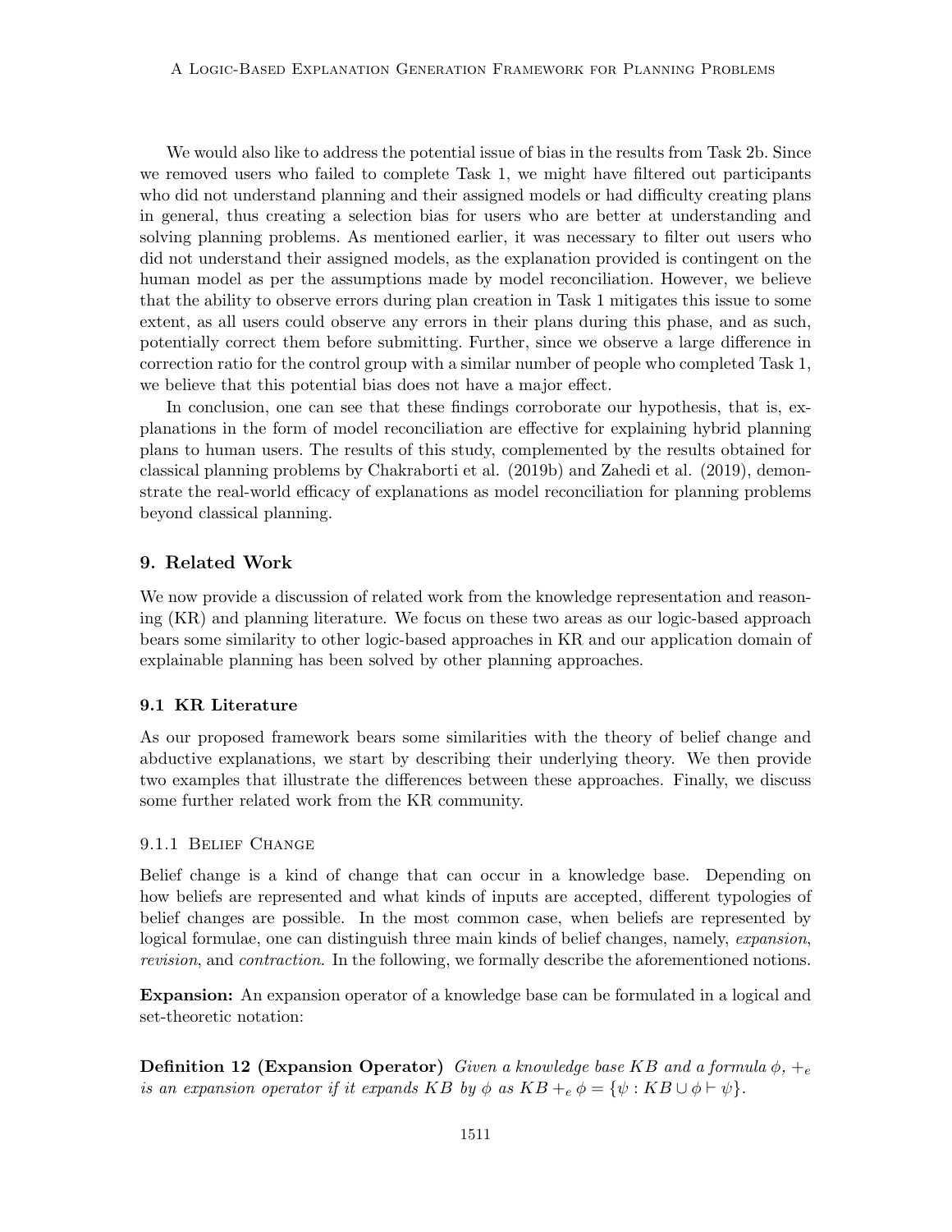We would also like to address the potential issue of bias in the results from Task 2b. Since we removed users who failed to complete Task 1, we might have filtered out participants who did not understand planning and their assigned models or had difficulty creating plans in general, thus creating a selection bias for users who are better at understanding and solving planning problems. As mentioned earlier, it was necessary to filter out users who did not understand their assigned models, as the explanation provided is contingent on the human model as per the assumptions made by model reconciliation. However, we believe that the ability to observe errors during plan creation in Task 1 mitigates this issue to some extent, as all users could observe any errors in their plans during this phase, and as such, potentially correct them before submitting. Further, since we observe a large difference in correction ratio for the control group with a similar number of people who completed Task 1, we believe that this potential bias does not have a major effect.

In conclusion, one can see that these findings corroborate our hypothesis, that is, explanations in the form of model reconciliation are effective for explaining hybrid planning plans to human users. The results of this study, complemented by the results obtained for classical planning problems by Chakraborti et al. (2019b) and Zahedi et al. (2019), demonstrate the real-world efficacy of explanations as model reconciliation for planning problems beyond classical planning.

## 9. Related Work

We now provide a discussion of related work from the knowledge representation and reasoning (KR) and planning literature. We focus on these two areas as our logic-based approach bears some similarity to other logic-based approaches in KR and our application domain of explainable planning has been solved by other planning approaches.

### 9.1 KR Literature

As our proposed framework bears some similarities with the theory of belief change and abductive explanations, we start by describing their underlying theory. We then provide two examples that illustrate the differences between these approaches. Finally, we discuss some further related work from the KR community.

#### 9.1.1 Belief Change

Belief change is a kind of change that can occur in a knowledge base. Depending on how beliefs are represented and what kinds of inputs are accepted, different typologies of belief changes are possible. In the most common case, when beliefs are represented by logical formulae, one can distinguish three main kinds of belief changes, namely, *expansion*, *revision*, and *contraction*. In the following, we formally describe the aforementioned notions.

**Expansion:** An expansion operator of a knowledge base can be formulated in a logical and set-theoretic notation:

**Definition 12 (Expansion Operator)** *Given a knowledge base $KB$ and a formula $\phi$, $+_e$ is an expansion operator if it expands $KB$ by $\phi$ as $KB +_e \phi = \{\psi : KB \cup \phi \vdash \psi\}$.*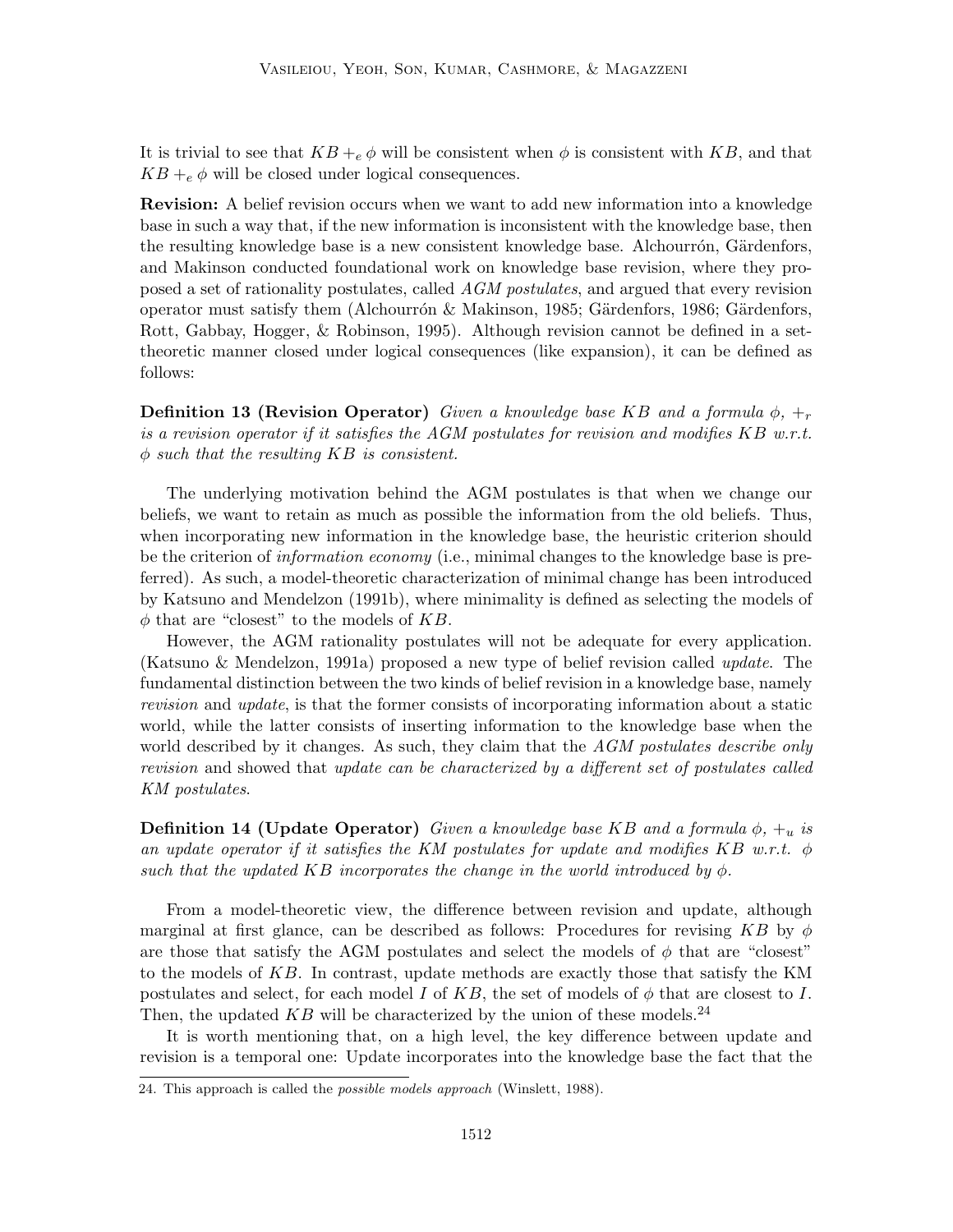It is trivial to see that $KB +_e \phi$ will be consistent when $\phi$ is consistent with $KB$, and that $KB +_e \phi$ will be closed under logical consequences.

**Revision:** A belief revision occurs when we want to add new information into a knowledge base in such a way that, if the new information is inconsistent with the knowledge base, then the resulting knowledge base is a new consistent knowledge base. Alchourrón, Gärdenfors, and Makinson conducted foundational work on knowledge base revision, where they proposed a set of rationality postulates, called *AGM postulates*, and argued that every revision operator must satisfy them (Alchourrón & Makinson, 1985; Gärdenfors, 1986; Gärdenfors, Rott, Gabbay, Hogger, & Robinson, 1995). Although revision cannot be defined in a set-theoretic manner closed under logical consequences (like expansion), it can be defined as follows:

**Definition 13 (Revision Operator)** *Given a knowledge base $KB$ and a formula $\phi$, $+_r$ is a revision operator if it satisfies the AGM postulates for revision and modifies $KB$ w.r.t. $\phi$ such that the resulting $KB$ is consistent.*

The underlying motivation behind the AGM postulates is that when we change our beliefs, we want to retain as much as possible the information from the old beliefs. Thus, when incorporating new information in the knowledge base, the heuristic criterion should be the criterion of *information economy* (i.e., minimal changes to the knowledge base is preferred). As such, a model-theoretic characterization of minimal change has been introduced by Katsuno and Mendelzon (1991b), where minimality is defined as selecting the models of $\phi$ that are "closest" to the models of $KB$.

However, the AGM rationality postulates will not be adequate for every application. (Katsuno & Mendelzon, 1991a) proposed a new type of belief revision called *update*. The fundamental distinction between the two kinds of belief revision in a knowledge base, namely *revision* and *update*, is that the former consists of incorporating information about a static world, while the latter consists of inserting information to the knowledge base when the world described by it changes. As such, they claim that the *AGM postulates describe only revision* and showed that *update can be characterized by a different set of postulates called KM postulates*.

**Definition 14 (Update Operator)** *Given a knowledge base $KB$ and a formula $\phi$, $+_u$ is an update operator if it satisfies the KM postulates for update and modifies $KB$ w.r.t. $\phi$ such that the updated $KB$ incorporates the change in the world introduced by $\phi$.*

From a model-theoretic view, the difference between revision and update, although marginal at first glance, can be described as follows: Procedures for revising $KB$ by $\phi$ are those that satisfy the AGM postulates and select the models of $\phi$ that are "closest" to the models of $KB$. In contrast, update methods are exactly those that satisfy the KM postulates and select, for each model $I$ of $KB$, the set of models of $\phi$ that are closest to $I$. Then, the updated $KB$ will be characterized by the union of these models.[24]

It is worth mentioning that, on a high level, the key difference between update and revision is a temporal one: Update incorporates into the knowledge base the fact that the

24. This approach is called the *possible models approach* (Winslett, 1988).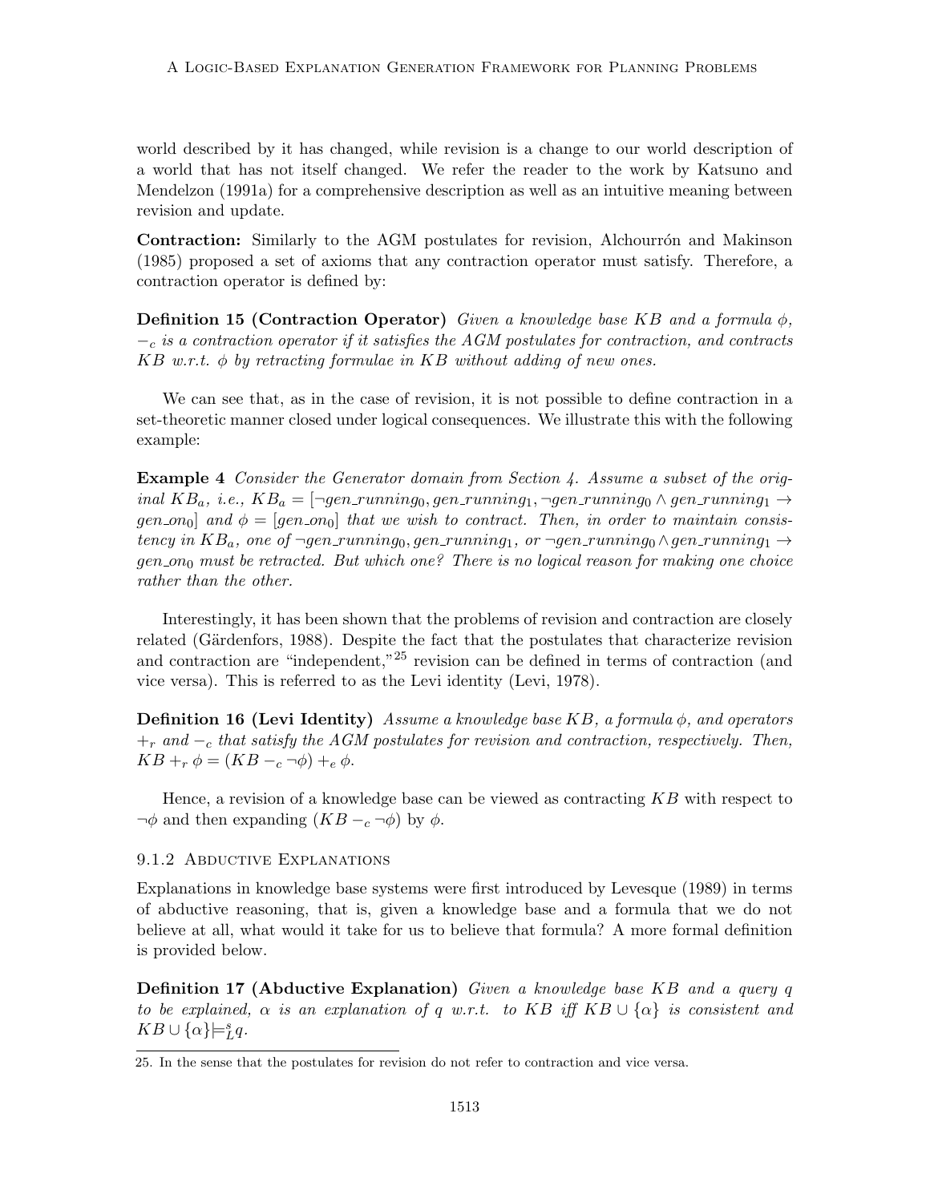world described by it has changed, while revision is a change to our world description of a world that has not itself changed. We refer the reader to the work by Katsuno and Mendelzon (1991a) for a comprehensive description as well as an intuitive meaning between revision and update.

**Contraction:** Similarly to the AGM postulates for revision, Alchourrón and Makinson (1985) proposed a set of axioms that any contraction operator must satisfy. Therefore, a contraction operator is defined by:

**Definition 15 (Contraction Operator)** *Given a knowledge base $KB$ and a formula $\phi$, $-_c$ is a contraction operator if it satisfies the AGM postulates for contraction, and contracts $KB$ w.r.t. $\phi$ by retracting formulae in $KB$ without adding of new ones.*

We can see that, as in the case of revision, it is not possible to define contraction in a set-theoretic manner closed under logical consequences. We illustrate this with the following example:

**Example 4** *Consider the Generator domain from Section 4. Assume a subset of the original $KB_a$, i.e., $KB_a = [\neg gen\_running_0, gen\_running_1, \neg gen\_running_0 \land gen\_running_1 \rightarrow gen\_on_0]$ and $\phi = [gen\_on_0]$ that we wish to contract. Then, in order to maintain consistency in $KB_a$, one of $\neg gen\_running_0, gen\_running_1$, or $\neg gen\_running_0 \land gen\_running_1 \rightarrow gen\_on_0$ must be retracted. But which one? There is no logical reason for making one choice rather than the other.*

Interestingly, it has been shown that the problems of revision and contraction are closely related (Gärdenfors, 1988). Despite the fact that the postulates that characterize revision and contraction are "independent,"[25] revision can be defined in terms of contraction (and vice versa). This is referred to as the Levi identity (Levi, 1978).

**Definition 16 (Levi Identity)** *Assume a knowledge base $KB$, a formula $\phi$, and operators $+_r$ and $-_c$ that satisfy the AGM postulates for revision and contraction, respectively. Then, $KB +_r \phi = (KB -_c \neg\phi) +_e \phi$.*

Hence, a revision of a knowledge base can be viewed as contracting $KB$ with respect to $\neg\phi$ and then expanding $(KB -_c \neg\phi)$ by $\phi$.

### 9.1.2 Abductive Explanations

Explanations in knowledge base systems were first introduced by Levesque (1989) in terms of abductive reasoning, that is, given a knowledge base and a formula that we do not believe at all, what would it take for us to believe that formula? A more formal definition is provided below.

**Definition 17 (Abductive Explanation)** *Given a knowledge base $KB$ and a query $q$ to be explained, $\alpha$ is an explanation of $q$ w.r.t. to $KB$ iff $KB \cup \{\alpha\}$ is consistent and $KB \cup \{\alpha\} \models^s_L q$.*

25. In the sense that the postulates for revision do not refer to contraction and vice versa.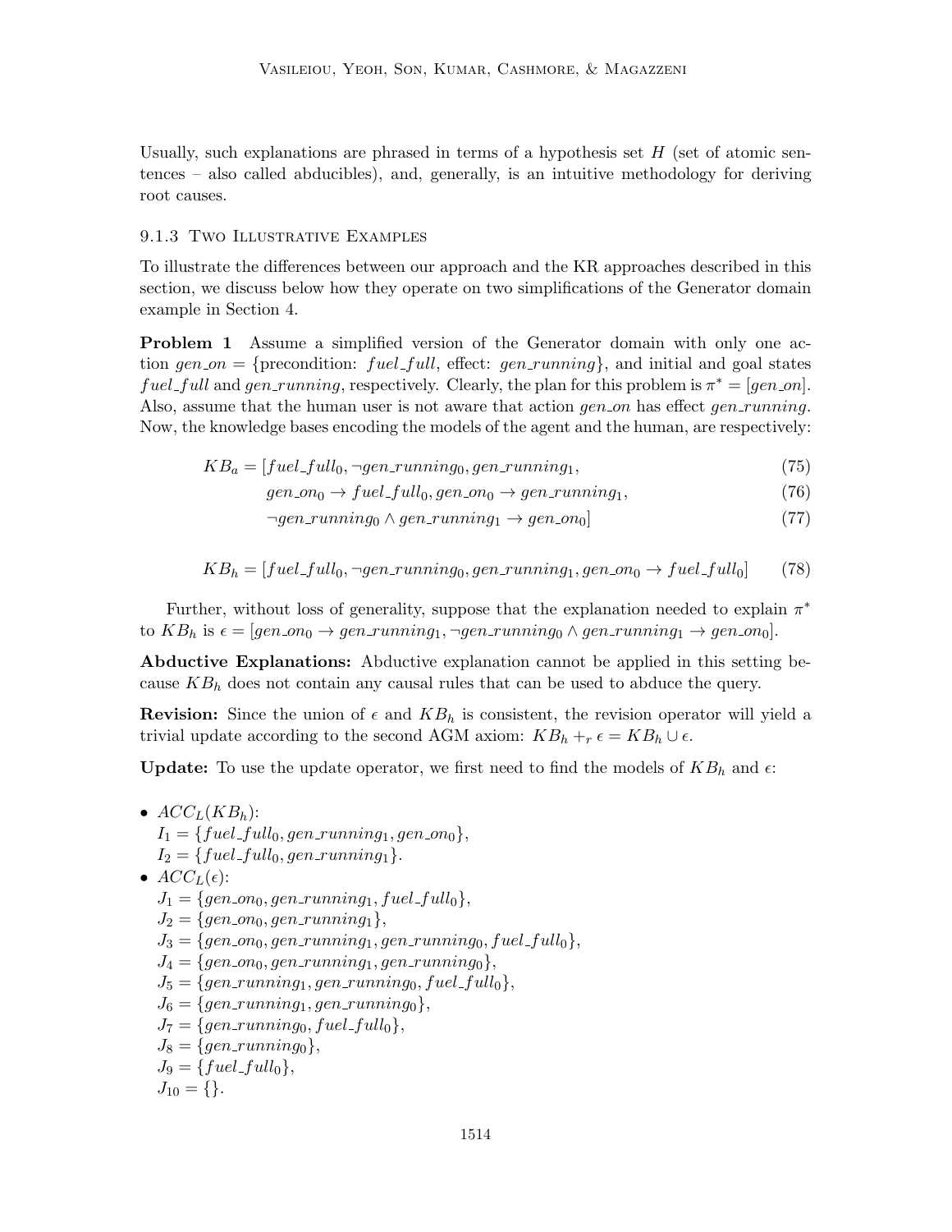Usually, such explanations are phrased in terms of a hypothesis set $H$ (set of atomic sentences – also called abducibles), and, generally, is an intuitive methodology for deriving root causes.

### 9.1.3 Two Illustrative Examples

To illustrate the differences between our approach and the KR approaches described in this section, we discuss below how they operate on two simplifications of the Generator domain example in Section 4.

**Problem 1** Assume a simplified version of the Generator domain with only one action $gen\_on = \{\text{precondition: } fuel\_full, \text{ effect: } gen\_running\}$, and initial and goal states $fuel\_full$ and $gen\_running$, respectively. Clearly, the plan for this problem is $\pi^* = [gen\_on]$. Also, assume that the human user is not aware that action $gen\_on$ has effect $gen\_running$. Now, the knowledge bases encoding the models of the agent and the human, are respectively:

$$KB_a = [fuel\_full_0, \neg gen\_running_0, gen\_running_1, \tag{75}$$

$$gen\_on_0 \rightarrow fuel\_full_0, gen\_on_0 \rightarrow gen\_running_1, \tag{76}$$

$$\neg gen\_running_0 \wedge gen\_running_1 \rightarrow gen\_on_0] \tag{77}$$

$$KB_h = [fuel\_full_0, \neg gen\_running_0, gen\_running_1, gen\_on_0 \rightarrow fuel\_full_0] \tag{78}$$

Further, without loss of generality, suppose that the explanation needed to explain $\pi^*$ to $KB_h$ is $\epsilon = [gen\_on_0 \rightarrow gen\_running_1, \neg gen\_running_0 \wedge gen\_running_1 \rightarrow gen\_on_0]$.

**Abductive Explanations:** Abductive explanation cannot be applied in this setting because $KB_h$ does not contain any causal rules that can be used to abduce the query.

**Revision:** Since the union of $\epsilon$ and $KB_h$ is consistent, the revision operator will yield a trivial update according to the second AGM axiom: $KB_h +_r \epsilon = KB_h \cup \epsilon$.

**Update:** To use the update operator, we first need to find the models of $KB_h$ and $\epsilon$:

- $ACC_L(KB_h)$:
  $I_1 = \{fuel\_full_0, gen\_running_1, gen\_on_0\}$,
  $I_2 = \{fuel\_full_0, gen\_running_1\}$.
- $ACC_L(\epsilon)$:
  $J_1 = \{gen\_on_0, gen\_running_1, fuel\_full_0\}$,
  $J_2 = \{gen\_on_0, gen\_running_1\}$,
  $J_3 = \{gen\_on_0, gen\_running_1, gen\_running_0, fuel\_full_0\}$,
  $J_4 = \{gen\_on_0, gen\_running_1, gen\_running_0\}$,
  $J_5 = \{gen\_running_1, gen\_running_0, fuel\_full_0\}$,
  $J_6 = \{gen\_running_1, gen\_running_0\}$,
  $J_7 = \{gen\_running_0, fuel\_full_0\}$,
  $J_8 = \{gen\_running_0\}$,
  $J_9 = \{fuel\_full_0\}$,
  $J_{10} = \{\}$.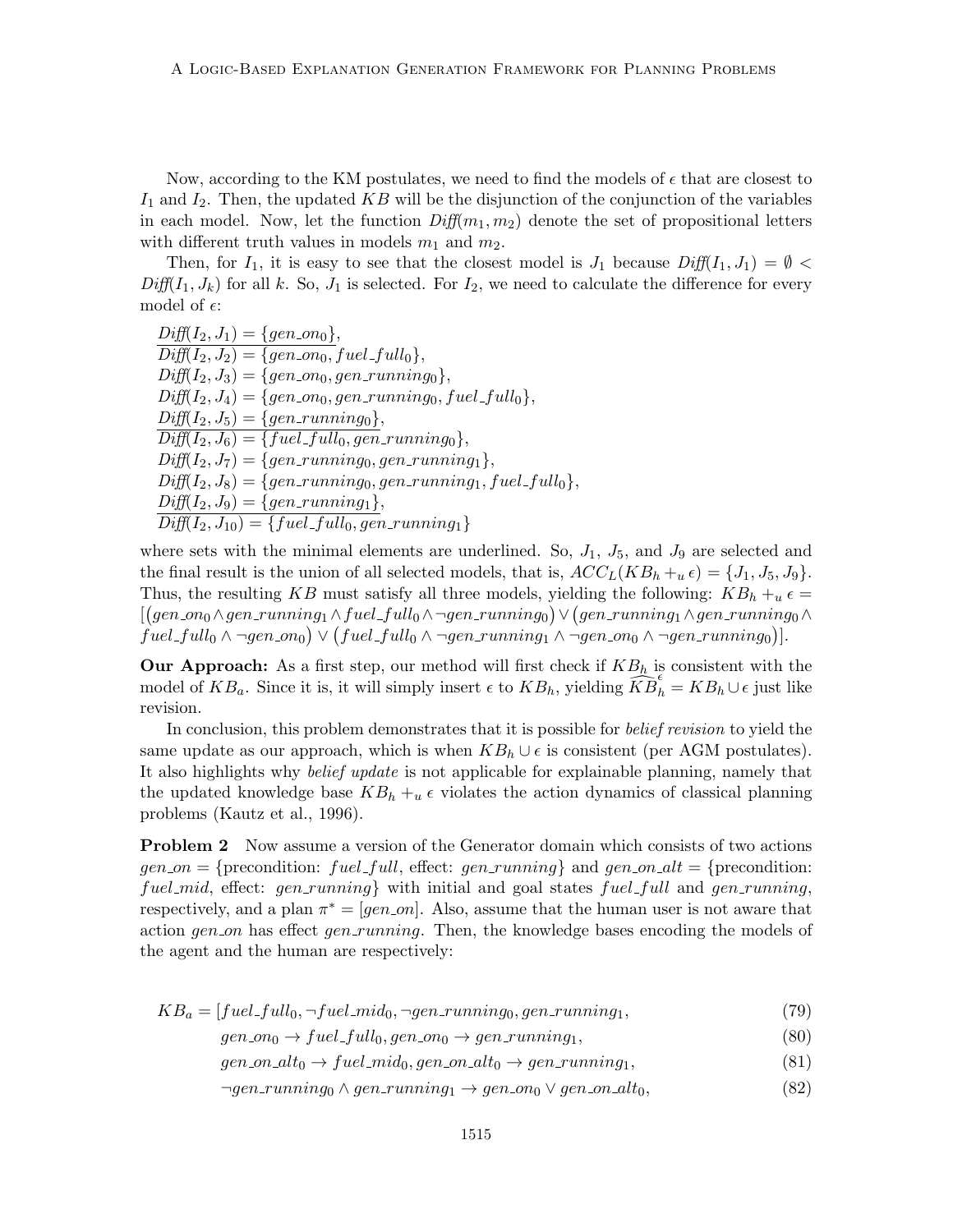Now, according to the KM postulates, we need to find the models of $\epsilon$ that are closest to $I_1$ and $I_2$. Then, the updated $KB$ will be the disjunction of the conjunction of the variables in each model. Now, let the function $\mathit{Diff}(m_1, m_2)$ denote the set of propositional letters with different truth values in models $m_1$ and $m_2$.

Then, for $I_1$, it is easy to see that the closest model is $J_1$ because $\mathit{Diff}(I_1, J_1) = \emptyset < \mathit{Diff}(I_1, J_k)$ for all $k$. So, $J_1$ is selected. For $I_2$, we need to calculate the difference for every model of $\epsilon$:

$\underline{\mathit{Diff}(I_2, J_1) = \{gen\_on_0\}}$,
$\mathit{Diff}(I_2, J_2) = \{gen\_on_0, fuel\_full_0\}$,
$\mathit{Diff}(I_2, J_3) = \{gen\_on_0, gen\_running_0\}$,
$\mathit{Diff}(I_2, J_4) = \{gen\_on_0, gen\_running_0, fuel\_full_0\}$,
$\underline{\mathit{Diff}(I_2, J_5) = \{gen\_running_0\}}$,
$\mathit{Diff}(I_2, J_6) = \{fuel\_full_0, gen\_running_0\}$,
$\mathit{Diff}(I_2, J_7) = \{gen\_running_0, gen\_running_1\}$,
$\mathit{Diff}(I_2, J_8) = \{gen\_running_0, gen\_running_1, fuel\_full_0\}$,
$\underline{\mathit{Diff}(I_2, J_9) = \{gen\_running_1\}}$,
$\mathit{Diff}(I_2, J_{10}) = \{fuel\_full_0, gen\_running_1\}$

where sets with the minimal elements are underlined. So, $J_1$, $J_5$, and $J_9$ are selected and the final result is the union of all selected models, that is, $ACC_L(KB_h +_u \epsilon) = \{J_1, J_5, J_9\}$. Thus, the resulting $KB$ must satisfy all three models, yielding the following: $KB_h +_u \epsilon = [(gen\_on_0 \wedge gen\_running_1 \wedge fuel\_full_0 \wedge \neg gen\_running_0) \vee (gen\_running_1 \wedge gen\_running_0 \wedge fuel\_full_0 \wedge \neg gen\_on_0) \vee (fuel\_full_0 \wedge \neg gen\_running_1 \wedge \neg gen\_on_0 \wedge \neg gen\_running_0)]$.

**Our Approach:** As a first step, our method will first check if $KB_h$ is consistent with the model of $KB_a$. Since it is, it will simply insert $\epsilon$ to $KB_h$, yielding $\widehat{KB}_h^{\epsilon} = KB_h \cup \epsilon$ just like revision.

In conclusion, this problem demonstrates that it is possible for *belief revision* to yield the same update as our approach, which is when $KB_h \cup \epsilon$ is consistent (per AGM postulates). It also highlights why *belief update* is not applicable for explainable planning, namely that the updated knowledge base $KB_h +_u \epsilon$ violates the action dynamics of classical planning problems (Kautz et al., 1996).

**Problem 2** Now assume a version of the Generator domain which consists of two actions $gen\_on$ = {precondition: $fuel\_full$, effect: $gen\_running$} and $gen\_on\_alt$ = {precondition: $fuel\_mid$, effect: $gen\_running$} with initial and goal states $fuel\_full$ and $gen\_running$, respectively, and a plan $\pi^* = [gen\_on]$. Also, assume that the human user is not aware that action $gen\_on$ has effect $gen\_running$. Then, the knowledge bases encoding the models of the agent and the human are respectively:

$$
\begin{aligned}
KB_a = [&fuel\_full_0, \neg fuel\_mid_0, \neg gen\_running_0, gen\_running_1, && (79)\\
&gen\_on_0 \rightarrow fuel\_full_0, gen\_on_0 \rightarrow gen\_running_1, && (80)\\
&gen\_on\_alt_0 \rightarrow fuel\_mid_0, gen\_on\_alt_0 \rightarrow gen\_running_1, && (81)\\
&\neg gen\_running_0 \wedge gen\_running_1 \rightarrow gen\_on_0 \vee gen\_on\_alt_0, && (82)
\end{aligned}
$$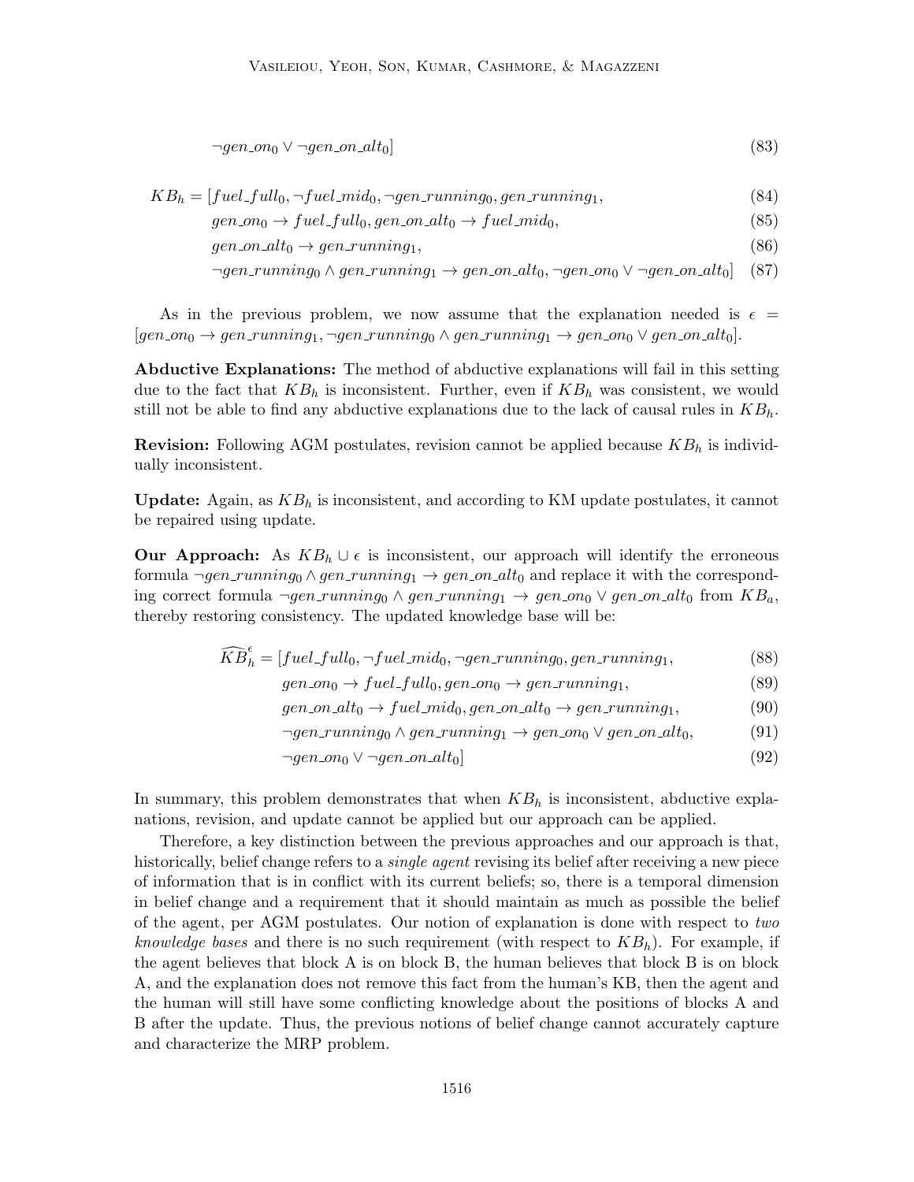$$\neg gen\_on_0 \vee \neg gen\_on\_alt_0] \tag{83}$$

$$\begin{aligned}
KB_h = [&fuel\_full_0, \neg fuel\_mid_0, \neg gen\_running_0, gen\_running_1, &(84)\\
&gen\_on_0 \rightarrow fuel\_full_0, gen\_on\_alt_0 \rightarrow fuel\_mid_0, &(85)\\
&gen\_on\_alt_0 \rightarrow gen\_running_1, &(86)\\
&\neg gen\_running_0 \wedge gen\_running_1 \rightarrow gen\_on\_alt_0, \neg gen\_on_0 \vee \neg gen\_on\_alt_0] &(87)
\end{aligned}$$

As in the previous problem, we now assume that the explanation needed is $\epsilon = [gen\_on_0 \rightarrow gen\_running_1, \neg gen\_running_0 \wedge gen\_running_1 \rightarrow gen\_on_0 \vee gen\_on\_alt_0]$.

**Abductive Explanations:** The method of abductive explanations will fail in this setting due to the fact that $KB_h$ is inconsistent. Further, even if $KB_h$ was consistent, we would still not be able to find any abductive explanations due to the lack of causal rules in $KB_h$.

**Revision:** Following AGM postulates, revision cannot be applied because $KB_h$ is individually inconsistent.

**Update:** Again, as $KB_h$ is inconsistent, and according to KM update postulates, it cannot be repaired using update.

**Our Approach:** As $KB_h \cup \epsilon$ is inconsistent, our approach will identify the erroneous formula $\neg gen\_running_0 \wedge gen\_running_1 \rightarrow gen\_on\_alt_0$ and replace it with the corresponding correct formula $\neg gen\_running_0 \wedge gen\_running_1 \rightarrow gen\_on_0 \vee gen\_on\_alt_0$ from $KB_a$, thereby restoring consistency. The updated knowledge base will be:

$$\begin{aligned}
\widehat{KB}_h^{\epsilon} = [&fuel\_full_0, \neg fuel\_mid_0, \neg gen\_running_0, gen\_running_1, &(88)\\
&gen\_on_0 \rightarrow fuel\_full_0, gen\_on_0 \rightarrow gen\_running_1, &(89)\\
&gen\_on\_alt_0 \rightarrow fuel\_mid_0, gen\_on\_alt_0 \rightarrow gen\_running_1, &(90)\\
&\neg gen\_running_0 \wedge gen\_running_1 \rightarrow gen\_on_0 \vee gen\_on\_alt_0, &(91)\\
&\neg gen\_on_0 \vee \neg gen\_on\_alt_0] &(92)
\end{aligned}$$

In summary, this problem demonstrates that when $KB_h$ is inconsistent, abductive explanations, revision, and update cannot be applied but our approach can be applied.

Therefore, a key distinction between the previous approaches and our approach is that, historically, belief change refers to a *single agent* revising its belief after receiving a new piece of information that is in conflict with its current beliefs; so, there is a temporal dimension in belief change and a requirement that it should maintain as much as possible the belief of the agent, per AGM postulates. Our notion of explanation is done with respect to *two knowledge bases* and there is no such requirement (with respect to $KB_h$). For example, if the agent believes that block A is on block B, the human believes that block B is on block A, and the explanation does not remove this fact from the human's KB, then the agent and the human will still have some conflicting knowledge about the positions of blocks A and B after the update. Thus, the previous notions of belief change cannot accurately capture and characterize the MRP problem.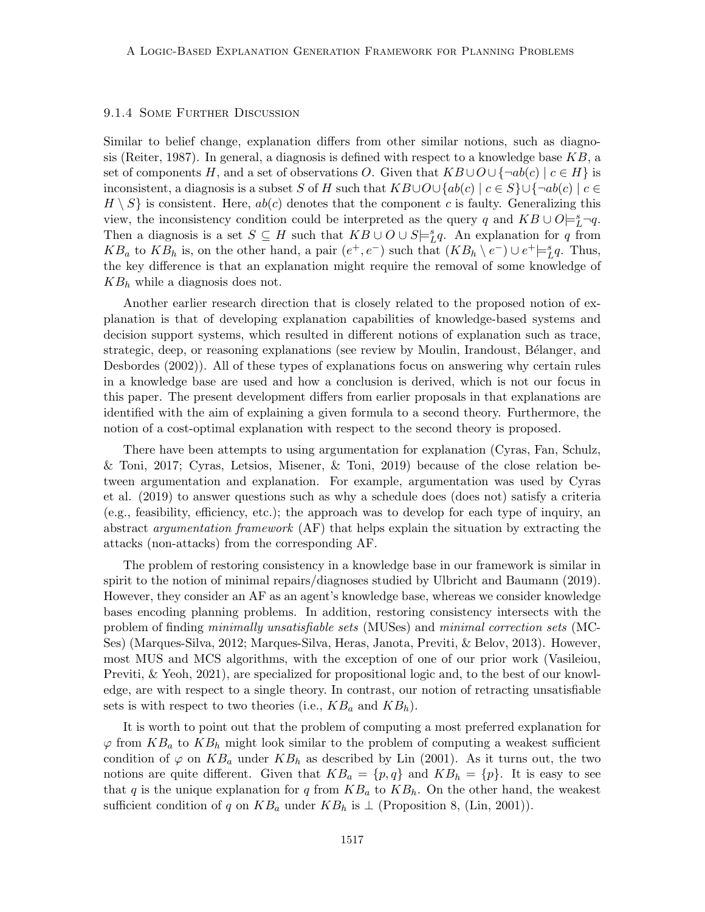### 9.1.4 Some Further Discussion

Similar to belief change, explanation differs from other similar notions, such as diagnosis (Reiter, 1987). In general, a diagnosis is defined with respect to a knowledge base $KB$, a set of components $H$, and a set of observations $O$. Given that $KB \cup O \cup \{\neg ab(c) \mid c \in H\}$ is inconsistent, a diagnosis is a subset $S$ of $H$ such that $KB \cup O \cup \{ab(c) \mid c \in S\} \cup \{\neg ab(c) \mid c \in H \setminus S\}$ is consistent. Here, $ab(c)$ denotes that the component $c$ is faulty. Generalizing this view, the inconsistency condition could be interpreted as the query $q$ and $KB \cup O \models^s_L \neg q$. Then a diagnosis is a set $S \subseteq H$ such that $KB \cup O \cup S \models^s_L q$. An explanation for $q$ from $KB_a$ to $KB_h$ is, on the other hand, a pair $(e^+, e^-)$ such that $(KB_h \setminus e^-) \cup e^+ \models^s_L q$. Thus, the key difference is that an explanation might require the removal of some knowledge of $KB_h$ while a diagnosis does not.

Another earlier research direction that is closely related to the proposed notion of explanation is that of developing explanation capabilities of knowledge-based systems and decision support systems, which resulted in different notions of explanation such as trace, strategic, deep, or reasoning explanations (see review by Moulin, Irandoust, Bélanger, and Desbordes (2002)). All of these types of explanations focus on answering why certain rules in a knowledge base are used and how a conclusion is derived, which is not our focus in this paper. The present development differs from earlier proposals in that explanations are identified with the aim of explaining a given formula to a second theory. Furthermore, the notion of a cost-optimal explanation with respect to the second theory is proposed.

There have been attempts to using argumentation for explanation (Cyras, Fan, Schulz, & Toni, 2017; Cyras, Letsios, Misener, & Toni, 2019) because of the close relation between argumentation and explanation. For example, argumentation was used by Cyras et al. (2019) to answer questions such as why a schedule does (does not) satisfy a criteria (e.g., feasibility, efficiency, etc.); the approach was to develop for each type of inquiry, an abstract *argumentation framework* (AF) that helps explain the situation by extracting the attacks (non-attacks) from the corresponding AF.

The problem of restoring consistency in a knowledge base in our framework is similar in spirit to the notion of minimal repairs/diagnoses studied by Ulbricht and Baumann (2019). However, they consider an AF as an agent's knowledge base, whereas we consider knowledge bases encoding planning problems. In addition, restoring consistency intersects with the problem of finding *minimally unsatisfiable sets* (MUSes) and *minimal correction sets* (MCSes) (Marques-Silva, 2012; Marques-Silva, Heras, Janota, Previti, & Belov, 2013). However, most MUS and MCS algorithms, with the exception of one of our prior work (Vasileiou, Previti, & Yeoh, 2021), are specialized for propositional logic and, to the best of our knowledge, are with respect to a single theory. In contrast, our notion of retracting unsatisfiable sets is with respect to two theories (i.e., $KB_a$ and $KB_h$).

It is worth to point out that the problem of computing a most preferred explanation for $\varphi$ from $KB_a$ to $KB_h$ might look similar to the problem of computing a weakest sufficient condition of $\varphi$ on $KB_a$ under $KB_h$ as described by Lin (2001). As it turns out, the two notions are quite different. Given that $KB_a = \{p, q\}$ and $KB_h = \{p\}$. It is easy to see that $q$ is the unique explanation for $q$ from $KB_a$ to $KB_h$. On the other hand, the weakest sufficient condition of $q$ on $KB_a$ under $KB_h$ is $\perp$ (Proposition 8, (Lin, 2001)).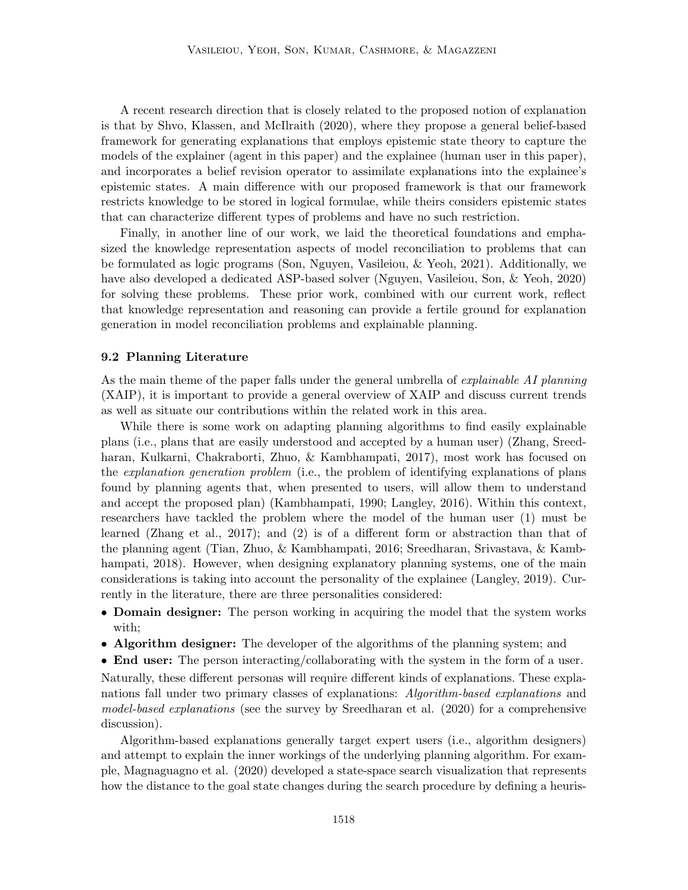A recent research direction that is closely related to the proposed notion of explanation is that by Shvo, Klassen, and McIlraith (2020), where they propose a general belief-based framework for generating explanations that employs epistemic state theory to capture the models of the explainer (agent in this paper) and the explainee (human user in this paper), and incorporates a belief revision operator to assimilate explanations into the explainee's epistemic states. A main difference with our proposed framework is that our framework restricts knowledge to be stored in logical formulae, while theirs considers epistemic states that can characterize different types of problems and have no such restriction.

Finally, in another line of our work, we laid the theoretical foundations and emphasized the knowledge representation aspects of model reconciliation to problems that can be formulated as logic programs (Son, Nguyen, Vasileiou, & Yeoh, 2021). Additionally, we have also developed a dedicated ASP-based solver (Nguyen, Vasileiou, Son, & Yeoh, 2020) for solving these problems. These prior work, combined with our current work, reflect that knowledge representation and reasoning can provide a fertile ground for explanation generation in model reconciliation problems and explainable planning.

### 9.2 Planning Literature

As the main theme of the paper falls under the general umbrella of *explainable AI planning* (XAIP), it is important to provide a general overview of XAIP and discuss current trends as well as situate our contributions within the related work in this area.

While there is some work on adapting planning algorithms to find easily explainable plans (i.e., plans that are easily understood and accepted by a human user) (Zhang, Sreedharan, Kulkarni, Chakraborti, Zhuo, & Kambhampati, 2017), most work has focused on the *explanation generation problem* (i.e., the problem of identifying explanations of plans found by planning agents that, when presented to users, will allow them to understand and accept the proposed plan) (Kambhampati, 1990; Langley, 2016). Within this context, researchers have tackled the problem where the model of the human user (1) must be learned (Zhang et al., 2017); and (2) is of a different form or abstraction than that of the planning agent (Tian, Zhuo, & Kambhampati, 2016; Sreedharan, Srivastava, & Kambhampati, 2018). However, when designing explanatory planning systems, one of the main considerations is taking into account the personality of the explainee (Langley, 2019). Currently in the literature, there are three personalities considered:

- **Domain designer:** The person working in acquiring the model that the system works with;
- **Algorithm designer:** The developer of the algorithms of the planning system; and
- **End user:** The person interacting/collaborating with the system in the form of a user.

Naturally, these different personas will require different kinds of explanations. These explanations fall under two primary classes of explanations: *Algorithm-based explanations* and *model-based explanations* (see the survey by Sreedharan et al. (2020) for a comprehensive discussion).

Algorithm-based explanations generally target expert users (i.e., algorithm designers) and attempt to explain the inner workings of the underlying planning algorithm. For example, Magnaguagno et al. (2020) developed a state-space search visualization that represents how the distance to the goal state changes during the search procedure by defining a heuris-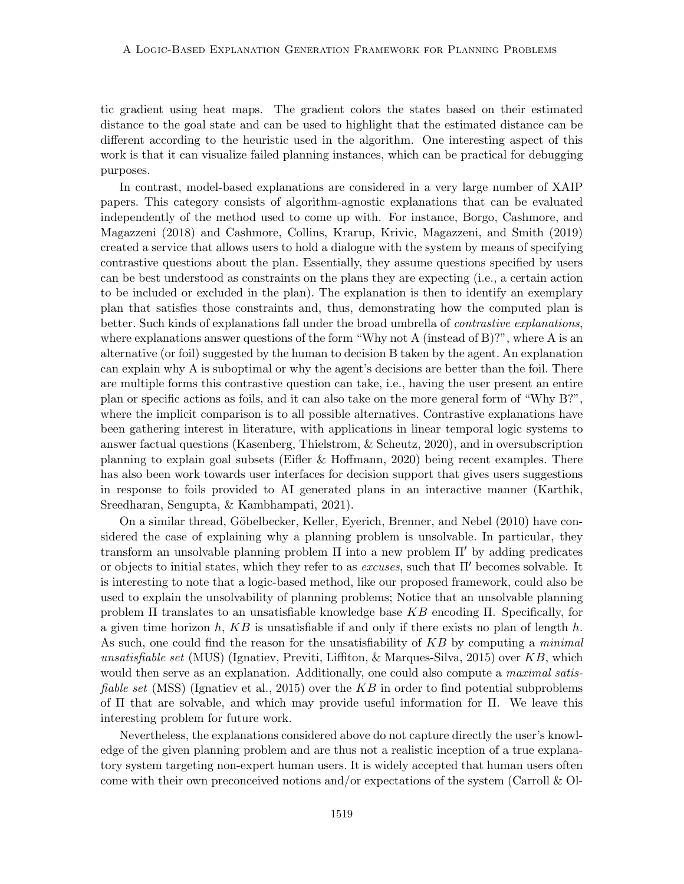tic gradient using heat maps. The gradient colors the states based on their estimated distance to the goal state and can be used to highlight that the estimated distance can be different according to the heuristic used in the algorithm. One interesting aspect of this work is that it can visualize failed planning instances, which can be practical for debugging purposes.

In contrast, model-based explanations are considered in a very large number of XAIP papers. This category consists of algorithm-agnostic explanations that can be evaluated independently of the method used to come up with. For instance, Borgo, Cashmore, and Magazzeni (2018) and Cashmore, Collins, Krarup, Krivic, Magazzeni, and Smith (2019) created a service that allows users to hold a dialogue with the system by means of specifying contrastive questions about the plan. Essentially, they assume questions specified by users can be best understood as constraints on the plans they are expecting (i.e., a certain action to be included or excluded in the plan). The explanation is then to identify an exemplary plan that satisfies those constraints and, thus, demonstrating how the computed plan is better. Such kinds of explanations fall under the broad umbrella of *contrastive explanations*, where explanations answer questions of the form "Why not A (instead of B)?", where A is an alternative (or foil) suggested by the human to decision B taken by the agent. An explanation can explain why A is suboptimal or why the agent's decisions are better than the foil. There are multiple forms this contrastive question can take, i.e., having the user present an entire plan or specific actions as foils, and it can also take on the more general form of "Why B?", where the implicit comparison is to all possible alternatives. Contrastive explanations have been gathering interest in literature, with applications in linear temporal logic systems to answer factual questions (Kasenberg, Thielstrom, & Scheutz, 2020), and in oversubscription planning to explain goal subsets (Eifler & Hoffmann, 2020) being recent examples. There has also been work towards user interfaces for decision support that gives users suggestions in response to foils provided to AI generated plans in an interactive manner (Karthik, Sreedharan, Sengupta, & Kambhampati, 2021).

On a similar thread, Göbelbecker, Keller, Eyerich, Brenner, and Nebel (2010) have considered the case of explaining why a planning problem is unsolvable. In particular, they transform an unsolvable planning problem $\Pi$ into a new problem $\Pi'$ by adding predicates or objects to initial states, which they refer to as *excuses*, such that $\Pi'$ becomes solvable. It is interesting to note that a logic-based method, like our proposed framework, could also be used to explain the unsolvability of planning problems; Notice that an unsolvable planning problem $\Pi$ translates to an unsatisfiable knowledge base $KB$ encoding $\Pi$. Specifically, for a given time horizon $h$, $KB$ is unsatisfiable if and only if there exists no plan of length $h$. As such, one could find the reason for the unsatisfiability of $KB$ by computing a *minimal unsatisfiable set* (MUS) (Ignatiev, Previti, Liffiton, & Marques-Silva, 2015) over $KB$, which would then serve as an explanation. Additionally, one could also compute a *maximal satisfiable set* (MSS) (Ignatiev et al., 2015) over the $KB$ in order to find potential subproblems of $\Pi$ that are solvable, and which may provide useful information for $\Pi$. We leave this interesting problem for future work.

Nevertheless, the explanations considered above do not capture directly the user's knowledge of the given planning problem and are thus not a realistic inception of a true explanatory system targeting non-expert human users. It is widely accepted that human users often come with their own preconceived notions and/or expectations of the system (Carroll & Ol-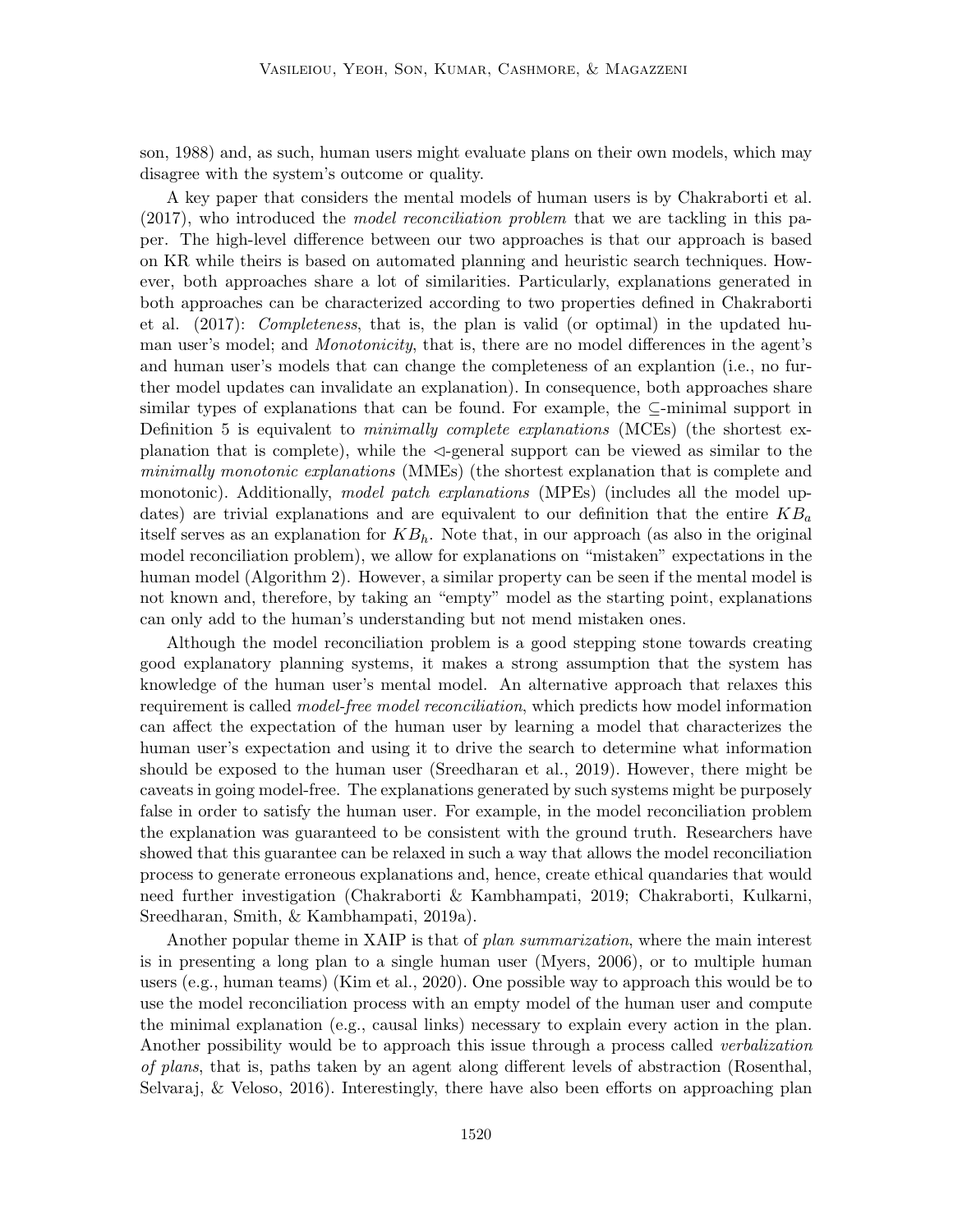son, 1988) and, as such, human users might evaluate plans on their own models, which may disagree with the system's outcome or quality.

A key paper that considers the mental models of human users is by Chakraborti et al. (2017), who introduced the *model reconciliation problem* that we are tackling in this paper. The high-level difference between our two approaches is that our approach is based on KR while theirs is based on automated planning and heuristic search techniques. However, both approaches share a lot of similarities. Particularly, explanations generated in both approaches can be characterized according to two properties defined in Chakraborti et al. (2017): *Completeness*, that is, the plan is valid (or optimal) in the updated human user's model; and *Monotonicity*, that is, there are no model differences in the agent's and human user's models that can change the completeness of an explantion (i.e., no further model updates can invalidate an explanation). In consequence, both approaches share similar types of explanations that can be found. For example, the $\subseteq$-minimal support in Definition 5 is equivalent to *minimally complete explanations* (MCEs) (the shortest explanation that is complete), while the $\lhd$-general support can be viewed as similar to the *minimally monotonic explanations* (MMEs) (the shortest explanation that is complete and monotonic). Additionally, *model patch explanations* (MPEs) (includes all the model updates) are trivial explanations and are equivalent to our definition that the entire $KB_a$ itself serves as an explanation for $KB_h$. Note that, in our approach (as also in the original model reconciliation problem), we allow for explanations on "mistaken" expectations in the human model (Algorithm 2). However, a similar property can be seen if the mental model is not known and, therefore, by taking an "empty" model as the starting point, explanations can only add to the human's understanding but not mend mistaken ones.

Although the model reconciliation problem is a good stepping stone towards creating good explanatory planning systems, it makes a strong assumption that the system has knowledge of the human user's mental model. An alternative approach that relaxes this requirement is called *model-free model reconciliation*, which predicts how model information can affect the expectation of the human user by learning a model that characterizes the human user's expectation and using it to drive the search to determine what information should be exposed to the human user (Sreedharan et al., 2019). However, there might be caveats in going model-free. The explanations generated by such systems might be purposely false in order to satisfy the human user. For example, in the model reconciliation problem the explanation was guaranteed to be consistent with the ground truth. Researchers have showed that this guarantee can be relaxed in such a way that allows the model reconciliation process to generate erroneous explanations and, hence, create ethical quandaries that would need further investigation (Chakraborti & Kambhampati, 2019; Chakraborti, Kulkarni, Sreedharan, Smith, & Kambhampati, 2019a).

Another popular theme in XAIP is that of *plan summarization*, where the main interest is in presenting a long plan to a single human user (Myers, 2006), or to multiple human users (e.g., human teams) (Kim et al., 2020). One possible way to approach this would be to use the model reconciliation process with an empty model of the human user and compute the minimal explanation (e.g., causal links) necessary to explain every action in the plan. Another possibility would be to approach this issue through a process called *verbalization of plans*, that is, paths taken by an agent along different levels of abstraction (Rosenthal, Selvaraj, & Veloso, 2016). Interestingly, there have also been efforts on approaching plan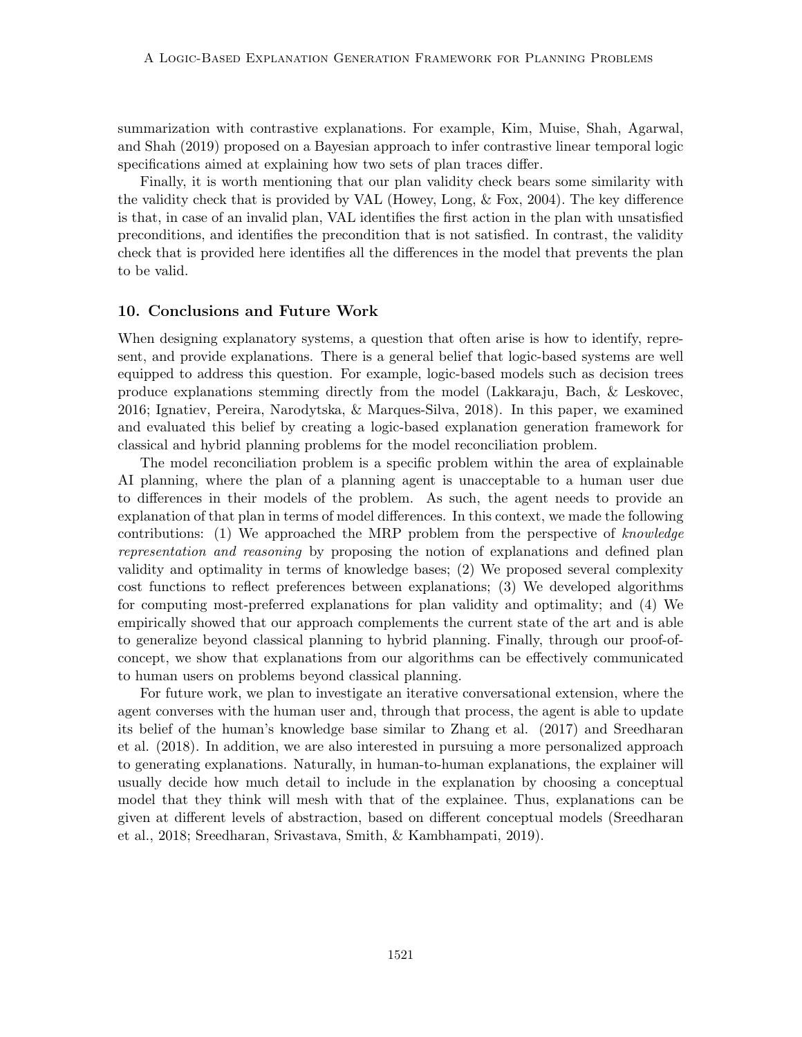summarization with contrastive explanations. For example, Kim, Muise, Shah, Agarwal, and Shah (2019) proposed on a Bayesian approach to infer contrastive linear temporal logic specifications aimed at explaining how two sets of plan traces differ.

Finally, it is worth mentioning that our plan validity check bears some similarity with the validity check that is provided by VAL (Howey, Long, & Fox, 2004). The key difference is that, in case of an invalid plan, VAL identifies the first action in the plan with unsatisfied preconditions, and identifies the precondition that is not satisfied. In contrast, the validity check that is provided here identifies all the differences in the model that prevents the plan to be valid.

## 10. Conclusions and Future Work

When designing explanatory systems, a question that often arise is how to identify, represent, and provide explanations. There is a general belief that logic-based systems are well equipped to address this question. For example, logic-based models such as decision trees produce explanations stemming directly from the model (Lakkaraju, Bach, & Leskovec, 2016; Ignatiev, Pereira, Narodytska, & Marques-Silva, 2018). In this paper, we examined and evaluated this belief by creating a logic-based explanation generation framework for classical and hybrid planning problems for the model reconciliation problem.

The model reconciliation problem is a specific problem within the area of explainable AI planning, where the plan of a planning agent is unacceptable to a human user due to differences in their models of the problem. As such, the agent needs to provide an explanation of that plan in terms of model differences. In this context, we made the following contributions: (1) We approached the MRP problem from the perspective of *knowledge representation and reasoning* by proposing the notion of explanations and defined plan validity and optimality in terms of knowledge bases; (2) We proposed several complexity cost functions to reflect preferences between explanations; (3) We developed algorithms for computing most-preferred explanations for plan validity and optimality; and (4) We empirically showed that our approach complements the current state of the art and is able to generalize beyond classical planning to hybrid planning. Finally, through our proof-of-concept, we show that explanations from our algorithms can be effectively communicated to human users on problems beyond classical planning.

For future work, we plan to investigate an iterative conversational extension, where the agent converses with the human user and, through that process, the agent is able to update its belief of the human's knowledge base similar to Zhang et al. (2017) and Sreedharan et al. (2018). In addition, we are also interested in pursuing a more personalized approach to generating explanations. Naturally, in human-to-human explanations, the explainer will usually decide how much detail to include in the explanation by choosing a conceptual model that they think will mesh with that of the explainee. Thus, explanations can be given at different levels of abstraction, based on different conceptual models (Sreedharan et al., 2018; Sreedharan, Srivastava, Smith, & Kambhampati, 2019).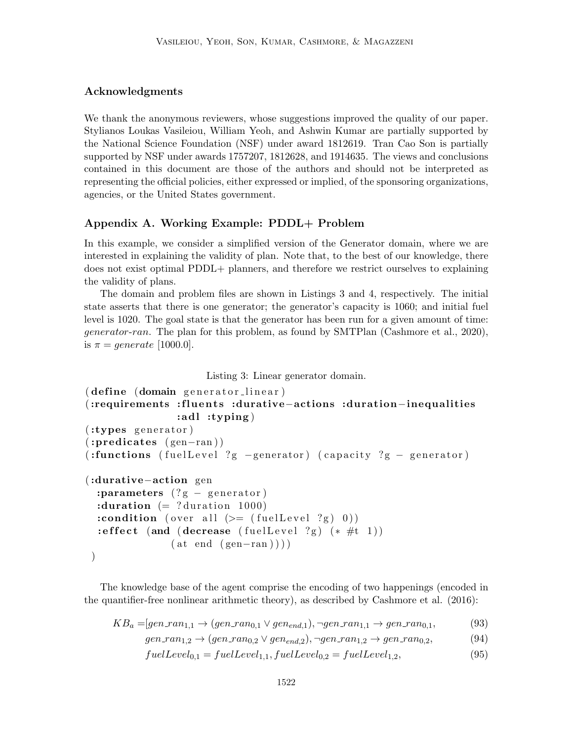## Acknowledgments

We thank the anonymous reviewers, whose suggestions improved the quality of our paper. Stylianos Loukas Vasileiou, William Yeoh, and Ashwin Kumar are partially supported by the National Science Foundation (NSF) under award 1812619. Tran Cao Son is partially supported by NSF under awards 1757207, 1812628, and 1914635. The views and conclusions contained in this document are those of the authors and should not be interpreted as representing the official policies, either expressed or implied, of the sponsoring organizations, agencies, or the United States government.

## Appendix A. Working Example: PDDL+ Problem

In this example, we consider a simplified version of the Generator domain, where we are interested in explaining the validity of plan. Note that, to the best of our knowledge, there does not exist optimal PDDL+ planners, and therefore we restrict ourselves to explaining the validity of plans.

The domain and problem files are shown in Listings 3 and 4, respectively. The initial state asserts that there is one generator; the generator's capacity is 1060; and initial fuel level is 1020. The goal state is that the generator has been run for a given amount of time: *generator-ran*. The plan for this problem, as found by SMTPlan (Cashmore et al., 2020), is $\pi = generate$ [1000.0].

Listing 3: Linear generator domain.

```
(define (domain generator_linear)
(:requirements :fluents :durative-actions :duration-inequalities
               :adl :typing)
(:types generator)
(:predicates (gen-ran))
(:functions (fuelLevel ?g -generator) (capacity ?g - generator)

(:durative-action gen
  :parameters (?g - generator)
  :duration (= ?duration 1000)
  :condition (over all (>= (fuelLevel ?g) 0))
  :effect (and (decrease (fuelLevel ?g) (* #t 1))
               (at end (gen-ran))))
 )
```

The knowledge base of the agent comprise the encoding of two happenings (encoded in the quantifier-free nonlinear arithmetic theory), as described by Cashmore et al. (2016):

$$KB_a = [gen\_ran_{1,1} \rightarrow (gen\_ran_{0,1} \vee gen_{end,1}), \neg gen\_ran_{1,1} \rightarrow gen\_ran_{0,1}, \tag{93}$$

$$gen\_ran_{1,2} \rightarrow (gen\_ran_{0,2} \vee gen_{end,2}), \neg gen\_ran_{1,2} \rightarrow gen\_ran_{0,2}, \tag{94}$$

$$fuelLevel_{0,1} = fuelLevel_{1,1}, fuelLevel_{0,2} = fuelLevel_{1,2}, \tag{95}$$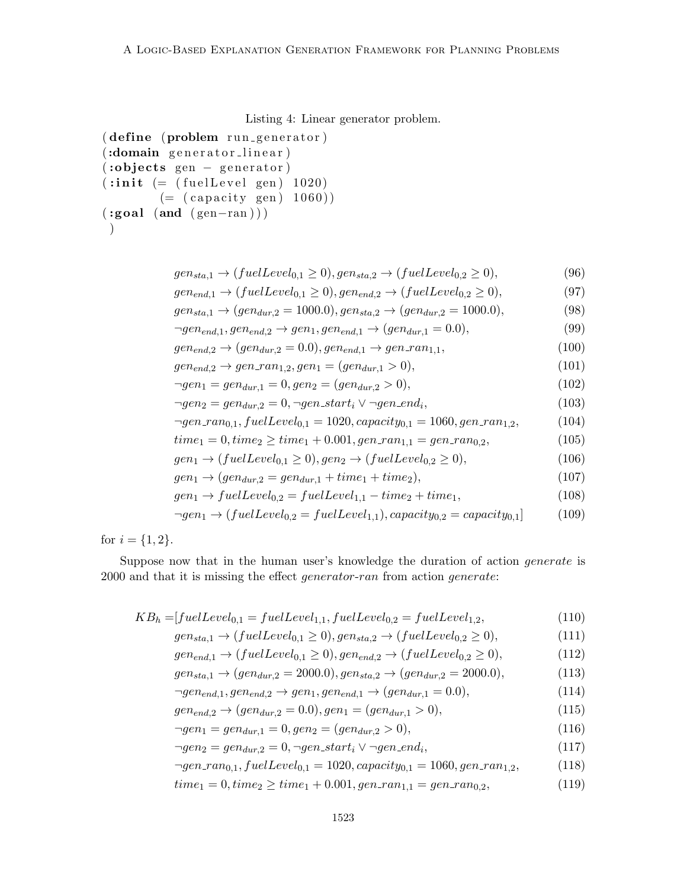Listing 4: Linear generator problem.

```
(define (problem run_generator)
(:domain generator_linear)
(:objects gen - generator)
(:init (= (fuelLevel gen) 1020)
       (= (capacity gen) 1060))
(:goal (and (gen-ran)))
 )
```

$$gen_{sta,1} \rightarrow (fuelLevel_{0,1} \geq 0), gen_{sta,2} \rightarrow (fuelLevel_{0,2} \geq 0), \tag{96}$$

$$gen_{end,1} \rightarrow (fuelLevel_{0,1} \geq 0), gen_{end,2} \rightarrow (fuelLevel_{0,2} \geq 0), \tag{97}$$

$$gen_{sta,1} \rightarrow (gen_{dur,2} = 1000.0), gen_{sta,2} \rightarrow (gen_{dur,2} = 1000.0), \tag{98}$$

$$\neg gen_{end,1}, gen_{end,2} \rightarrow gen_1, gen_{end,1} \rightarrow (gen_{dur,1} = 0.0), \tag{99}$$

$$gen_{end,2} \rightarrow (gen_{dur,2} = 0.0), gen_{end,1} \rightarrow gen\_ran_{1,1}, \tag{100}$$

$$gen_{end,2} \rightarrow gen\_ran_{1,2}, gen_1 = (gen_{dur,1} > 0), \tag{101}$$

$$\neg gen_1 = gen_{dur,1} = 0, gen_2 = (gen_{dur,2} > 0), \tag{102}$$

$$\neg gen_2 = gen_{dur,2} = 0, \neg gen\_start_i \vee \neg gen\_end_i, \tag{103}$$

$$\neg gen\_ran_{0,1}, fuelLevel_{0,1} = 1020, capacity_{0,1} = 1060, gen\_ran_{1,2}, \tag{104}$$

$$time_1 = 0, time_2 \geq time_1 + 0.001, gen\_ran_{1,1} = gen\_ran_{0,2}, \tag{105}$$

$$gen_1 \rightarrow (fuelLevel_{0,1} \geq 0), gen_2 \rightarrow (fuelLevel_{0,2} \geq 0), \tag{106}$$

$$gen_1 \rightarrow (gen_{dur,2} = gen_{dur,1} + time_1 + time_2), \tag{107}$$

$$gen_1 \rightarrow fuelLevel_{0,2} = fuelLevel_{1,1} - time_2 + time_1, \tag{108}$$

$$\neg gen_1 \rightarrow (fuelLevel_{0,2} = fuelLevel_{1,1}), capacity_{0,2} = capacity_{0,1}] \tag{109}$$

for $i = \{1, 2\}$.

Suppose now that in the human user's knowledge the duration of action *generate* is 2000 and that it is missing the effect *generator-ran* from action *generate*:

$$KB_h = [fuelLevel_{0,1} = fuelLevel_{1,1}, fuelLevel_{0,2} = fuelLevel_{1,2}, \tag{110}$$

$$gen_{sta,1} \rightarrow (fuelLevel_{0,1} \geq 0), gen_{sta,2} \rightarrow (fuelLevel_{0,2} \geq 0), \tag{111}$$

$$gen_{end,1} \rightarrow (fuelLevel_{0,1} \geq 0), gen_{end,2} \rightarrow (fuelLevel_{0,2} \geq 0), \tag{112}$$

$$gen_{sta,1} \rightarrow (gen_{dur,2} = 2000.0), gen_{sta,2} \rightarrow (gen_{dur,2} = 2000.0), \tag{113}$$

$$\neg gen_{end,1}, gen_{end,2} \rightarrow gen_1, gen_{end,1} \rightarrow (gen_{dur,1} = 0.0), \tag{114}$$

$$gen_{end,2} \rightarrow (gen_{dur,2} = 0.0), gen_1 = (gen_{dur,1} > 0), \tag{115}$$

$$\neg gen_1 = gen_{dur,1} = 0, gen_2 = (gen_{dur,2} > 0), \tag{116}$$

$$\neg gen_2 = gen_{dur,2} = 0, \neg gen\_start_i \vee \neg gen\_end_i, \tag{117}$$

$$\neg gen\_ran_{0,1}, fuelLevel_{0,1} = 1020, capacity_{0,1} = 1060, gen\_ran_{1,2}, \tag{118}$$

$$time_1 = 0, time_2 \geq time_1 + 0.001, gen\_ran_{1,1} = gen\_ran_{0,2}, \tag{119}$$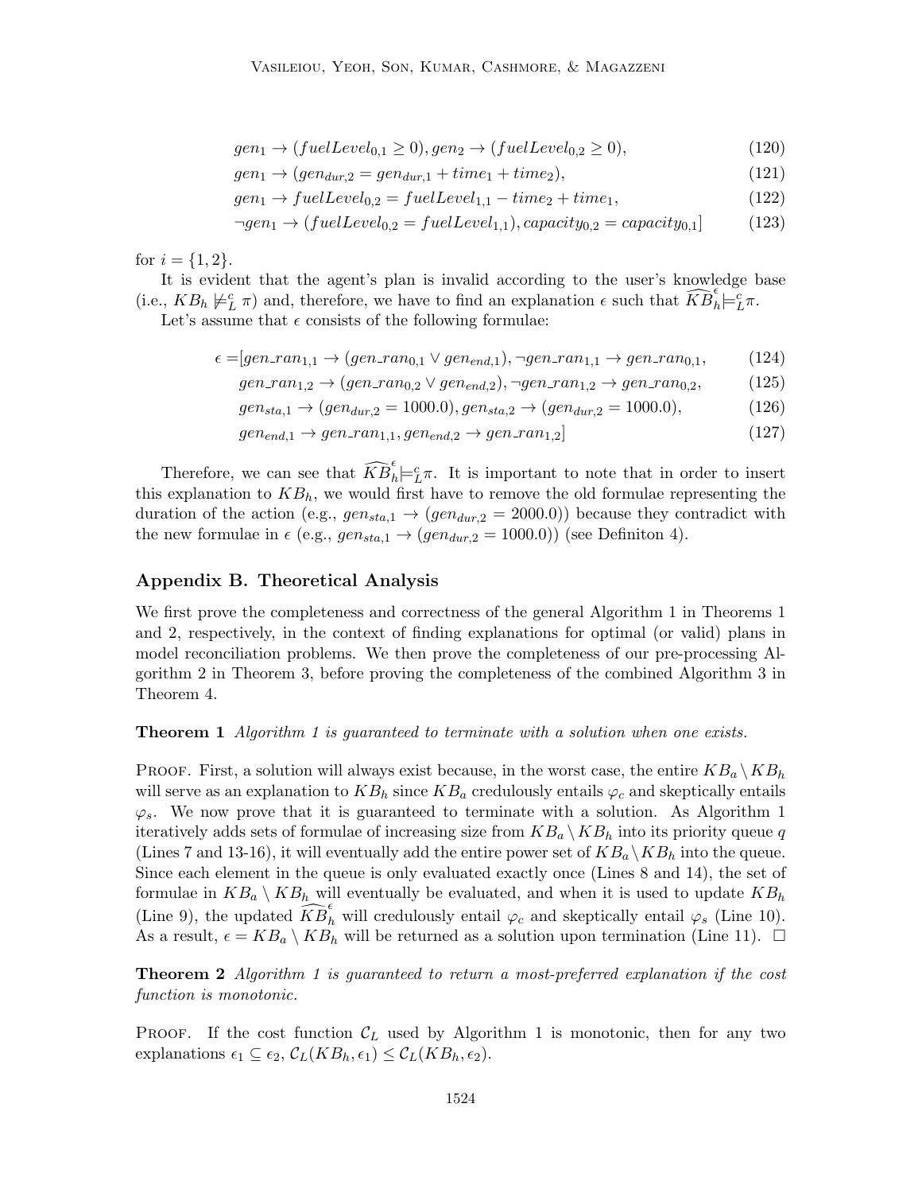$$gen_1 \rightarrow (fuelLevel_{0,1} \geq 0), gen_2 \rightarrow (fuelLevel_{0,2} \geq 0), \tag{120}$$

$$gen_1 \rightarrow (gen_{dur,2} = gen_{dur,1} + time_1 + time_2), \tag{121}$$

$$gen_1 \rightarrow fuelLevel_{0,2} = fuelLevel_{1,1} - time_2 + time_1, \tag{122}$$

$$\neg gen_1 \rightarrow (fuelLevel_{0,2} = fuelLevel_{1,1}), capacity_{0,2} = capacity_{0,1}] \tag{123}$$

for $i = \{1, 2\}$.

It is evident that the agent's plan is invalid according to the user's knowledge base (i.e., $KB_h \not\models^c_L \pi$) and, therefore, we have to find an explanation $\epsilon$ such that $\widehat{KB}^{\epsilon}_h \models^c_L \pi$.

Let's assume that $\epsilon$ consists of the following formulae:

$$\epsilon = [gen\_ran_{1,1} \rightarrow (gen\_ran_{0,1} \vee gen_{end,1}), \neg gen\_ran_{1,1} \rightarrow gen\_ran_{0,1}, \tag{124}$$

$$gen\_ran_{1,2} \rightarrow (gen\_ran_{0,2} \vee gen_{end,2}), \neg gen\_ran_{1,2} \rightarrow gen\_ran_{0,2}, \tag{125}$$

$$gen_{sta,1} \rightarrow (gen_{dur,2} = 1000.0), gen_{sta,2} \rightarrow (gen_{dur,2} = 1000.0), \tag{126}$$

$$gen_{end,1} \rightarrow gen\_ran_{1,1}, gen_{end,2} \rightarrow gen\_ran_{1,2}] \tag{127}$$

Therefore, we can see that $\widehat{KB}^{\epsilon}_h \models^c_L \pi$. It is important to note that in order to insert this explanation to $KB_h$, we would first have to remove the old formulae representing the duration of the action (e.g., $gen_{sta,1} \rightarrow (gen_{dur,2} = 2000.0)$) because they contradict with the new formulae in $\epsilon$ (e.g., $gen_{sta,1} \rightarrow (gen_{dur,2} = 1000.0)$) (see Definiton 4).

## Appendix B. Theoretical Analysis

We first prove the completeness and correctness of the general Algorithm 1 in Theorems 1 and 2, respectively, in the context of finding explanations for optimal (or valid) plans in model reconciliation problems. We then prove the completeness of our pre-processing Algorithm 2 in Theorem 3, before proving the completeness of the combined Algorithm 3 in Theorem 4.

**Theorem 1** *Algorithm 1 is guaranteed to terminate with a solution when one exists.*

Proof. First, a solution will always exist because, in the worst case, the entire $KB_a \setminus KB_h$ will serve as an explanation to $KB_h$ since $KB_a$ credulously entails $\varphi_c$ and skeptically entails $\varphi_s$. We now prove that it is guaranteed to terminate with a solution. As Algorithm 1 iteratively adds sets of formulae of increasing size from $KB_a \setminus KB_h$ into its priority queue $q$ (Lines 7 and 13-16), it will eventually add the entire power set of $KB_a \setminus KB_h$ into the queue. Since each element in the queue is only evaluated exactly once (Lines 8 and 14), the set of formulae in $KB_a \setminus KB_h$ will eventually be evaluated, and when it is used to update $KB_h$ (Line 9), the updated $\widehat{KB}^{\epsilon}_h$ will credulously entail $\varphi_c$ and skeptically entail $\varphi_s$ (Line 10). As a result, $\epsilon = KB_a \setminus KB_h$ will be returned as a solution upon termination (Line 11). □

**Theorem 2** *Algorithm 1 is guaranteed to return a most-preferred explanation if the cost function is monotonic.*

Proof. If the cost function $\mathcal{C}_L$ used by Algorithm 1 is monotonic, then for any two explanations $\epsilon_1 \subseteq \epsilon_2$, $\mathcal{C}_L(KB_h, \epsilon_1) \leq \mathcal{C}_L(KB_h, \epsilon_2)$.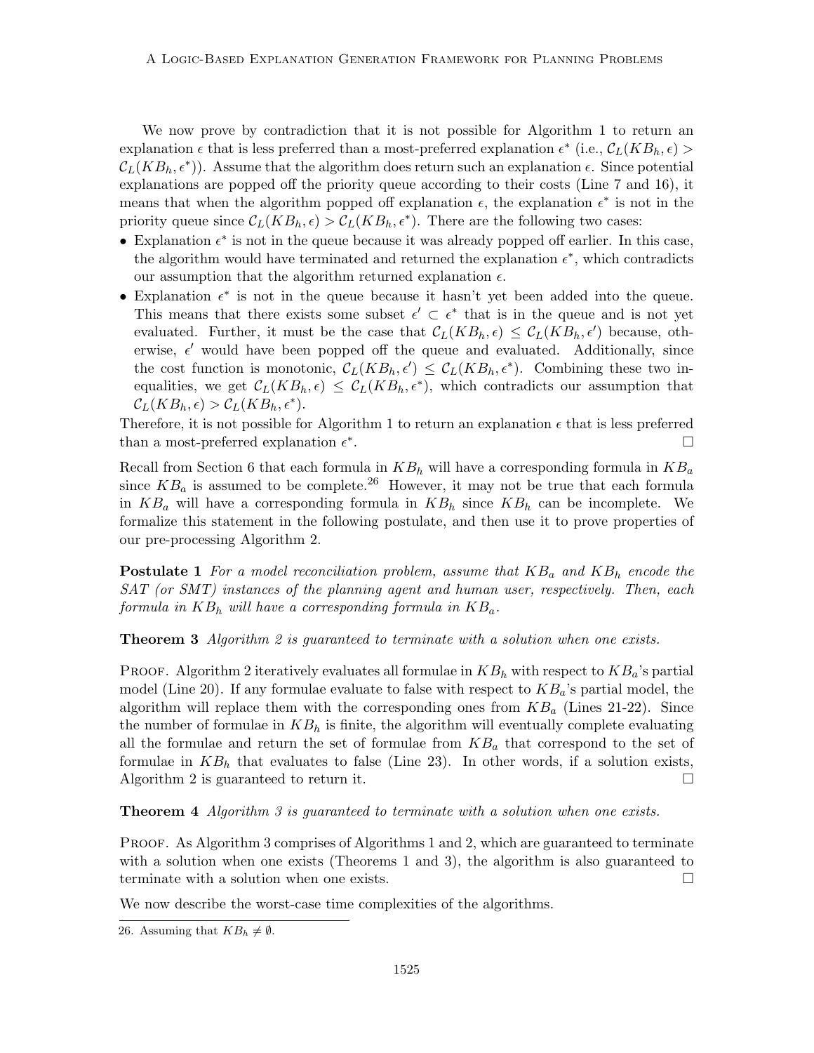We now prove by contradiction that it is not possible for Algorithm 1 to return an explanation $\epsilon$ that is less preferred than a most-preferred explanation $\epsilon^*$ (i.e., $\mathcal{C}_L(KB_h, \epsilon) > \mathcal{C}_L(KB_h, \epsilon^*)$). Assume that the algorithm does return such an explanation $\epsilon$. Since potential explanations are popped off the priority queue according to their costs (Line 7 and 16), it means that when the algorithm popped off explanation $\epsilon$, the explanation $\epsilon^*$ is not in the priority queue since $\mathcal{C}_L(KB_h, \epsilon) > \mathcal{C}_L(KB_h, \epsilon^*)$. There are the following two cases:

- Explanation $\epsilon^*$ is not in the queue because it was already popped off earlier. In this case, the algorithm would have terminated and returned the explanation $\epsilon^*$, which contradicts our assumption that the algorithm returned explanation $\epsilon$.
- Explanation $\epsilon^*$ is not in the queue because it hasn't yet been added into the queue. This means that there exists some subset $\epsilon' \subset \epsilon^*$ that is in the queue and is not yet evaluated. Further, it must be the case that $\mathcal{C}_L(KB_h, \epsilon) \leq \mathcal{C}_L(KB_h, \epsilon')$ because, otherwise, $\epsilon'$ would have been popped off the queue and evaluated. Additionally, since the cost function is monotonic, $\mathcal{C}_L(KB_h, \epsilon') \leq \mathcal{C}_L(KB_h, \epsilon^*)$. Combining these two inequalities, we get $\mathcal{C}_L(KB_h, \epsilon) \leq \mathcal{C}_L(KB_h, \epsilon^*)$, which contradicts our assumption that $\mathcal{C}_L(KB_h, \epsilon) > \mathcal{C}_L(KB_h, \epsilon^*)$.

Therefore, it is not possible for Algorithm 1 to return an explanation $\epsilon$ that is less preferred than a most-preferred explanation $\epsilon^*$. □

Recall from Section 6 that each formula in $KB_h$ will have a corresponding formula in $KB_a$ since $KB_a$ is assumed to be complete.[26] However, it may not be true that each formula in $KB_a$ will have a corresponding formula in $KB_h$ since $KB_h$ can be incomplete. We formalize this statement in the following postulate, and then use it to prove properties of our pre-processing Algorithm 2.

**Postulate 1** *For a model reconciliation problem, assume that $KB_a$ and $KB_h$ encode the SAT (or SMT) instances of the planning agent and human user, respectively. Then, each formula in $KB_h$ will have a corresponding formula in $KB_a$.*

**Theorem 3** *Algorithm 2 is guaranteed to terminate with a solution when one exists.*

Proof. Algorithm 2 iteratively evaluates all formulae in $KB_h$ with respect to $KB_a$'s partial model (Line 20). If any formulae evaluate to false with respect to $KB_a$'s partial model, the algorithm will replace them with the corresponding ones from $KB_a$ (Lines 21-22). Since the number of formulae in $KB_h$ is finite, the algorithm will eventually complete evaluating all the formulae and return the set of formulae from $KB_a$ that correspond to the set of formulae in $KB_h$ that evaluates to false (Line 23). In other words, if a solution exists, Algorithm 2 is guaranteed to return it. □

**Theorem 4** *Algorithm 3 is guaranteed to terminate with a solution when one exists.*

Proof. As Algorithm 3 comprises of Algorithms 1 and 2, which are guaranteed to terminate with a solution when one exists (Theorems 1 and 3), the algorithm is also guaranteed to terminate with a solution when one exists. □

We now describe the worst-case time complexities of the algorithms.

26. Assuming that $KB_h \neq \emptyset$.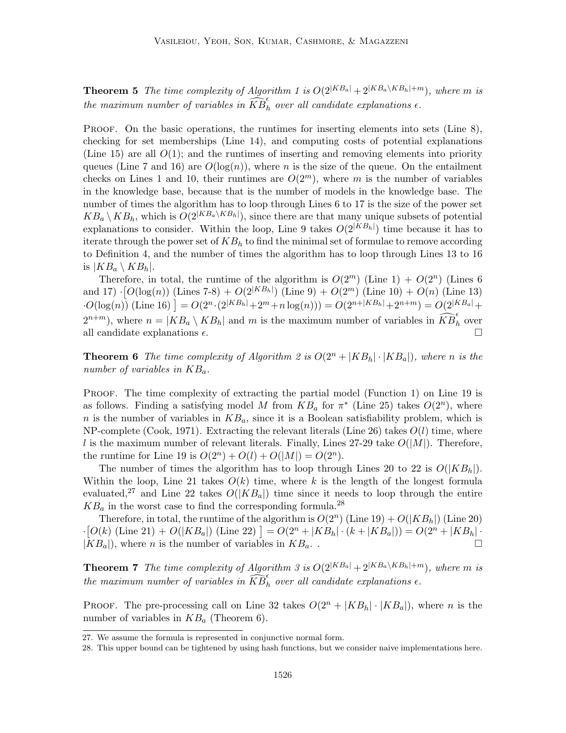**Theorem 5** *The time complexity of Algorithm 1 is $O(2^{|KB_a|} + 2^{|KB_a \setminus KB_h|+m})$, where $m$ is the maximum number of variables in $\widehat{KB}_h^{\epsilon}$ over all candidate explanations $\epsilon$.*

Proof. On the basic operations, the runtimes for inserting elements into sets (Line 8), checking for set memberships (Line 14), and computing costs of potential explanations (Line 15) are all $O(1)$; and the runtimes of inserting and removing elements into priority queues (Line 7 and 16) are $O(\log(n))$, where $n$ is the size of the queue. On the entailment checks on Lines 1 and 10, their runtimes are $O(2^m)$, where $m$ is the number of variables in the knowledge base, because that is the number of models in the knowledge base. The number of times the algorithm has to loop through Lines 6 to 17 is the size of the power set $KB_a \setminus KB_h$, which is $O(2^{|KB_a \setminus KB_h|})$, since there are that many unique subsets of potential explanations to consider. Within the loop, Line 9 takes $O(2^{|KB_h|})$ time because it has to iterate through the power set of $KB_h$ to find the minimal set of formulae to remove according to Definition 4, and the number of times the algorithm has to loop through Lines 13 to 16 is $|KB_a \setminus KB_h|$.

Therefore, in total, the runtime of the algorithm is $O(2^m)$ (Line 1) + $O(2^n)$ (Lines 6 and 17) $\cdot \big[O(\log(n))$ (Lines 7-8) + $O(2^{|KB_h|})$ (Line 9) + $O(2^m)$ (Line 10) + $O(n)$ (Line 13) $\cdot O(\log(n))$ (Line 16) $\big] = O(2^n \cdot (2^{|KB_h|} + 2^m + n\log(n))) = O(2^{n+|KB_h|} + 2^{n+m}) = O(2^{|KB_a|} + 2^{n+m})$, where $n = |KB_a \setminus KB_h|$ and $m$ is the maximum number of variables in $\widehat{KB}_h^{\epsilon}$ over all candidate explanations $\epsilon$. □

**Theorem 6** *The time complexity of Algorithm 2 is $O(2^n + |KB_h| \cdot |KB_a|)$, where $n$ is the number of variables in $KB_a$.*

Proof. The time complexity of extracting the partial model (Function 1) on Line 19 is as follows. Finding a satisfying model $M$ from $KB_a$ for $\pi^*$ (Line 25) takes $O(2^n)$, where $n$ is the number of variables in $KB_a$, since it is a Boolean satisfiability problem, which is NP-complete (Cook, 1971). Extracting the relevant literals (Line 26) takes $O(l)$ time, where $l$ is the maximum number of relevant literals. Finally, Lines 27-29 take $O(|M|)$. Therefore, the runtime for Line 19 is $O(2^n) + O(l) + O(|M|) = O(2^n)$.

The number of times the algorithm has to loop through Lines 20 to 22 is $O(|KB_h|)$. Within the loop, Line 21 takes $O(k)$ time, where $k$ is the length of the longest formula evaluated,[27] and Line 22 takes $O(|KB_a|)$ time since it needs to loop through the entire $KB_a$ in the worst case to find the corresponding formula.[28]

Therefore, in total, the runtime of the algorithm is $O(2^n)$ (Line 19) + $O(|KB_h|)$ (Line 20) $\cdot \big[O(k)$ (Line 21) + $O(|KB_a|)$ (Line 22) $\big] = O(2^n + |KB_h| \cdot (k + |KB_a|)) = O(2^n + |KB_h| \cdot |KB_a|)$, where $n$ is the number of variables in $KB_a$. . □

**Theorem 7** *The time complexity of Algorithm 3 is $O(2^{|KB_a|} + 2^{|KB_a \setminus KB_h|+m})$, where $m$ is the maximum number of variables in $\widehat{KB}_h^{\epsilon}$ over all candidate explanations $\epsilon$.*

Proof. The pre-processing call on Line 32 takes $O(2^n + |KB_h| \cdot |KB_a|)$, where $n$ is the number of variables in $KB_a$ (Theorem 6).

---

27. We assume the formula is represented in conjunctive normal form.

28. This upper bound can be tightened by using hash functions, but we consider naive implementations here.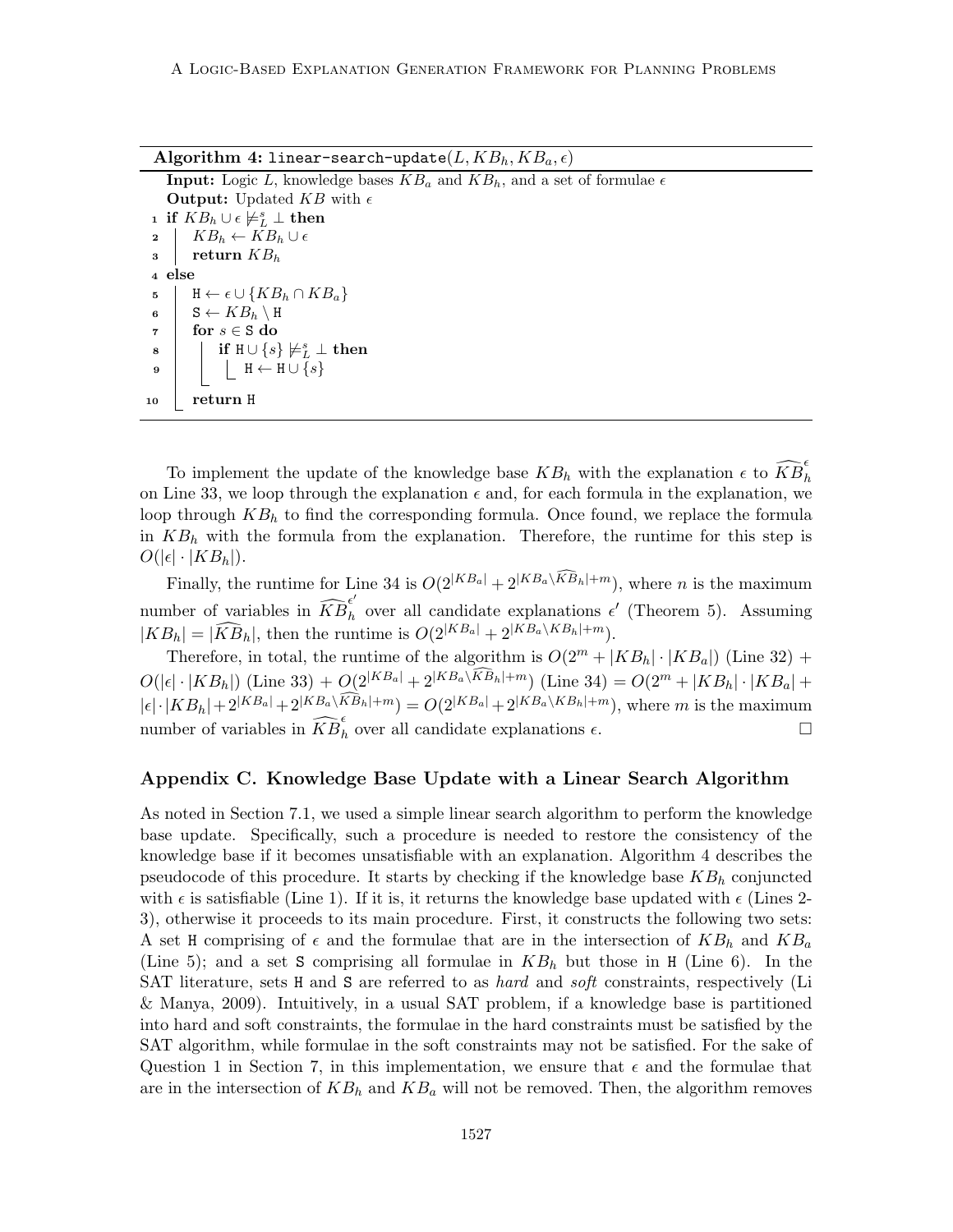**Algorithm 4:** `linear-search-update`$(L, KB_h, KB_a, \epsilon)$

**Input:** Logic $L$, knowledge bases $KB_a$ and $KB_h$, and a set of formulae $\epsilon$
**Output:** Updated $KB$ with $\epsilon$

```
1  if KB_h ∪ ε ⊭^s_L ⊥ then
2  |   KB_h ← KB_h ∪ ε
3  |   return KB_h
4  else
5  |   H ← ε ∪ {KB_h ∩ KB_a}
6  |   S ← KB_h \ H
7  |   for s ∈ S do
8  |   |   if H ∪ {s} ⊭^s_L ⊥ then
9  |   |   |   H ← H ∪ {s}
10 |   return H
```

To implement the update of the knowledge base $KB_h$ with the explanation $\epsilon$ to $\widehat{KB}_h^{\epsilon}$ on Line 33, we loop through the explanation $\epsilon$ and, for each formula in the explanation, we loop through $KB_h$ to find the corresponding formula. Once found, we replace the formula in $KB_h$ with the formula from the explanation. Therefore, the runtime for this step is $O(|\epsilon| \cdot |KB_h|)$.

Finally, the runtime for Line 34 is $O(2^{|KB_a|} + 2^{|KB_a \setminus \widehat{KB}_h|+m})$, where $n$ is the maximum number of variables in $\widehat{KB}_h^{\epsilon'}$ over all candidate explanations $\epsilon'$ (Theorem 5). Assuming $|KB_h| = |\widehat{KB}_h|$, then the runtime is $O(2^{|KB_a|} + 2^{|KB_a \setminus KB_h|+m})$.

Therefore, in total, the runtime of the algorithm is $O(2^m + |KB_h| \cdot |KB_a|)$ (Line 32) + $O(|\epsilon| \cdot |KB_h|)$ (Line 33) + $O(2^{|KB_a|} + 2^{|KB_a \setminus \widehat{KB}_h|+m})$ (Line 34) = $O(2^m + |KB_h| \cdot |KB_a| + |\epsilon| \cdot |KB_h| + 2^{|KB_a|} + 2^{|KB_a \setminus \widehat{KB}_h|+m}) = O(2^{|KB_a|} + 2^{|KB_a \setminus KB_h|+m})$, where $m$ is the maximum number of variables in $\widehat{KB}_h^{\epsilon}$ over all candidate explanations $\epsilon$. □

## Appendix C. Knowledge Base Update with a Linear Search Algorithm

As noted in Section 7.1, we used a simple linear search algorithm to perform the knowledge base update. Specifically, such a procedure is needed to restore the consistency of the knowledge base if it becomes unsatisfiable with an explanation. Algorithm 4 describes the pseudocode of this procedure. It starts by checking if the knowledge base $KB_h$ conjuncted with $\epsilon$ is satisfiable (Line 1). If it is, it returns the knowledge base updated with $\epsilon$ (Lines 2-3), otherwise it proceeds to its main procedure. First, it constructs the following two sets: A set H comprising of $\epsilon$ and the formulae that are in the intersection of $KB_h$ and $KB_a$ (Line 5); and a set S comprising all formulae in $KB_h$ but those in H (Line 6). In the SAT literature, sets H and S are referred to as *hard* and *soft* constraints, respectively (Li & Manya, 2009). Intuitively, in a usual SAT problem, if a knowledge base is partitioned into hard and soft constraints, the formulae in the hard constraints must be satisfied by the SAT algorithm, while formulae in the soft constraints may not be satisfied. For the sake of Question 1 in Section 7, in this implementation, we ensure that $\epsilon$ and the formulae that are in the intersection of $KB_h$ and $KB_a$ will not be removed. Then, the algorithm removes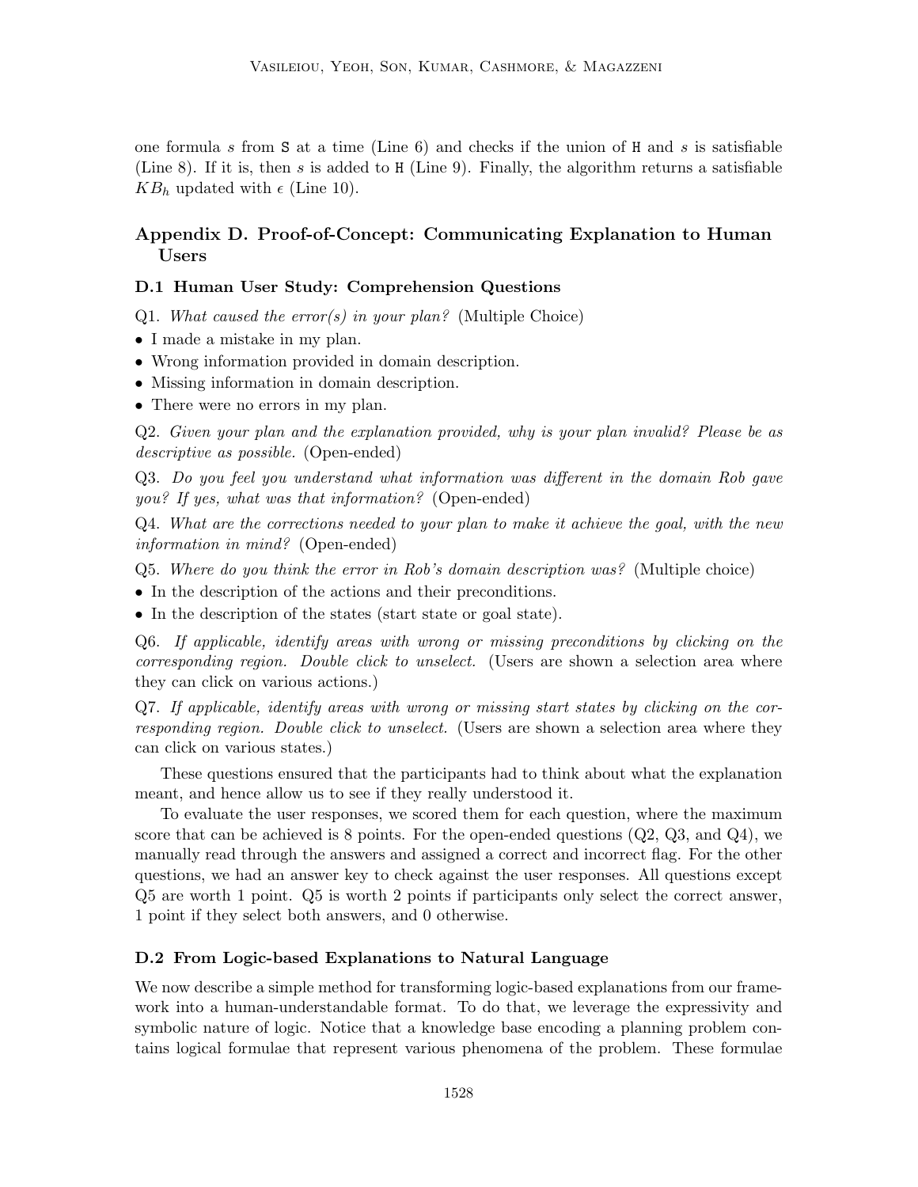one formula $s$ from `S` at a time (Line 6) and checks if the union of `H` and $s$ is satisfiable (Line 8). If it is, then $s$ is added to `H` (Line 9). Finally, the algorithm returns a satisfiable $KB_h$ updated with $\epsilon$ (Line 10).

## Appendix D. Proof-of-Concept: Communicating Explanation to Human Users

### D.1 Human User Study: Comprehension Questions

Q1. *What caused the error(s) in your plan?* (Multiple Choice)

- I made a mistake in my plan.
- Wrong information provided in domain description.
- Missing information in domain description.
- There were no errors in my plan.

Q2. *Given your plan and the explanation provided, why is your plan invalid? Please be as descriptive as possible.* (Open-ended)

Q3. *Do you feel you understand what information was different in the domain Rob gave you? If yes, what was that information?* (Open-ended)

Q4. *What are the corrections needed to your plan to make it achieve the goal, with the new information in mind?* (Open-ended)

Q5. *Where do you think the error in Rob's domain description was?* (Multiple choice)

- In the description of the actions and their preconditions.
- In the description of the states (start state or goal state).

Q6. *If applicable, identify areas with wrong or missing preconditions by clicking on the corresponding region. Double click to unselect.* (Users are shown a selection area where they can click on various actions.)

Q7. *If applicable, identify areas with wrong or missing start states by clicking on the corresponding region. Double click to unselect.* (Users are shown a selection area where they can click on various states.)

These questions ensured that the participants had to think about what the explanation meant, and hence allow us to see if they really understood it.

To evaluate the user responses, we scored them for each question, where the maximum score that can be achieved is 8 points. For the open-ended questions (Q2, Q3, and Q4), we manually read through the answers and assigned a correct and incorrect flag. For the other questions, we had an answer key to check against the user responses. All questions except Q5 are worth 1 point. Q5 is worth 2 points if participants only select the correct answer, 1 point if they select both answers, and 0 otherwise.

### D.2 From Logic-based Explanations to Natural Language

We now describe a simple method for transforming logic-based explanations from our framework into a human-understandable format. To do that, we leverage the expressivity and symbolic nature of logic. Notice that a knowledge base encoding a planning problem contains logical formulae that represent various phenomena of the problem. These formulae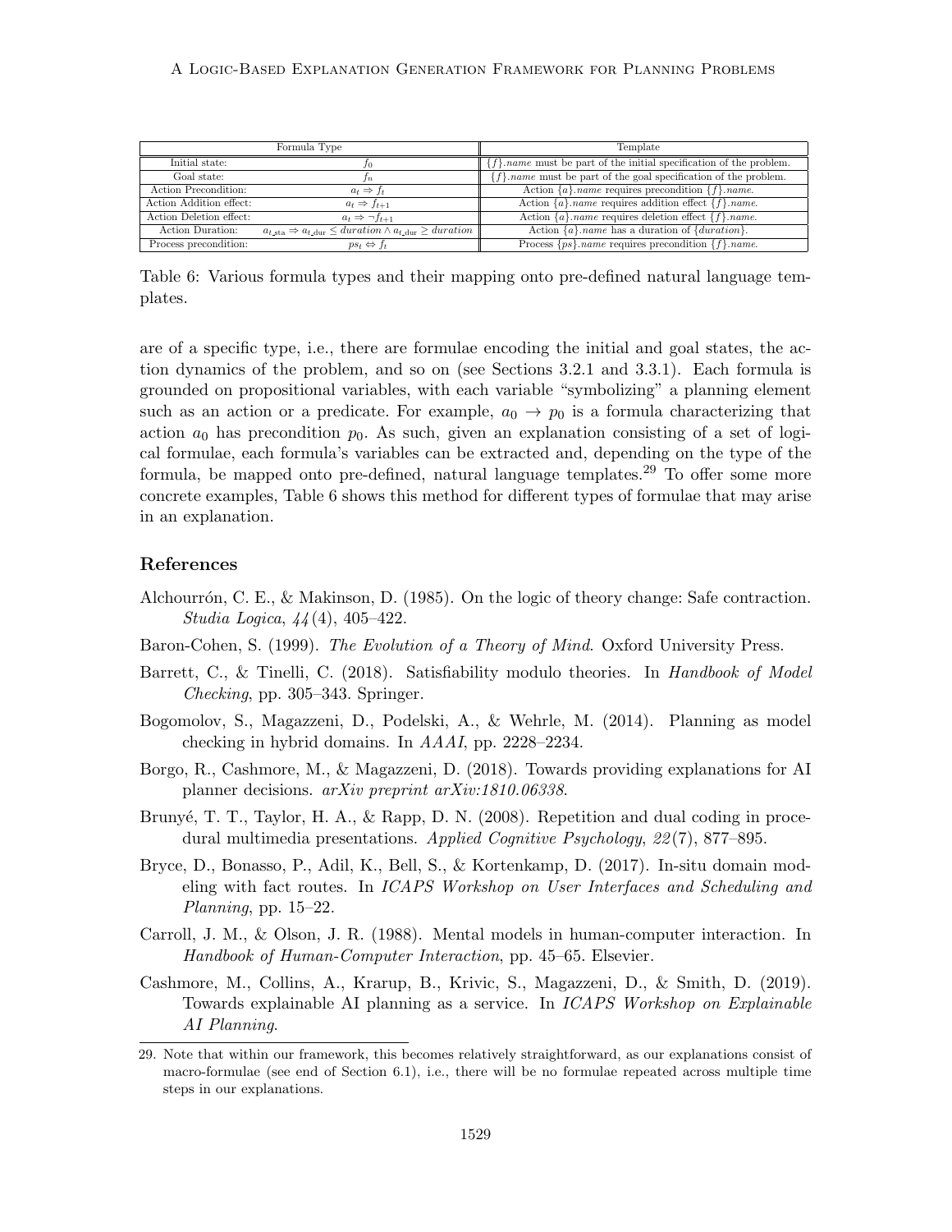| Formula Type | | Template |
|---|---|---|
| Initial state: | $f_0$ | $\{f\}$.*name* must be part of the initial specification of the problem. |
| Goal state: | $f_n$ | $\{f\}$.*name* must be part of the goal specification of the problem. |
| Action Precondition: | $a_t \Rightarrow f_t$ | Action $\{a\}$.*name* requires precondition $\{f\}$.*name*. |
| Action Addition effect: | $a_t \Rightarrow f_{t+1}$ | Action $\{a\}$.*name* requires addition effect $\{f\}$.*name*. |
| Action Deletion effect: | $a_t \Rightarrow \neg f_{t+1}$ | Action $\{a\}$.*name* requires deletion effect $\{f\}$.*name*. |
| Action Duration: | $a_{t\_\text{sta}} \Rightarrow a_{t\_\text{dur}} \leq duration \wedge a_{t\_\text{dur}} \geq duration$ | Action $\{a\}$.*name* has a duration of $\{duration\}$. |
| Process precondition: | $ps_t \Leftrightarrow f_t$ | Process $\{ps\}$.*name* requires precondition $\{f\}$.*name*. |

Table 6: Various formula types and their mapping onto pre-defined natural language templates.

are of a specific type, i.e., there are formulae encoding the initial and goal states, the action dynamics of the problem, and so on (see Sections 3.2.1 and 3.3.1). Each formula is grounded on propositional variables, with each variable "symbolizing" a planning element such as an action or a predicate. For example, $a_0 \rightarrow p_0$ is a formula characterizing that action $a_0$ has precondition $p_0$. As such, given an explanation consisting of a set of logical formulae, each formula's variables can be extracted and, depending on the type of the formula, be mapped onto pre-defined, natural language templates.[29] To offer some more concrete examples, Table 6 shows this method for different types of formulae that may arise in an explanation.

## References

Alchourrón, C. E., & Makinson, D. (1985). On the logic of theory change: Safe contraction. *Studia Logica*, *44*(4), 405–422.

Baron-Cohen, S. (1999). *The Evolution of a Theory of Mind*. Oxford University Press.

Barrett, C., & Tinelli, C. (2018). Satisfiability modulo theories. In *Handbook of Model Checking*, pp. 305–343. Springer.

Bogomolov, S., Magazzeni, D., Podelski, A., & Wehrle, M. (2014). Planning as model checking in hybrid domains. In *AAAI*, pp. 2228–2234.

Borgo, R., Cashmore, M., & Magazzeni, D. (2018). Towards providing explanations for AI planner decisions. *arXiv preprint arXiv:1810.06338*.

Brunyé, T. T., Taylor, H. A., & Rapp, D. N. (2008). Repetition and dual coding in procedural multimedia presentations. *Applied Cognitive Psychology*, *22*(7), 877–895.

Bryce, D., Bonasso, P., Adil, K., Bell, S., & Kortenkamp, D. (2017). In-situ domain modeling with fact routes. In *ICAPS Workshop on User Interfaces and Scheduling and Planning*, pp. 15–22.

Carroll, J. M., & Olson, J. R. (1988). Mental models in human-computer interaction. In *Handbook of Human-Computer Interaction*, pp. 45–65. Elsevier.

Cashmore, M., Collins, A., Krarup, B., Krivic, S., Magazzeni, D., & Smith, D. (2019). Towards explainable AI planning as a service. In *ICAPS Workshop on Explainable AI Planning*.

29. Note that within our framework, this becomes relatively straightforward, as our explanations consist of macro-formulae (see end of Section 6.1), i.e., there will be no formulae repeated across multiple time steps in our explanations.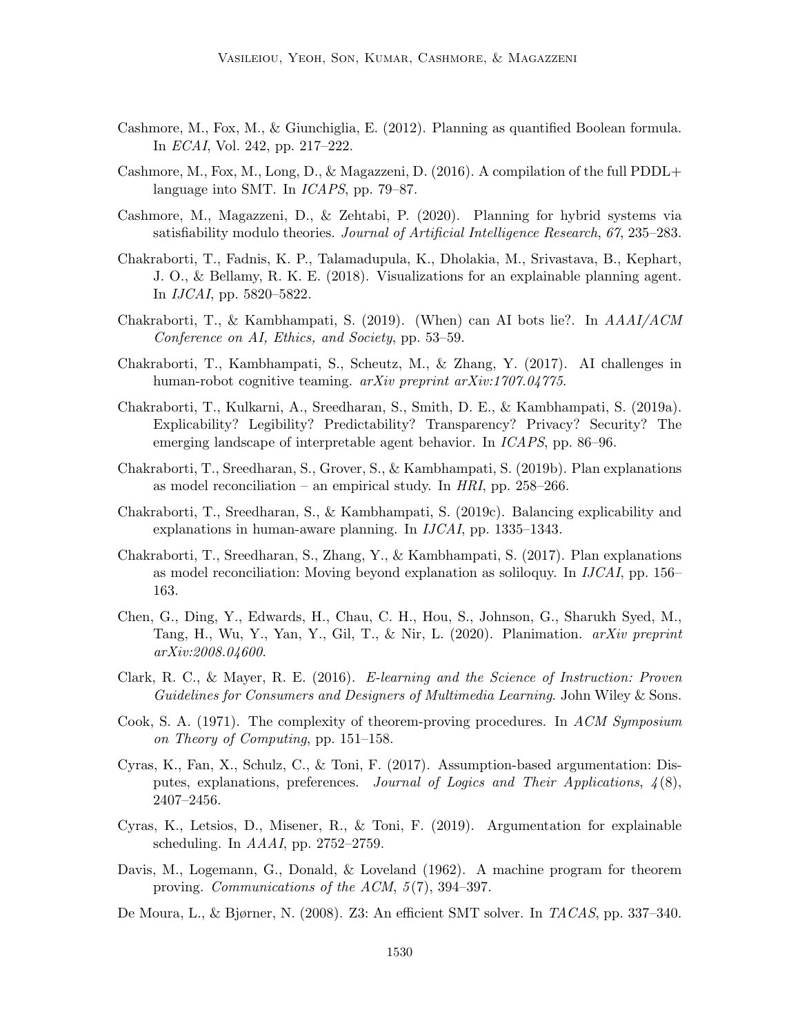Cashmore, M., Fox, M., & Giunchiglia, E. (2012). Planning as quantified Boolean formula. In *ECAI*, Vol. 242, pp. 217–222.

Cashmore, M., Fox, M., Long, D., & Magazzeni, D. (2016). A compilation of the full PDDL+ language into SMT. In *ICAPS*, pp. 79–87.

Cashmore, M., Magazzeni, D., & Zehtabi, P. (2020). Planning for hybrid systems via satisfiability modulo theories. *Journal of Artificial Intelligence Research*, *67*, 235–283.

Chakraborti, T., Fadnis, K. P., Talamadupula, K., Dholakia, M., Srivastava, B., Kephart, J. O., & Bellamy, R. K. E. (2018). Visualizations for an explainable planning agent. In *IJCAI*, pp. 5820–5822.

Chakraborti, T., & Kambhampati, S. (2019). (When) can AI bots lie?. In *AAAI/ACM Conference on AI, Ethics, and Society*, pp. 53–59.

Chakraborti, T., Kambhampati, S., Scheutz, M., & Zhang, Y. (2017). AI challenges in human-robot cognitive teaming. *arXiv preprint arXiv:1707.04775*.

Chakraborti, T., Kulkarni, A., Sreedharan, S., Smith, D. E., & Kambhampati, S. (2019a). Explicability? Legibility? Predictability? Transparency? Privacy? Security? The emerging landscape of interpretable agent behavior. In *ICAPS*, pp. 86–96.

Chakraborti, T., Sreedharan, S., Grover, S., & Kambhampati, S. (2019b). Plan explanations as model reconciliation – an empirical study. In *HRI*, pp. 258–266.

Chakraborti, T., Sreedharan, S., & Kambhampati, S. (2019c). Balancing explicability and explanations in human-aware planning. In *IJCAI*, pp. 1335–1343.

Chakraborti, T., Sreedharan, S., Zhang, Y., & Kambhampati, S. (2017). Plan explanations as model reconciliation: Moving beyond explanation as soliloquy. In *IJCAI*, pp. 156–163.

Chen, G., Ding, Y., Edwards, H., Chau, C. H., Hou, S., Johnson, G., Sharukh Syed, M., Tang, H., Wu, Y., Yan, Y., Gil, T., & Nir, L. (2020). Planimation. *arXiv preprint arXiv:2008.04600*.

Clark, R. C., & Mayer, R. E. (2016). *E-learning and the Science of Instruction: Proven Guidelines for Consumers and Designers of Multimedia Learning*. John Wiley & Sons.

Cook, S. A. (1971). The complexity of theorem-proving procedures. In *ACM Symposium on Theory of Computing*, pp. 151–158.

Cyras, K., Fan, X., Schulz, C., & Toni, F. (2017). Assumption-based argumentation: Disputes, explanations, preferences. *Journal of Logics and Their Applications*, *4*(8), 2407–2456.

Cyras, K., Letsios, D., Misener, R., & Toni, F. (2019). Argumentation for explainable scheduling. In *AAAI*, pp. 2752–2759.

Davis, M., Logemann, G., Donald, & Loveland (1962). A machine program for theorem proving. *Communications of the ACM*, *5*(7), 394–397.

De Moura, L., & Bjørner, N. (2008). Z3: An efficient SMT solver. In *TACAS*, pp. 337–340.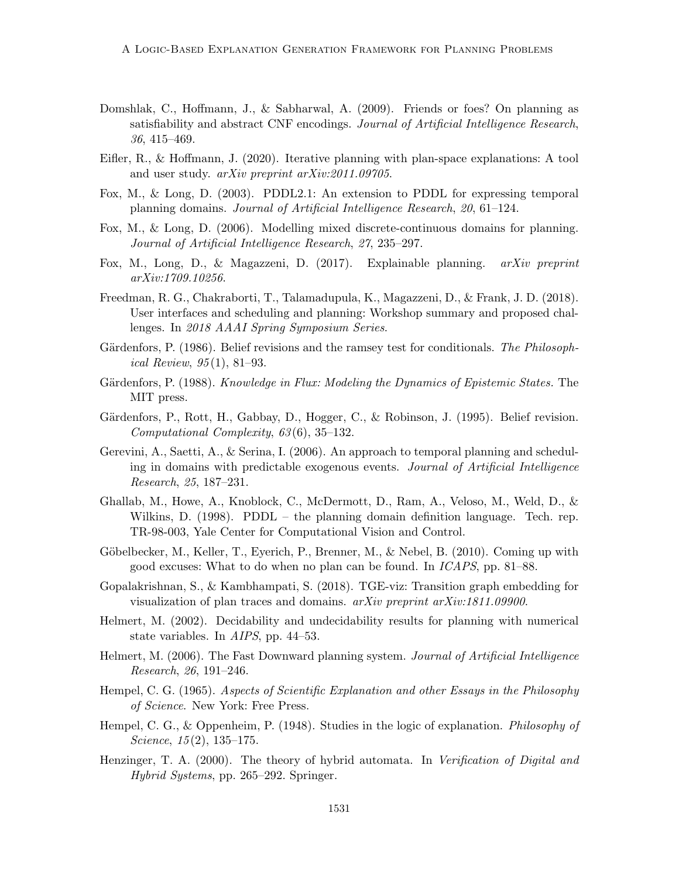Domshlak, C., Hoffmann, J., & Sabharwal, A. (2009). Friends or foes? On planning as satisfiability and abstract CNF encodings. *Journal of Artificial Intelligence Research*, *36*, 415–469.

Eifler, R., & Hoffmann, J. (2020). Iterative planning with plan-space explanations: A tool and user study. *arXiv preprint arXiv:2011.09705*.

Fox, M., & Long, D. (2003). PDDL2.1: An extension to PDDL for expressing temporal planning domains. *Journal of Artificial Intelligence Research*, *20*, 61–124.

Fox, M., & Long, D. (2006). Modelling mixed discrete-continuous domains for planning. *Journal of Artificial Intelligence Research*, *27*, 235–297.

Fox, M., Long, D., & Magazzeni, D. (2017). Explainable planning. *arXiv preprint arXiv:1709.10256*.

Freedman, R. G., Chakraborti, T., Talamadupula, K., Magazzeni, D., & Frank, J. D. (2018). User interfaces and scheduling and planning: Workshop summary and proposed challenges. In *2018 AAAI Spring Symposium Series*.

Gärdenfors, P. (1986). Belief revisions and the ramsey test for conditionals. *The Philosophical Review*, *95*(1), 81–93.

Gärdenfors, P. (1988). *Knowledge in Flux: Modeling the Dynamics of Epistemic States.* The MIT press.

Gärdenfors, P., Rott, H., Gabbay, D., Hogger, C., & Robinson, J. (1995). Belief revision. *Computational Complexity*, *63*(6), 35–132.

Gerevini, A., Saetti, A., & Serina, I. (2006). An approach to temporal planning and scheduling in domains with predictable exogenous events. *Journal of Artificial Intelligence Research*, *25*, 187–231.

Ghallab, M., Howe, A., Knoblock, C., McDermott, D., Ram, A., Veloso, M., Weld, D., & Wilkins, D. (1998). PDDL – the planning domain definition language. Tech. rep. TR-98-003, Yale Center for Computational Vision and Control.

Göbelbecker, M., Keller, T., Eyerich, P., Brenner, M., & Nebel, B. (2010). Coming up with good excuses: What to do when no plan can be found. In *ICAPS*, pp. 81–88.

Gopalakrishnan, S., & Kambhampati, S. (2018). TGE-viz: Transition graph embedding for visualization of plan traces and domains. *arXiv preprint arXiv:1811.09900*.

Helmert, M. (2002). Decidability and undecidability results for planning with numerical state variables. In *AIPS*, pp. 44–53.

Helmert, M. (2006). The Fast Downward planning system. *Journal of Artificial Intelligence Research*, *26*, 191–246.

Hempel, C. G. (1965). *Aspects of Scientific Explanation and other Essays in the Philosophy of Science*. New York: Free Press.

Hempel, C. G., & Oppenheim, P. (1948). Studies in the logic of explanation. *Philosophy of Science*, *15*(2), 135–175.

Henzinger, T. A. (2000). The theory of hybrid automata. In *Verification of Digital and Hybrid Systems*, pp. 265–292. Springer.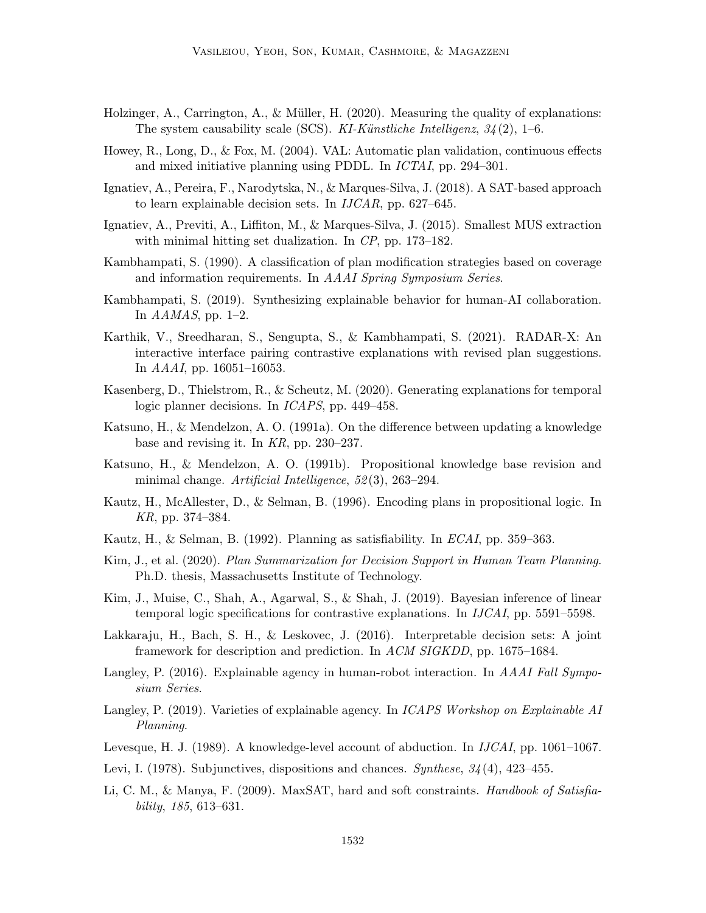Holzinger, A., Carrington, A., & Müller, H. (2020). Measuring the quality of explanations: The system causability scale (SCS). *KI-Künstliche Intelligenz*, *34*(2), 1–6.

Howey, R., Long, D., & Fox, M. (2004). VAL: Automatic plan validation, continuous effects and mixed initiative planning using PDDL. In *ICTAI*, pp. 294–301.

Ignatiev, A., Pereira, F., Narodytska, N., & Marques-Silva, J. (2018). A SAT-based approach to learn explainable decision sets. In *IJCAR*, pp. 627–645.

Ignatiev, A., Previti, A., Liffiton, M., & Marques-Silva, J. (2015). Smallest MUS extraction with minimal hitting set dualization. In *CP*, pp. 173–182.

Kambhampati, S. (1990). A classification of plan modification strategies based on coverage and information requirements. In *AAAI Spring Symposium Series*.

Kambhampati, S. (2019). Synthesizing explainable behavior for human-AI collaboration. In *AAMAS*, pp. 1–2.

Karthik, V., Sreedharan, S., Sengupta, S., & Kambhampati, S. (2021). RADAR-X: An interactive interface pairing contrastive explanations with revised plan suggestions. In *AAAI*, pp. 16051–16053.

Kasenberg, D., Thielstrom, R., & Scheutz, M. (2020). Generating explanations for temporal logic planner decisions. In *ICAPS*, pp. 449–458.

Katsuno, H., & Mendelzon, A. O. (1991a). On the difference between updating a knowledge base and revising it. In *KR*, pp. 230–237.

Katsuno, H., & Mendelzon, A. O. (1991b). Propositional knowledge base revision and minimal change. *Artificial Intelligence*, *52*(3), 263–294.

Kautz, H., McAllester, D., & Selman, B. (1996). Encoding plans in propositional logic. In *KR*, pp. 374–384.

Kautz, H., & Selman, B. (1992). Planning as satisfiability. In *ECAI*, pp. 359–363.

Kim, J., et al. (2020). *Plan Summarization for Decision Support in Human Team Planning*. Ph.D. thesis, Massachusetts Institute of Technology.

Kim, J., Muise, C., Shah, A., Agarwal, S., & Shah, J. (2019). Bayesian inference of linear temporal logic specifications for contrastive explanations. In *IJCAI*, pp. 5591–5598.

Lakkaraju, H., Bach, S. H., & Leskovec, J. (2016). Interpretable decision sets: A joint framework for description and prediction. In *ACM SIGKDD*, pp. 1675–1684.

Langley, P. (2016). Explainable agency in human-robot interaction. In *AAAI Fall Symposium Series*.

Langley, P. (2019). Varieties of explainable agency. In *ICAPS Workshop on Explainable AI Planning*.

Levesque, H. J. (1989). A knowledge-level account of abduction. In *IJCAI*, pp. 1061–1067.

Levi, I. (1978). Subjunctives, dispositions and chances. *Synthese*, *34*(4), 423–455.

Li, C. M., & Manya, F. (2009). MaxSAT, hard and soft constraints. *Handbook of Satisfiability*, *185*, 613–631.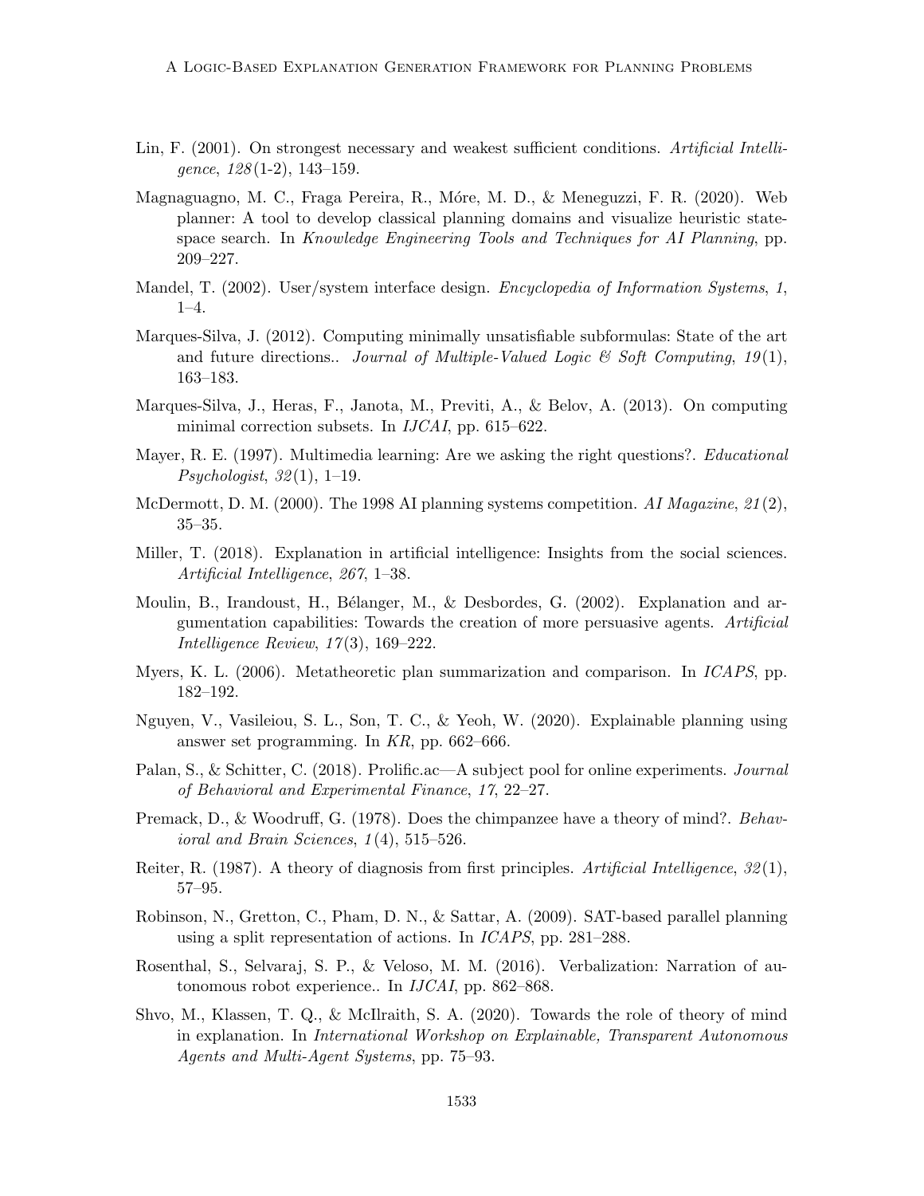Lin, F. (2001). On strongest necessary and weakest sufficient conditions. *Artificial Intelligence*, *128*(1-2), 143–159.

Magnaguagno, M. C., Fraga Pereira, R., Móre, M. D., & Meneguzzi, F. R. (2020). Web planner: A tool to develop classical planning domains and visualize heuristic state-space search. In *Knowledge Engineering Tools and Techniques for AI Planning*, pp. 209–227.

Mandel, T. (2002). User/system interface design. *Encyclopedia of Information Systems*, *1*, 1–4.

Marques-Silva, J. (2012). Computing minimally unsatisfiable subformulas: State of the art and future directions.. *Journal of Multiple-Valued Logic & Soft Computing*, *19*(1), 163–183.

Marques-Silva, J., Heras, F., Janota, M., Previti, A., & Belov, A. (2013). On computing minimal correction subsets. In *IJCAI*, pp. 615–622.

Mayer, R. E. (1997). Multimedia learning: Are we asking the right questions?. *Educational Psychologist*, *32*(1), 1–19.

McDermott, D. M. (2000). The 1998 AI planning systems competition. *AI Magazine*, *21*(2), 35–35.

Miller, T. (2018). Explanation in artificial intelligence: Insights from the social sciences. *Artificial Intelligence*, *267*, 1–38.

Moulin, B., Irandoust, H., Bélanger, M., & Desbordes, G. (2002). Explanation and argumentation capabilities: Towards the creation of more persuasive agents. *Artificial Intelligence Review*, *17*(3), 169–222.

Myers, K. L. (2006). Metatheoretic plan summarization and comparison. In *ICAPS*, pp. 182–192.

Nguyen, V., Vasileiou, S. L., Son, T. C., & Yeoh, W. (2020). Explainable planning using answer set programming. In *KR*, pp. 662–666.

Palan, S., & Schitter, C. (2018). Prolific.ac—A subject pool for online experiments. *Journal of Behavioral and Experimental Finance*, *17*, 22–27.

Premack, D., & Woodruff, G. (1978). Does the chimpanzee have a theory of mind?. *Behavioral and Brain Sciences*, *1*(4), 515–526.

Reiter, R. (1987). A theory of diagnosis from first principles. *Artificial Intelligence*, *32*(1), 57–95.

Robinson, N., Gretton, C., Pham, D. N., & Sattar, A. (2009). SAT-based parallel planning using a split representation of actions. In *ICAPS*, pp. 281–288.

Rosenthal, S., Selvaraj, S. P., & Veloso, M. M. (2016). Verbalization: Narration of autonomous robot experience.. In *IJCAI*, pp. 862–868.

Shvo, M., Klassen, T. Q., & McIlraith, S. A. (2020). Towards the role of theory of mind in explanation. In *International Workshop on Explainable, Transparent Autonomous Agents and Multi-Agent Systems*, pp. 75–93.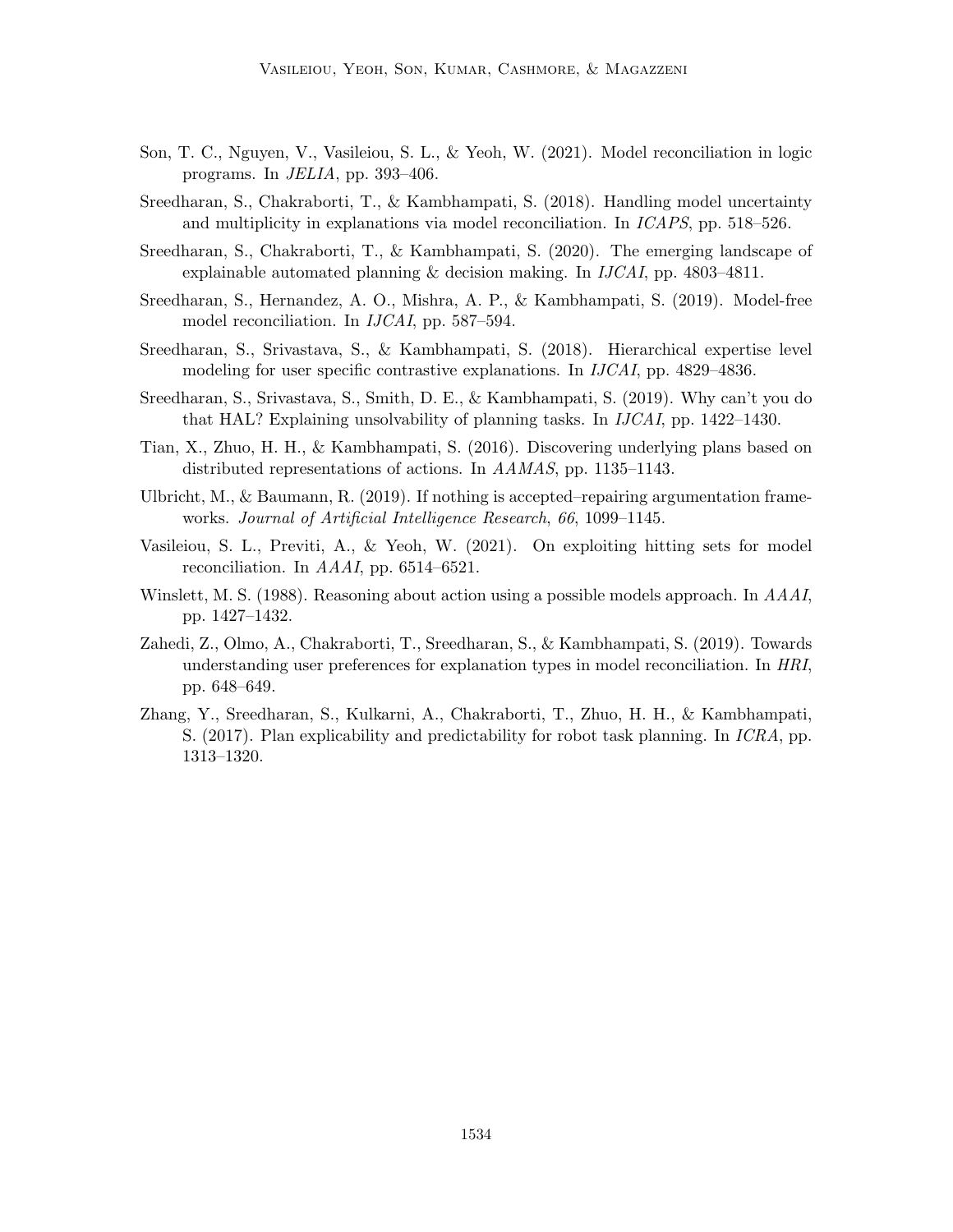Son, T. C., Nguyen, V., Vasileiou, S. L., & Yeoh, W. (2021). Model reconciliation in logic programs. In *JELIA*, pp. 393–406.

Sreedharan, S., Chakraborti, T., & Kambhampati, S. (2018). Handling model uncertainty and multiplicity in explanations via model reconciliation. In *ICAPS*, pp. 518–526.

Sreedharan, S., Chakraborti, T., & Kambhampati, S. (2020). The emerging landscape of explainable automated planning & decision making. In *IJCAI*, pp. 4803–4811.

Sreedharan, S., Hernandez, A. O., Mishra, A. P., & Kambhampati, S. (2019). Model-free model reconciliation. In *IJCAI*, pp. 587–594.

Sreedharan, S., Srivastava, S., & Kambhampati, S. (2018). Hierarchical expertise level modeling for user specific contrastive explanations. In *IJCAI*, pp. 4829–4836.

Sreedharan, S., Srivastava, S., Smith, D. E., & Kambhampati, S. (2019). Why can't you do that HAL? Explaining unsolvability of planning tasks. In *IJCAI*, pp. 1422–1430.

Tian, X., Zhuo, H. H., & Kambhampati, S. (2016). Discovering underlying plans based on distributed representations of actions. In *AAMAS*, pp. 1135–1143.

Ulbricht, M., & Baumann, R. (2019). If nothing is accepted–repairing argumentation frameworks. *Journal of Artificial Intelligence Research*, *66*, 1099–1145.

Vasileiou, S. L., Previti, A., & Yeoh, W. (2021). On exploiting hitting sets for model reconciliation. In *AAAI*, pp. 6514–6521.

Winslett, M. S. (1988). Reasoning about action using a possible models approach. In *AAAI*, pp. 1427–1432.

Zahedi, Z., Olmo, A., Chakraborti, T., Sreedharan, S., & Kambhampati, S. (2019). Towards understanding user preferences for explanation types in model reconciliation. In *HRI*, pp. 648–649.

Zhang, Y., Sreedharan, S., Kulkarni, A., Chakraborti, T., Zhuo, H. H., & Kambhampati, S. (2017). Plan explicability and predictability for robot task planning. In *ICRA*, pp. 1313–1320.